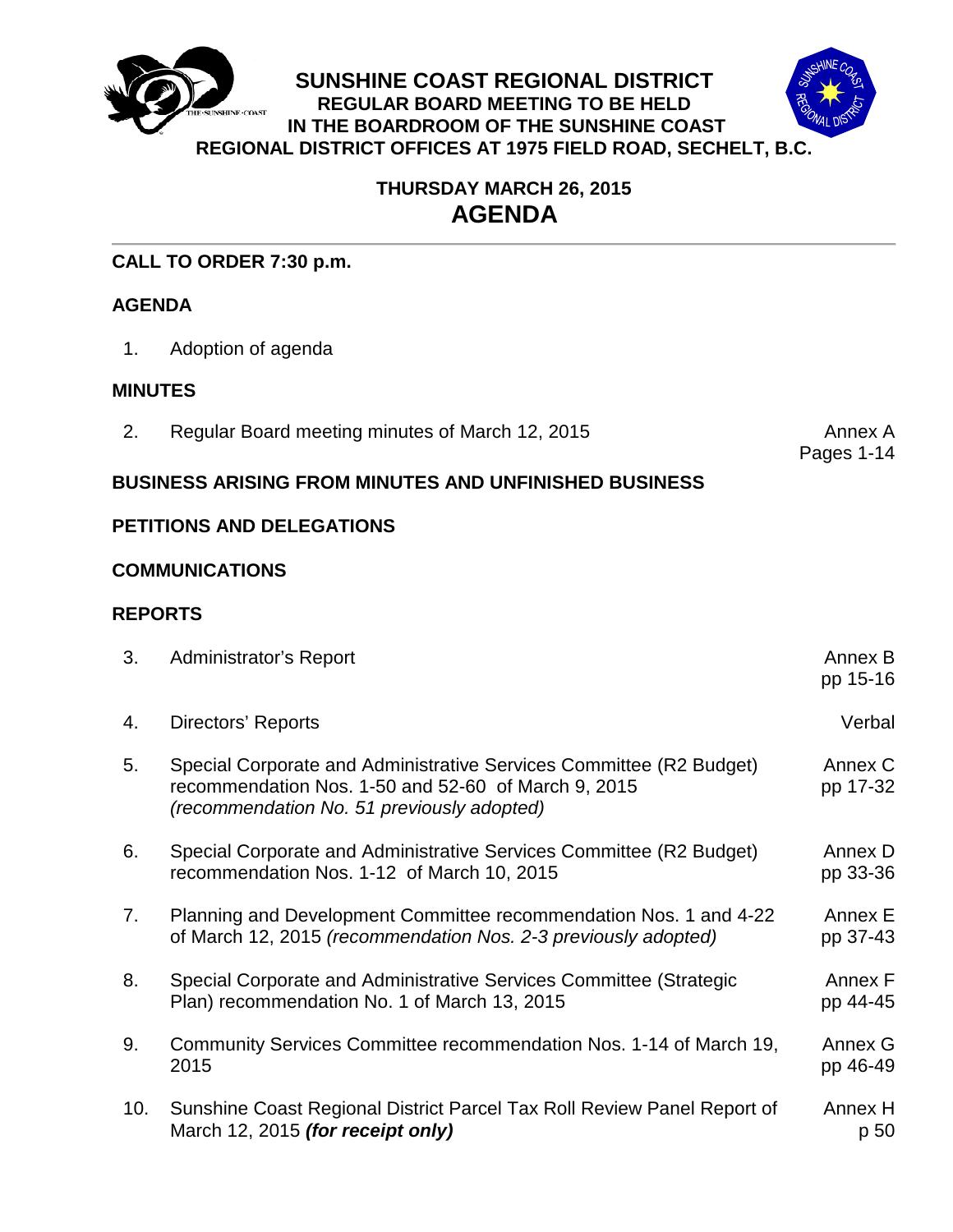# SUNSHINE COAST REGIONAL DISTRICT

## REGULAR BOARD MEETING TO BE HELD IN THE BOARDROOM OF THE SUNSHINE COAST REGIONAL DISTRICT OFFICES AT 1975 FIELD ROAD, SECHELT, B.C.

### THURSDAY MARCH 26, 2015

# AGENDA

**CALL TO ORDER 7:30 p.m.**

**AGENDA**

1. Adoption of agenda

**MINUTES**

| | | |
|---|---|---|
| 2. | Regular Board meeting minutes of March 12, 2015 | Annex A Pages 1-14 |

**BUSINESS ARISING FROM MINUTES AND UNFINISHED BUSINESS**

**PETITIONS AND DELEGATIONS**

**COMMUNICATIONS**

**REPORTS**

| | | |
|---|---|---|
| 3. | Administrator's Report | Annex B pp 15-16 |
| 4. | Directors' Reports | Verbal |
| 5. | Special Corporate and Administrative Services Committee (R2 Budget) recommendation Nos. 1-50 and 52-60 of March 9, 2015 *(recommendation No. 51 previously adopted)* | Annex C pp 17-32 |
| 6. | Special Corporate and Administrative Services Committee (R2 Budget) recommendation Nos. 1-12 of March 10, 2015 | Annex D pp 33-36 |
| 7. | Planning and Development Committee recommendation Nos. 1 and 4-22 of March 12, 2015 *(recommendation Nos. 2-3 previously adopted)* | Annex E pp 37-43 |
| 8. | Special Corporate and Administrative Services Committee (Strategic Plan) recommendation No. 1 of March 13, 2015 | Annex F pp 44-45 |
| 9. | Community Services Committee recommendation Nos. 1-14 of March 19, 2015 | Annex G pp 46-49 |
| 10. | Sunshine Coast Regional District Parcel Tax Roll Review Panel Report of March 12, 2015 ***(for receipt only)*** | Annex H p 50 |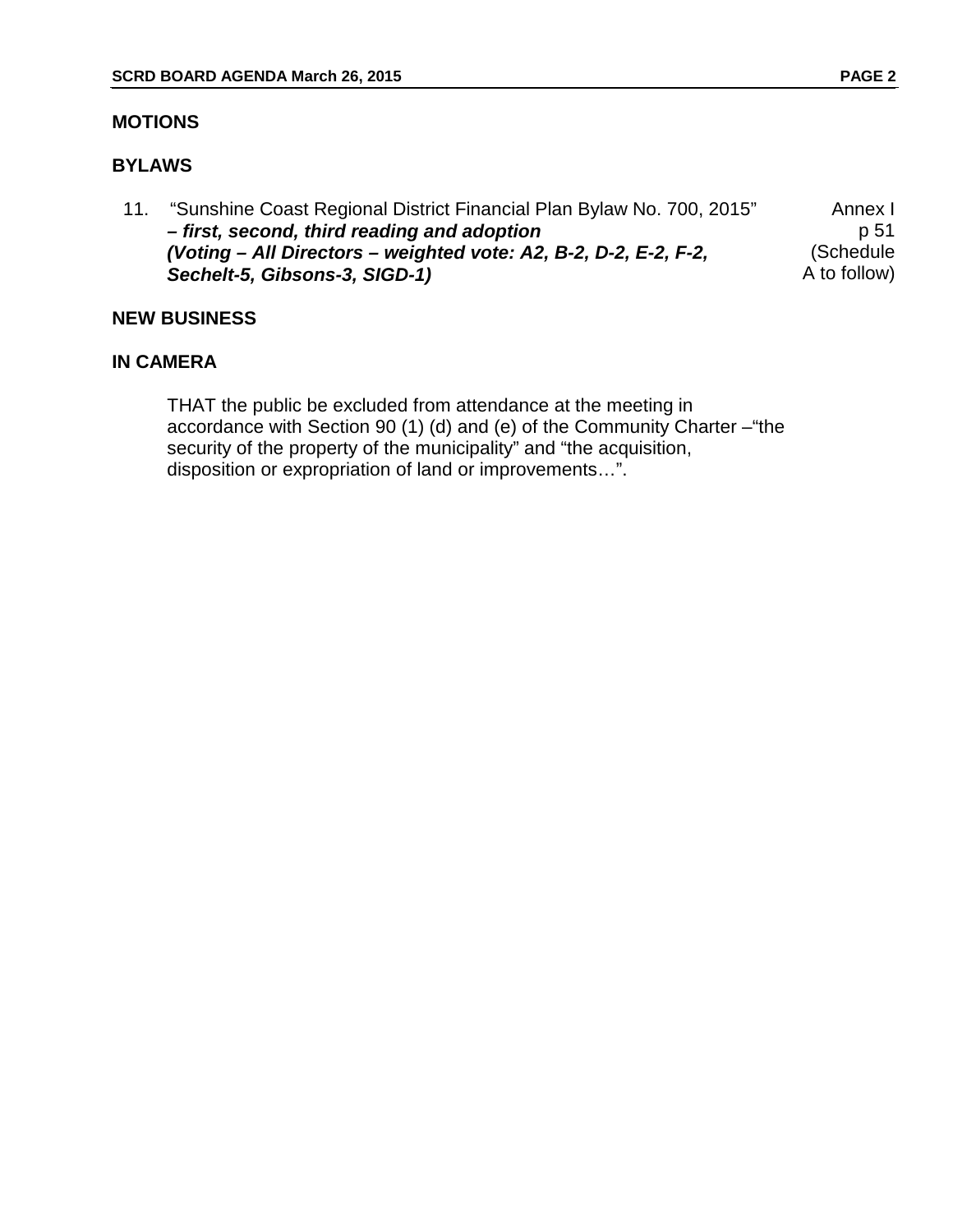## MOTIONS

## BYLAWS

11. "Sunshine Coast Regional District Financial Plan Bylaw No. 700, 2015" ***– first, second, third reading and adoption*** ***(Voting – All Directors – weighted vote: A2, B-2, D-2, E-2, F-2, Sechelt-5, Gibsons-3, SIGD-1)*** — Annex I p 51 (Schedule A to follow)

## NEW BUSINESS

## IN CAMERA

THAT the public be excluded from attendance at the meeting in accordance with Section 90 (1) (d) and (e) of the Community Charter –"the security of the property of the municipality" and "the acquisition, disposition or expropriation of land or improvements…".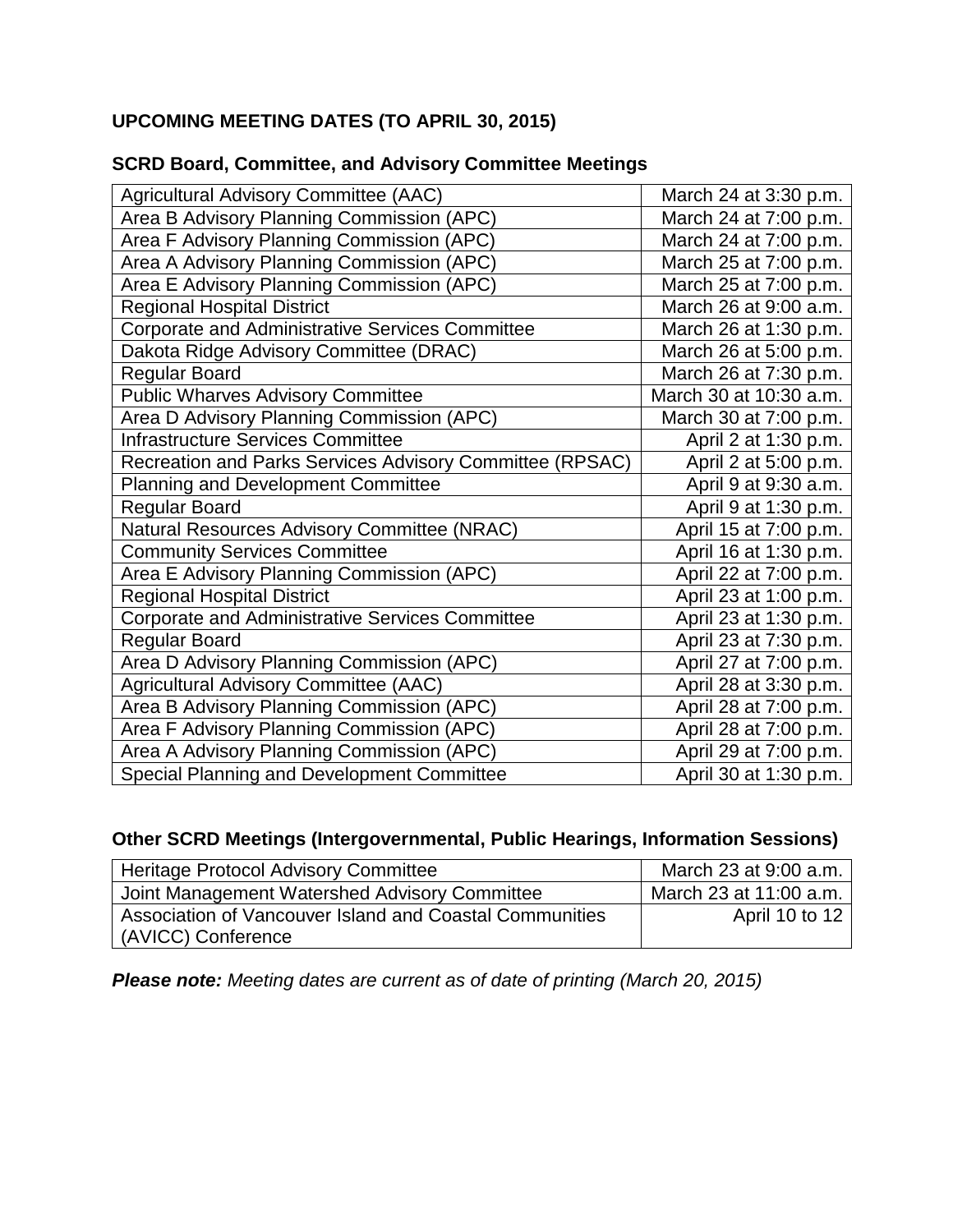## UPCOMING MEETING DATES (TO APRIL 30, 2015)

### SCRD Board, Committee, and Advisory Committee Meetings

| Meeting | Date |
|---|---|
| Agricultural Advisory Committee (AAC) | March 24 at 3:30 p.m. |
| Area B Advisory Planning Commission (APC) | March 24 at 7:00 p.m. |
| Area F Advisory Planning Commission (APC) | March 24 at 7:00 p.m. |
| Area A Advisory Planning Commission (APC) | March 25 at 7:00 p.m. |
| Area E Advisory Planning Commission (APC) | March 25 at 7:00 p.m. |
| Regional Hospital District | March 26 at 9:00 a.m. |
| Corporate and Administrative Services Committee | March 26 at 1:30 p.m. |
| Dakota Ridge Advisory Committee (DRAC) | March 26 at 5:00 p.m. |
| Regular Board | March 26 at 7:30 p.m. |
| Public Wharves Advisory Committee | March 30 at 10:30 a.m. |
| Area D Advisory Planning Commission (APC) | March 30 at 7:00 p.m. |
| Infrastructure Services Committee | April 2 at 1:30 p.m. |
| Recreation and Parks Services Advisory Committee (RPSAC) | April 2 at 5:00 p.m. |
| Planning and Development Committee | April 9 at 9:30 a.m. |
| Regular Board | April 9 at 1:30 p.m. |
| Natural Resources Advisory Committee (NRAC) | April 15 at 7:00 p.m. |
| Community Services Committee | April 16 at 1:30 p.m. |
| Area E Advisory Planning Commission (APC) | April 22 at 7:00 p.m. |
| Regional Hospital District | April 23 at 1:00 p.m. |
| Corporate and Administrative Services Committee | April 23 at 1:30 p.m. |
| Regular Board | April 23 at 7:30 p.m. |
| Area D Advisory Planning Commission (APC) | April 27 at 7:00 p.m. |
| Agricultural Advisory Committee (AAC) | April 28 at 3:30 p.m. |
| Area B Advisory Planning Commission (APC) | April 28 at 7:00 p.m. |
| Area F Advisory Planning Commission (APC) | April 28 at 7:00 p.m. |
| Area A Advisory Planning Commission (APC) | April 29 at 7:00 p.m. |
| Special Planning and Development Committee | April 30 at 1:30 p.m. |

### Other SCRD Meetings (Intergovernmental, Public Hearings, Information Sessions)

| Meeting | Date |
|---|---|
| Heritage Protocol Advisory Committee | March 23 at 9:00 a.m. |
| Joint Management Watershed Advisory Committee | March 23 at 11:00 a.m. |
| Association of Vancouver Island and Coastal Communities (AVICC) Conference | April 10 to 12 |

***Please note:*** *Meeting dates are current as of date of printing (March 20, 2015)*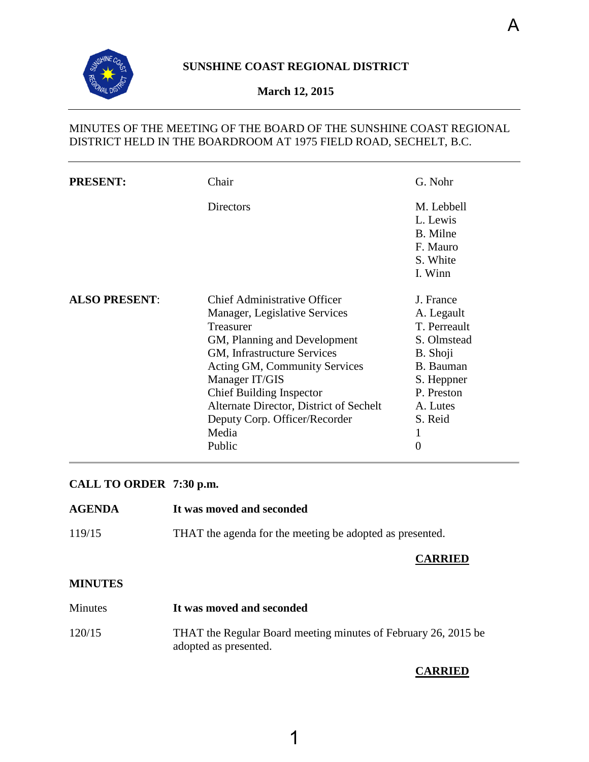A

**SUNSHINE COAST REGIONAL DISTRICT**

**March 12, 2015**

MINUTES OF THE MEETING OF THE BOARD OF THE SUNSHINE COAST REGIONAL DISTRICT HELD IN THE BOARDROOM AT 1975 FIELD ROAD, SECHELT, B.C.

| | | |
|---|---|---|
| **PRESENT:** | Chair | G. Nohr |
| | Directors | M. Lebbell<br>L. Lewis<br>B. Milne<br>F. Mauro<br>S. White<br>I. Winn |
| **ALSO PRESENT**: | Chief Administrative Officer | J. France |
| | Manager, Legislative Services | A. Legault |
| | Treasurer | T. Perreault |
| | GM, Planning and Development | S. Olmstead |
| | GM, Infrastructure Services | B. Shoji |
| | Acting GM, Community Services | B. Bauman |
| | Manager IT/GIS | S. Heppner |
| | Chief Building Inspector | P. Preston |
| | Alternate Director, District of Sechelt | A. Lutes |
| | Deputy Corp. Officer/Recorder | S. Reid |
| | Media | 1 |
| | Public | 0 |

**CALL TO ORDER 7:30 p.m.**

**AGENDA** **It was moved and seconded**

119/15 THAT the agenda for the meeting be adopted as presented.

**CARRIED**

**MINUTES**

Minutes **It was moved and seconded**

120/15 THAT the Regular Board meeting minutes of February 26, 2015 be adopted as presented.

**CARRIED**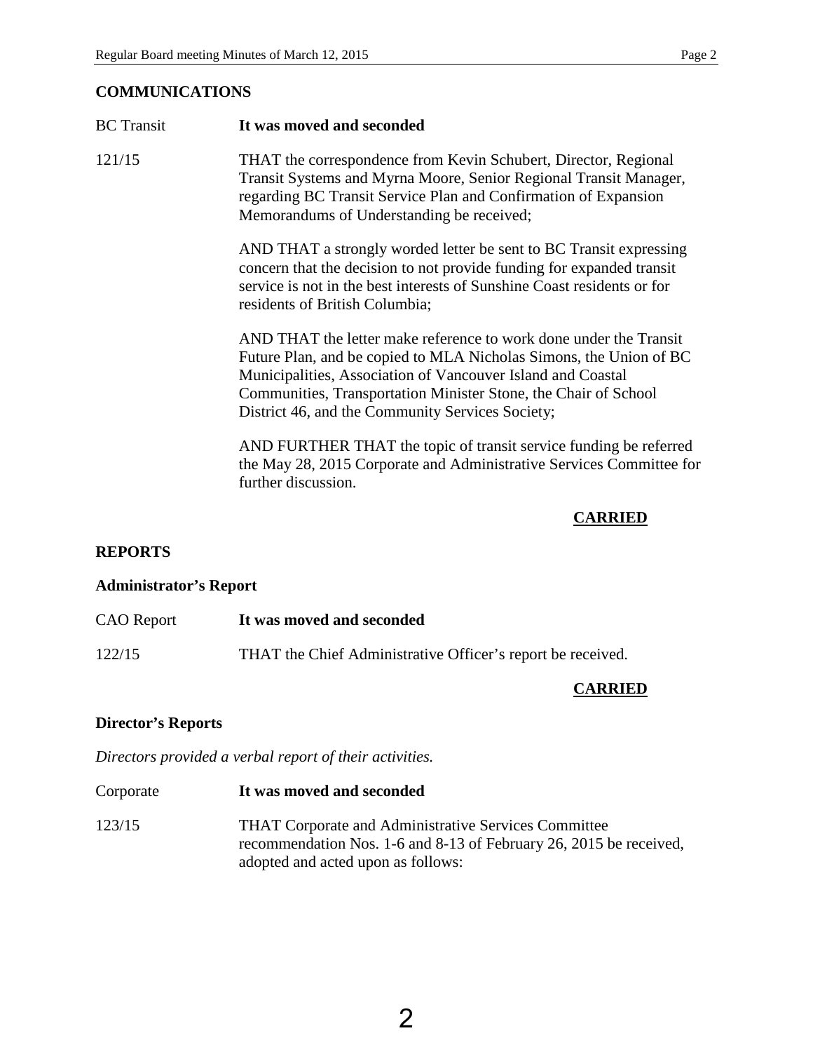## COMMUNICATIONS

BC Transit **It was moved and seconded**

121/15 THAT the correspondence from Kevin Schubert, Director, Regional Transit Systems and Myrna Moore, Senior Regional Transit Manager, regarding BC Transit Service Plan and Confirmation of Expansion Memorandums of Understanding be received;

AND THAT a strongly worded letter be sent to BC Transit expressing concern that the decision to not provide funding for expanded transit service is not in the best interests of Sunshine Coast residents or for residents of British Columbia;

AND THAT the letter make reference to work done under the Transit Future Plan, and be copied to MLA Nicholas Simons, the Union of BC Municipalities, Association of Vancouver Island and Coastal Communities, Transportation Minister Stone, the Chair of School District 46, and the Community Services Society;

AND FURTHER THAT the topic of transit service funding be referred the May 28, 2015 Corporate and Administrative Services Committee for further discussion.

**CARRIED**

## REPORTS

### Administrator's Report

CAO Report **It was moved and seconded**

122/15 THAT the Chief Administrative Officer's report be received.

**CARRIED**

### Director's Reports

*Directors provided a verbal report of their activities.*

Corporate **It was moved and seconded**

123/15 THAT Corporate and Administrative Services Committee recommendation Nos. 1-6 and 8-13 of February 26, 2015 be received, adopted and acted upon as follows: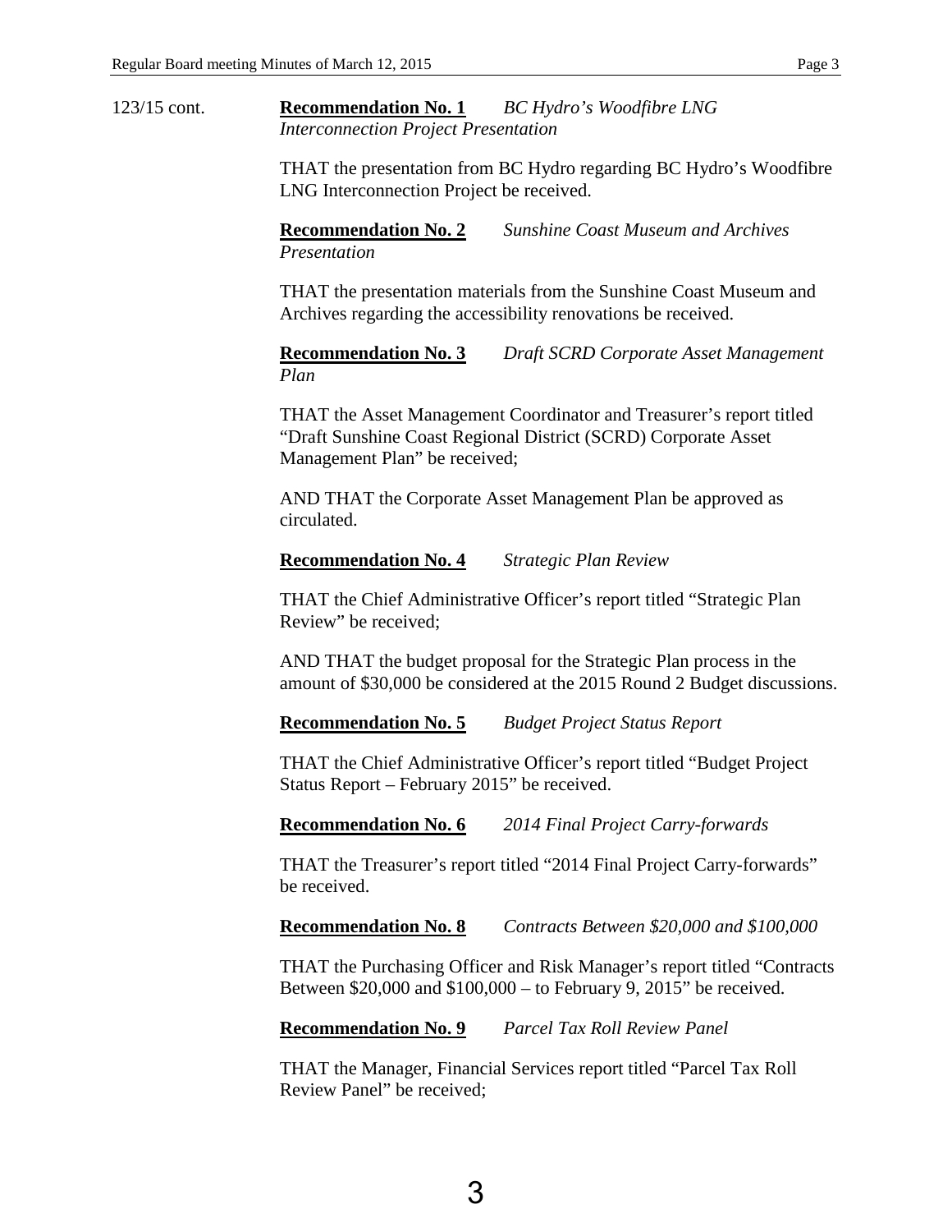123/15 cont.

**Recommendation No. 1** *BC Hydro's Woodfibre LNG Interconnection Project Presentation*

THAT the presentation from BC Hydro regarding BC Hydro's Woodfibre LNG Interconnection Project be received.

**Recommendation No. 2** *Sunshine Coast Museum and Archives Presentation*

THAT the presentation materials from the Sunshine Coast Museum and Archives regarding the accessibility renovations be received.

**Recommendation No. 3** *Draft SCRD Corporate Asset Management Plan*

THAT the Asset Management Coordinator and Treasurer's report titled "Draft Sunshine Coast Regional District (SCRD) Corporate Asset Management Plan" be received;

AND THAT the Corporate Asset Management Plan be approved as circulated.

**Recommendation No. 4** *Strategic Plan Review*

THAT the Chief Administrative Officer's report titled "Strategic Plan Review" be received;

AND THAT the budget proposal for the Strategic Plan process in the amount of $30,000 be considered at the 2015 Round 2 Budget discussions.

**Recommendation No. 5** *Budget Project Status Report*

THAT the Chief Administrative Officer's report titled "Budget Project Status Report – February 2015" be received.

**Recommendation No. 6** *2014 Final Project Carry-forwards*

THAT the Treasurer's report titled "2014 Final Project Carry-forwards" be received.

**Recommendation No. 8** *Contracts Between $20,000 and $100,000*

THAT the Purchasing Officer and Risk Manager's report titled "Contracts Between $20,000 and $100,000 – to February 9, 2015" be received.

**Recommendation No. 9** *Parcel Tax Roll Review Panel*

THAT the Manager, Financial Services report titled "Parcel Tax Roll Review Panel" be received;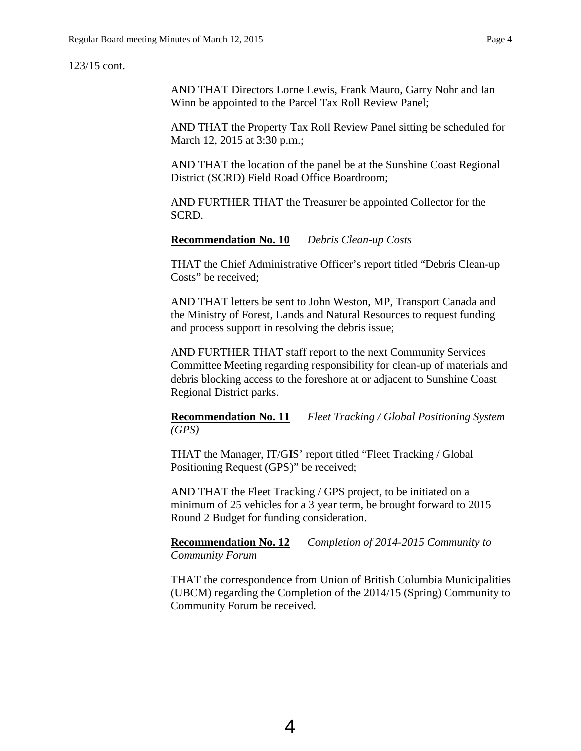123/15 cont.

AND THAT Directors Lorne Lewis, Frank Mauro, Garry Nohr and Ian Winn be appointed to the Parcel Tax Roll Review Panel;

AND THAT the Property Tax Roll Review Panel sitting be scheduled for March 12, 2015 at 3:30 p.m.;

AND THAT the location of the panel be at the Sunshine Coast Regional District (SCRD) Field Road Office Boardroom;

AND FURTHER THAT the Treasurer be appointed Collector for the SCRD.

**Recommendation No. 10** *Debris Clean-up Costs*

THAT the Chief Administrative Officer's report titled "Debris Clean-up Costs" be received;

AND THAT letters be sent to John Weston, MP, Transport Canada and the Ministry of Forest, Lands and Natural Resources to request funding and process support in resolving the debris issue;

AND FURTHER THAT staff report to the next Community Services Committee Meeting regarding responsibility for clean-up of materials and debris blocking access to the foreshore at or adjacent to Sunshine Coast Regional District parks.

**Recommendation No. 11** *Fleet Tracking / Global Positioning System (GPS)*

THAT the Manager, IT/GIS' report titled "Fleet Tracking / Global Positioning Request (GPS)" be received;

AND THAT the Fleet Tracking / GPS project, to be initiated on a minimum of 25 vehicles for a 3 year term, be brought forward to 2015 Round 2 Budget for funding consideration.

**Recommendation No. 12** *Completion of 2014-2015 Community to Community Forum*

THAT the correspondence from Union of British Columbia Municipalities (UBCM) regarding the Completion of the 2014/15 (Spring) Community to Community Forum be received.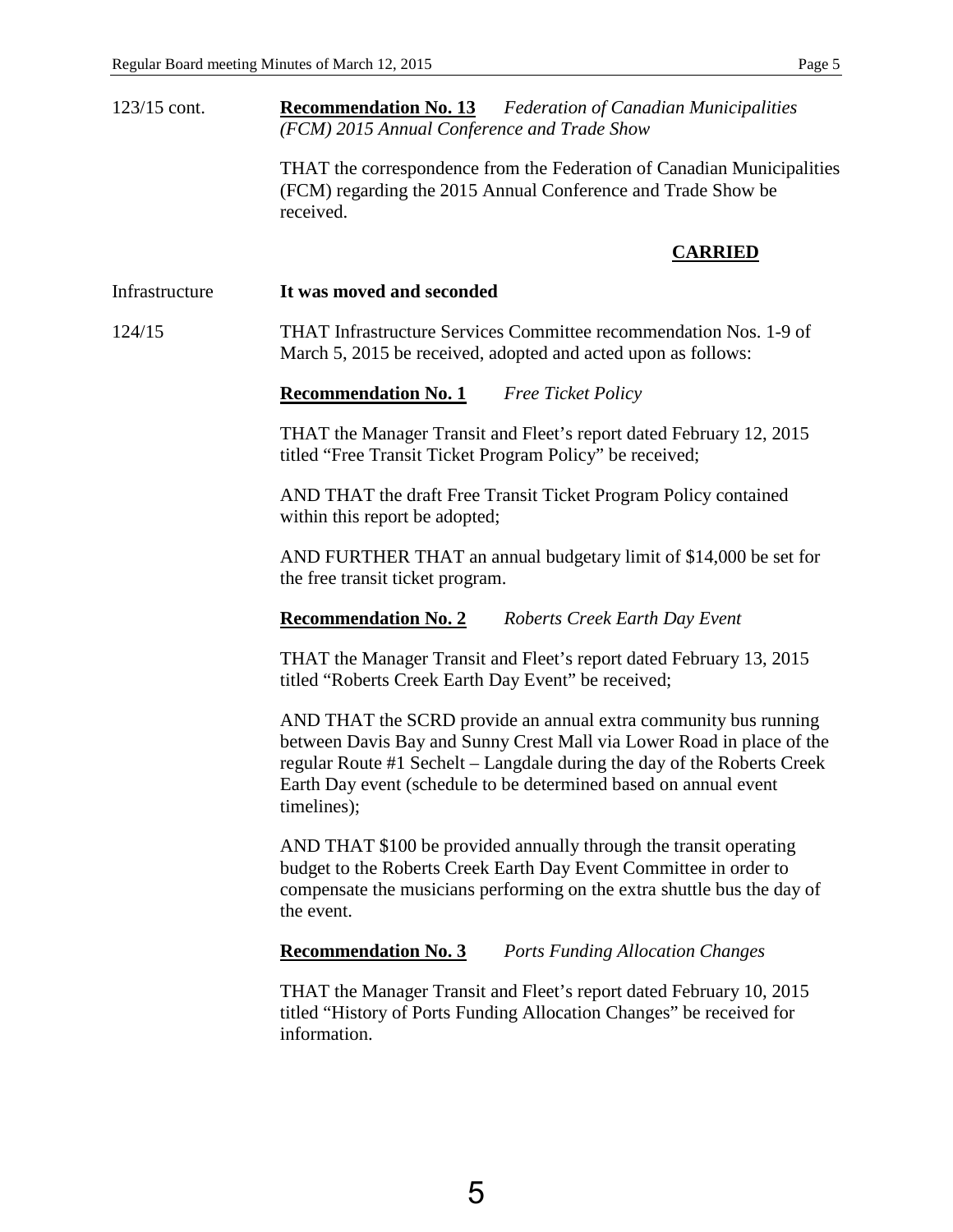123/15 cont.

**Recommendation No. 13** *Federation of Canadian Municipalities (FCM) 2015 Annual Conference and Trade Show*

THAT the correspondence from the Federation of Canadian Municipalities (FCM) regarding the 2015 Annual Conference and Trade Show be received.

**CARRIED**

Infrastructure

**It was moved and seconded**

124/15

THAT Infrastructure Services Committee recommendation Nos. 1-9 of March 5, 2015 be received, adopted and acted upon as follows:

**Recommendation No. 1** *Free Ticket Policy*

THAT the Manager Transit and Fleet's report dated February 12, 2015 titled "Free Transit Ticket Program Policy" be received;

AND THAT the draft Free Transit Ticket Program Policy contained within this report be adopted;

AND FURTHER THAT an annual budgetary limit of $14,000 be set for the free transit ticket program.

**Recommendation No. 2** *Roberts Creek Earth Day Event*

THAT the Manager Transit and Fleet's report dated February 13, 2015 titled "Roberts Creek Earth Day Event" be received;

AND THAT the SCRD provide an annual extra community bus running between Davis Bay and Sunny Crest Mall via Lower Road in place of the regular Route #1 Sechelt – Langdale during the day of the Roberts Creek Earth Day event (schedule to be determined based on annual event timelines);

AND THAT $100 be provided annually through the transit operating budget to the Roberts Creek Earth Day Event Committee in order to compensate the musicians performing on the extra shuttle bus the day of the event.

**Recommendation No. 3** *Ports Funding Allocation Changes*

THAT the Manager Transit and Fleet's report dated February 10, 2015 titled "History of Ports Funding Allocation Changes" be received for information.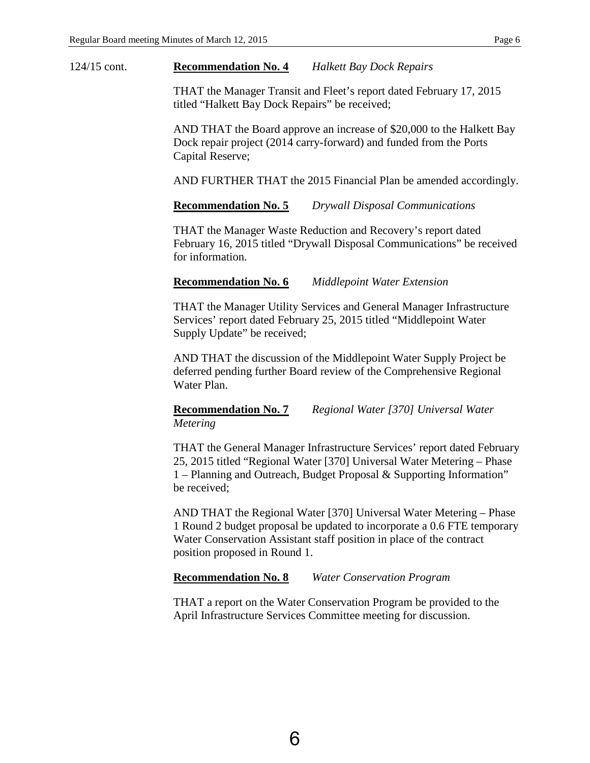124/15 cont.

**<u>Recommendation No. 4</u>** *Halkett Bay Dock Repairs*

THAT the Manager Transit and Fleet's report dated February 17, 2015 titled "Halkett Bay Dock Repairs" be received;

AND THAT the Board approve an increase of $20,000 to the Halkett Bay Dock repair project (2014 carry-forward) and funded from the Ports Capital Reserve;

AND FURTHER THAT the 2015 Financial Plan be amended accordingly.

**<u>Recommendation No. 5</u>** *Drywall Disposal Communications*

THAT the Manager Waste Reduction and Recovery's report dated February 16, 2015 titled "Drywall Disposal Communications" be received for information.

**<u>Recommendation No. 6</u>** *Middlepoint Water Extension*

THAT the Manager Utility Services and General Manager Infrastructure Services' report dated February 25, 2015 titled "Middlepoint Water Supply Update" be received;

AND THAT the discussion of the Middlepoint Water Supply Project be deferred pending further Board review of the Comprehensive Regional Water Plan.

**<u>Recommendation No. 7</u>** *Regional Water [370] Universal Water Metering*

THAT the General Manager Infrastructure Services' report dated February 25, 2015 titled "Regional Water [370] Universal Water Metering – Phase 1 – Planning and Outreach, Budget Proposal & Supporting Information" be received;

AND THAT the Regional Water [370] Universal Water Metering – Phase 1 Round 2 budget proposal be updated to incorporate a 0.6 FTE temporary Water Conservation Assistant staff position in place of the contract position proposed in Round 1.

**<u>Recommendation No. 8</u>** *Water Conservation Program*

THAT a report on the Water Conservation Program be provided to the April Infrastructure Services Committee meeting for discussion.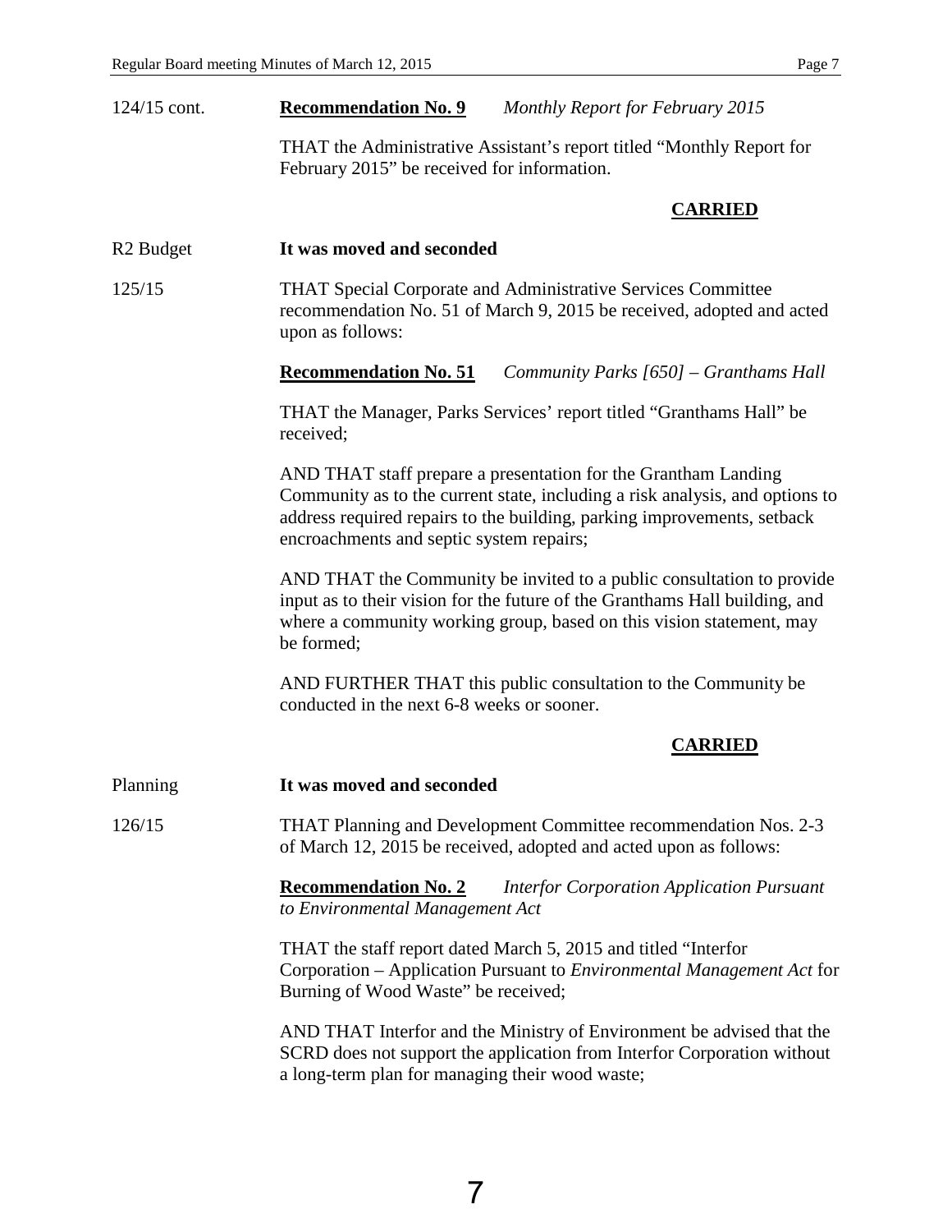124/15 cont. **<u>Recommendation No. 9</u>** *Monthly Report for February 2015*

THAT the Administrative Assistant's report titled "Monthly Report for February 2015" be received for information.

**<u>CARRIED</u>**

R2 Budget **It was moved and seconded**

125/15 THAT Special Corporate and Administrative Services Committee recommendation No. 51 of March 9, 2015 be received, adopted and acted upon as follows:

**<u>Recommendation No. 51</u>** *Community Parks [650] – Granthams Hall*

THAT the Manager, Parks Services' report titled "Granthams Hall" be received;

AND THAT staff prepare a presentation for the Grantham Landing Community as to the current state, including a risk analysis, and options to address required repairs to the building, parking improvements, setback encroachments and septic system repairs;

AND THAT the Community be invited to a public consultation to provide input as to their vision for the future of the Granthams Hall building, and where a community working group, based on this vision statement, may be formed;

AND FURTHER THAT this public consultation to the Community be conducted in the next 6-8 weeks or sooner.

**<u>CARRIED</u>**

Planning **It was moved and seconded**

126/15 THAT Planning and Development Committee recommendation Nos. 2-3 of March 12, 2015 be received, adopted and acted upon as follows:

**<u>Recommendation No. 2</u>** *Interfor Corporation Application Pursuant to Environmental Management Act*

THAT the staff report dated March 5, 2015 and titled "Interfor Corporation – Application Pursuant to *Environmental Management Act* for Burning of Wood Waste" be received;

AND THAT Interfor and the Ministry of Environment be advised that the SCRD does not support the application from Interfor Corporation without a long-term plan for managing their wood waste;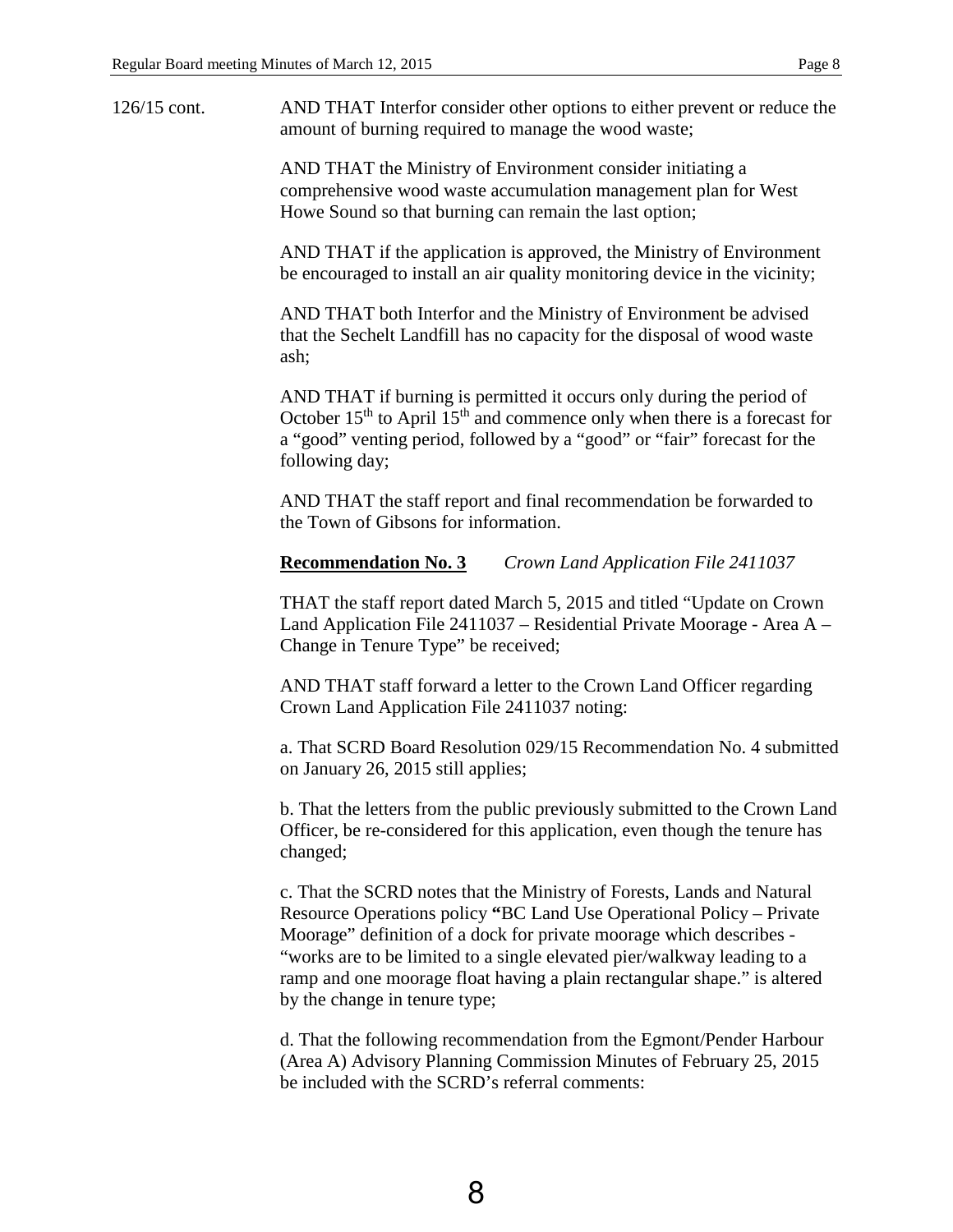126/15 cont. AND THAT Interfor consider other options to either prevent or reduce the amount of burning required to manage the wood waste;

AND THAT the Ministry of Environment consider initiating a comprehensive wood waste accumulation management plan for West Howe Sound so that burning can remain the last option;

AND THAT if the application is approved, the Ministry of Environment be encouraged to install an air quality monitoring device in the vicinity;

AND THAT both Interfor and the Ministry of Environment be advised that the Sechelt Landfill has no capacity for the disposal of wood waste ash;

AND THAT if burning is permitted it occurs only during the period of October 15th to April 15th and commence only when there is a forecast for a "good" venting period, followed by a "good" or "fair" forecast for the following day;

AND THAT the staff report and final recommendation be forwarded to the Town of Gibsons for information.

**Recommendation No. 3** *Crown Land Application File 2411037*

THAT the staff report dated March 5, 2015 and titled "Update on Crown Land Application File 2411037 – Residential Private Moorage - Area A – Change in Tenure Type" be received;

AND THAT staff forward a letter to the Crown Land Officer regarding Crown Land Application File 2411037 noting:

a. That SCRD Board Resolution 029/15 Recommendation No. 4 submitted on January 26, 2015 still applies;

b. That the letters from the public previously submitted to the Crown Land Officer, be re-considered for this application, even though the tenure has changed;

c. That the SCRD notes that the Ministry of Forests, Lands and Natural Resource Operations policy "BC Land Use Operational Policy – Private Moorage" definition of a dock for private moorage which describes - "works are to be limited to a single elevated pier/walkway leading to a ramp and one moorage float having a plain rectangular shape." is altered by the change in tenure type;

d. That the following recommendation from the Egmont/Pender Harbour (Area A) Advisory Planning Commission Minutes of February 25, 2015 be included with the SCRD's referral comments: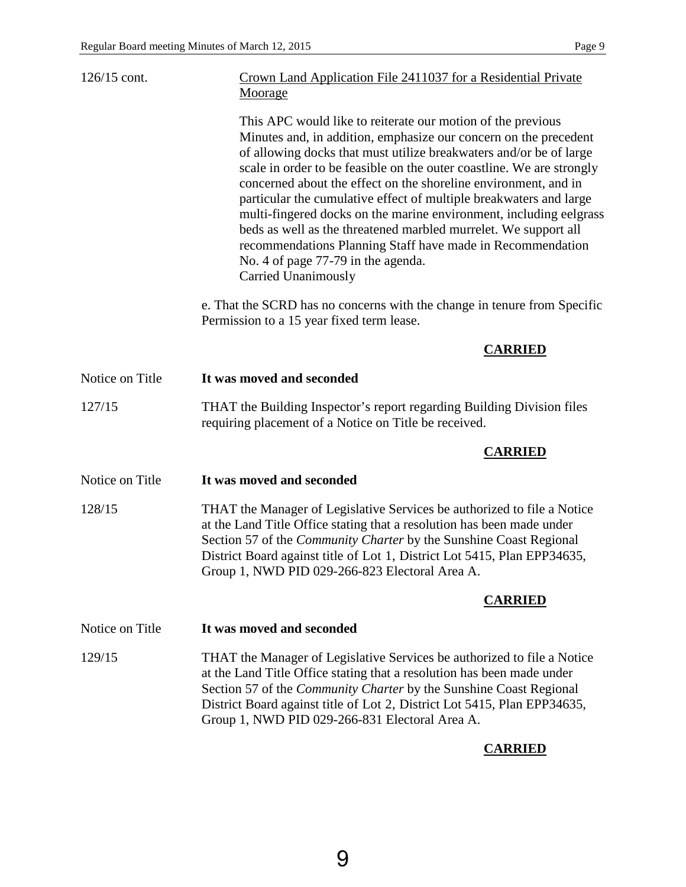126/15 cont.

Crown Land Application File 2411037 for a Residential Private Moorage

> This APC would like to reiterate our motion of the previous Minutes and, in addition, emphasize our concern on the precedent of allowing docks that must utilize breakwaters and/or be of large scale in order to be feasible on the outer coastline. We are strongly concerned about the effect on the shoreline environment, and in particular the cumulative effect of multiple breakwaters and large multi-fingered docks on the marine environment, including eelgrass beds as well as the threatened marbled murrelet. We support all recommendations Planning Staff have made in Recommendation No. 4 of page 77-79 in the agenda.
> Carried Unanimously

e. That the SCRD has no concerns with the change in tenure from Specific Permission to a 15 year fixed term lease.

**CARRIED**

Notice on Title **It was moved and seconded**

127/15 THAT the Building Inspector's report regarding Building Division files requiring placement of a Notice on Title be received.

**CARRIED**

Notice on Title **It was moved and seconded**

128/15 THAT the Manager of Legislative Services be authorized to file a Notice at the Land Title Office stating that a resolution has been made under Section 57 of the *Community Charter* by the Sunshine Coast Regional District Board against title of Lot 1, District Lot 5415, Plan EPP34635, Group 1, NWD PID 029-266-823 Electoral Area A.

**CARRIED**

Notice on Title **It was moved and seconded**

129/15 THAT the Manager of Legislative Services be authorized to file a Notice at the Land Title Office stating that a resolution has been made under Section 57 of the *Community Charter* by the Sunshine Coast Regional District Board against title of Lot 2, District Lot 5415, Plan EPP34635, Group 1, NWD PID 029-266-831 Electoral Area A.

**CARRIED**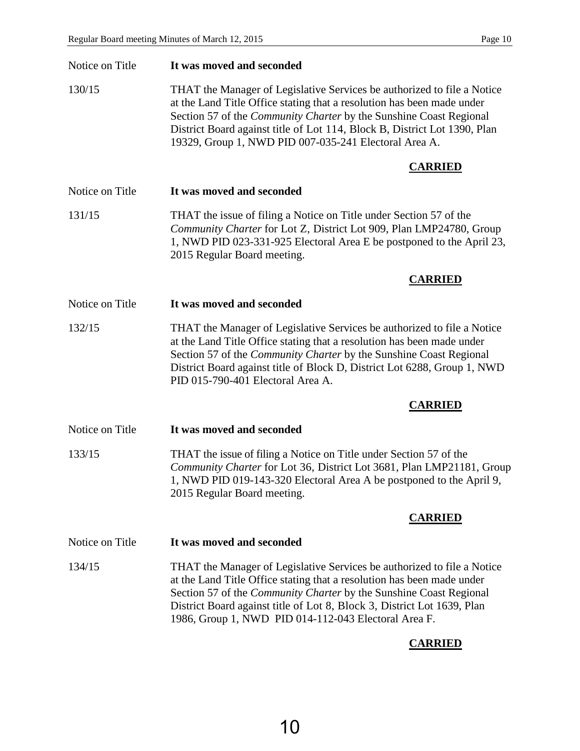Notice on Title **It was moved and seconded**

130/15 THAT the Manager of Legislative Services be authorized to file a Notice at the Land Title Office stating that a resolution has been made under Section 57 of the *Community Charter* by the Sunshine Coast Regional District Board against title of Lot 114, Block B, District Lot 1390, Plan 19329, Group 1, NWD PID 007-035-241 Electoral Area A.

**CARRIED**

Notice on Title **It was moved and seconded**

131/15 THAT the issue of filing a Notice on Title under Section 57 of the *Community Charter* for Lot Z, District Lot 909, Plan LMP24780, Group 1, NWD PID 023-331-925 Electoral Area E be postponed to the April 23, 2015 Regular Board meeting.

**CARRIED**

Notice on Title **It was moved and seconded**

132/15 THAT the Manager of Legislative Services be authorized to file a Notice at the Land Title Office stating that a resolution has been made under Section 57 of the *Community Charter* by the Sunshine Coast Regional District Board against title of Block D, District Lot 6288, Group 1, NWD PID 015-790-401 Electoral Area A.

**CARRIED**

Notice on Title **It was moved and seconded**

133/15 THAT the issue of filing a Notice on Title under Section 57 of the *Community Charter* for Lot 36, District Lot 3681, Plan LMP21181, Group 1, NWD PID 019-143-320 Electoral Area A be postponed to the April 9, 2015 Regular Board meeting.

**CARRIED**

Notice on Title **It was moved and seconded**

134/15 THAT the Manager of Legislative Services be authorized to file a Notice at the Land Title Office stating that a resolution has been made under Section 57 of the *Community Charter* by the Sunshine Coast Regional District Board against title of Lot 8, Block 3, District Lot 1639, Plan 1986, Group 1, NWD PID 014-112-043 Electoral Area F.

**CARRIED**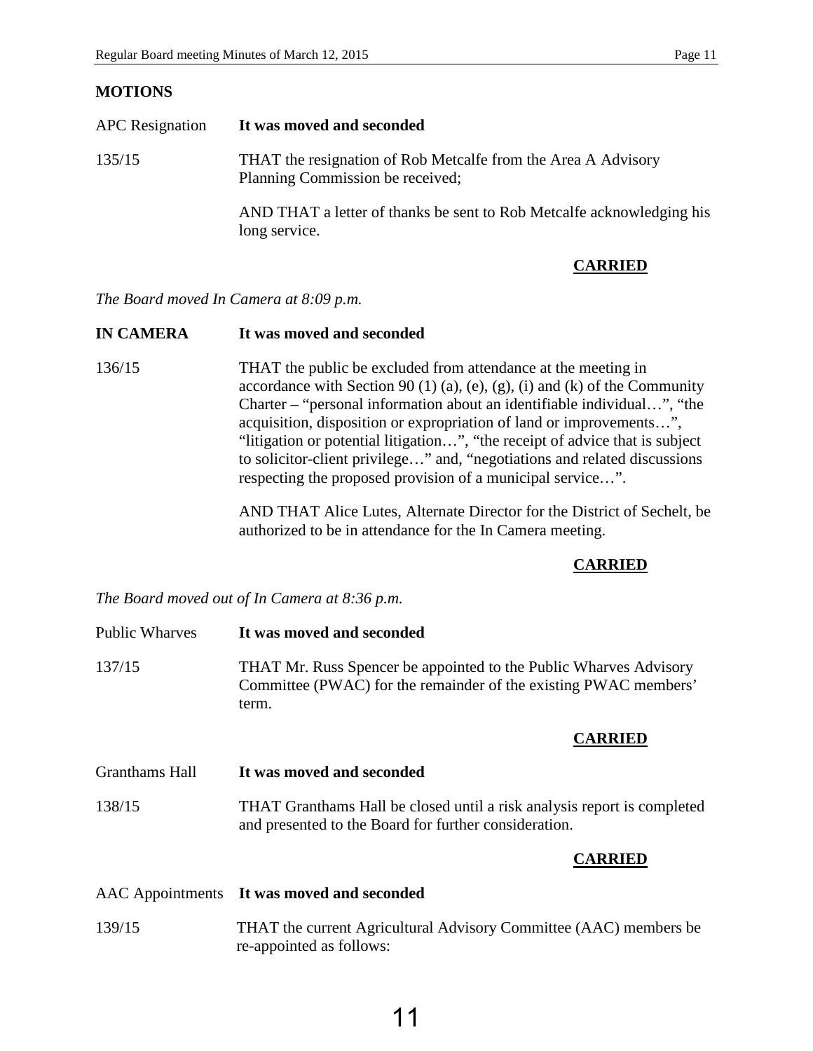## MOTIONS

APC Resignation **It was moved and seconded**

135/15 THAT the resignation of Rob Metcalfe from the Area A Advisory Planning Commission be received;

AND THAT a letter of thanks be sent to Rob Metcalfe acknowledging his long service.

**CARRIED**

*The Board moved In Camera at 8:09 p.m.*

**IN CAMERA** **It was moved and seconded**

136/15 THAT the public be excluded from attendance at the meeting in accordance with Section 90 (1) (a), (e), (g), (i) and (k) of the Community Charter – "personal information about an identifiable individual…", "the acquisition, disposition or expropriation of land or improvements…", "litigation or potential litigation…", "the receipt of advice that is subject to solicitor-client privilege…" and, "negotiations and related discussions respecting the proposed provision of a municipal service…".

AND THAT Alice Lutes, Alternate Director for the District of Sechelt, be authorized to be in attendance for the In Camera meeting.

**CARRIED**

*The Board moved out of In Camera at 8:36 p.m.*

Public Wharves **It was moved and seconded**

137/15 THAT Mr. Russ Spencer be appointed to the Public Wharves Advisory Committee (PWAC) for the remainder of the existing PWAC members' term.

**CARRIED**

Granthams Hall **It was moved and seconded**

138/15 THAT Granthams Hall be closed until a risk analysis report is completed and presented to the Board for further consideration.

**CARRIED**

AAC Appointments **It was moved and seconded**

139/15 THAT the current Agricultural Advisory Committee (AAC) members be re-appointed as follows: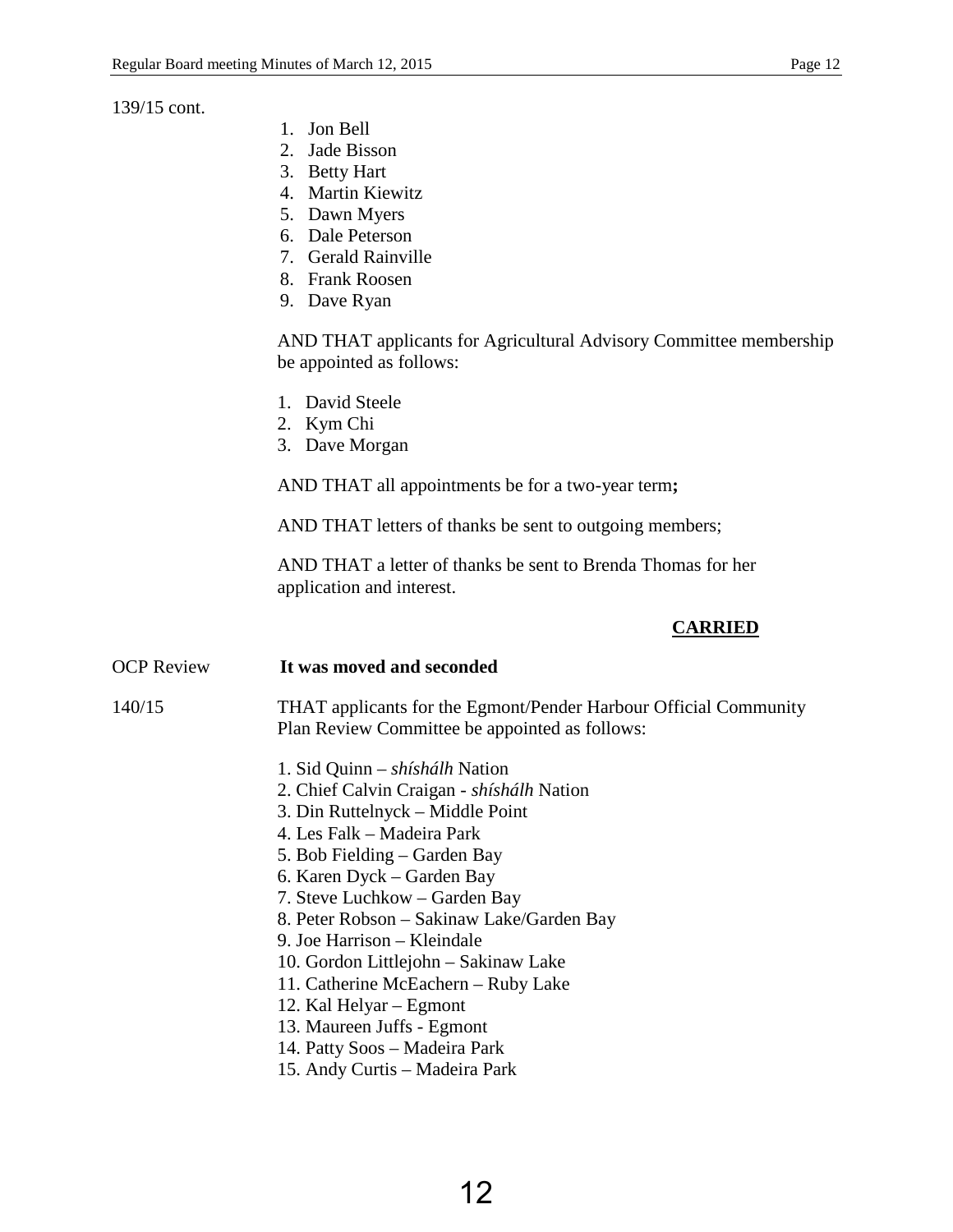139/15 cont.

1. Jon Bell
2. Jade Bisson
3. Betty Hart
4. Martin Kiewitz
5. Dawn Myers
6. Dale Peterson
7. Gerald Rainville
8. Frank Roosen
9. Dave Ryan

AND THAT applicants for Agricultural Advisory Committee membership be appointed as follows:

1. David Steele
2. Kym Chi
3. Dave Morgan

AND THAT all appointments be for a two-year term**;**

AND THAT letters of thanks be sent to outgoing members;

AND THAT a letter of thanks be sent to Brenda Thomas for her application and interest.

**CARRIED**

OCP Review **It was moved and seconded**

140/15 THAT applicants for the Egmont/Pender Harbour Official Community Plan Review Committee be appointed as follows:

1. Sid Quinn – *shíshálh* Nation
2. Chief Calvin Craigan - *shíshálh* Nation
3. Din Ruttelnyck – Middle Point
4. Les Falk – Madeira Park
5. Bob Fielding – Garden Bay
6. Karen Dyck – Garden Bay
7. Steve Luchkow – Garden Bay
8. Peter Robson – Sakinaw Lake/Garden Bay
9. Joe Harrison – Kleindale
10. Gordon Littlejohn – Sakinaw Lake
11. Catherine McEachern – Ruby Lake
12. Kal Helyar – Egmont
13. Maureen Juffs - Egmont
14. Patty Soos – Madeira Park
15. Andy Curtis – Madeira Park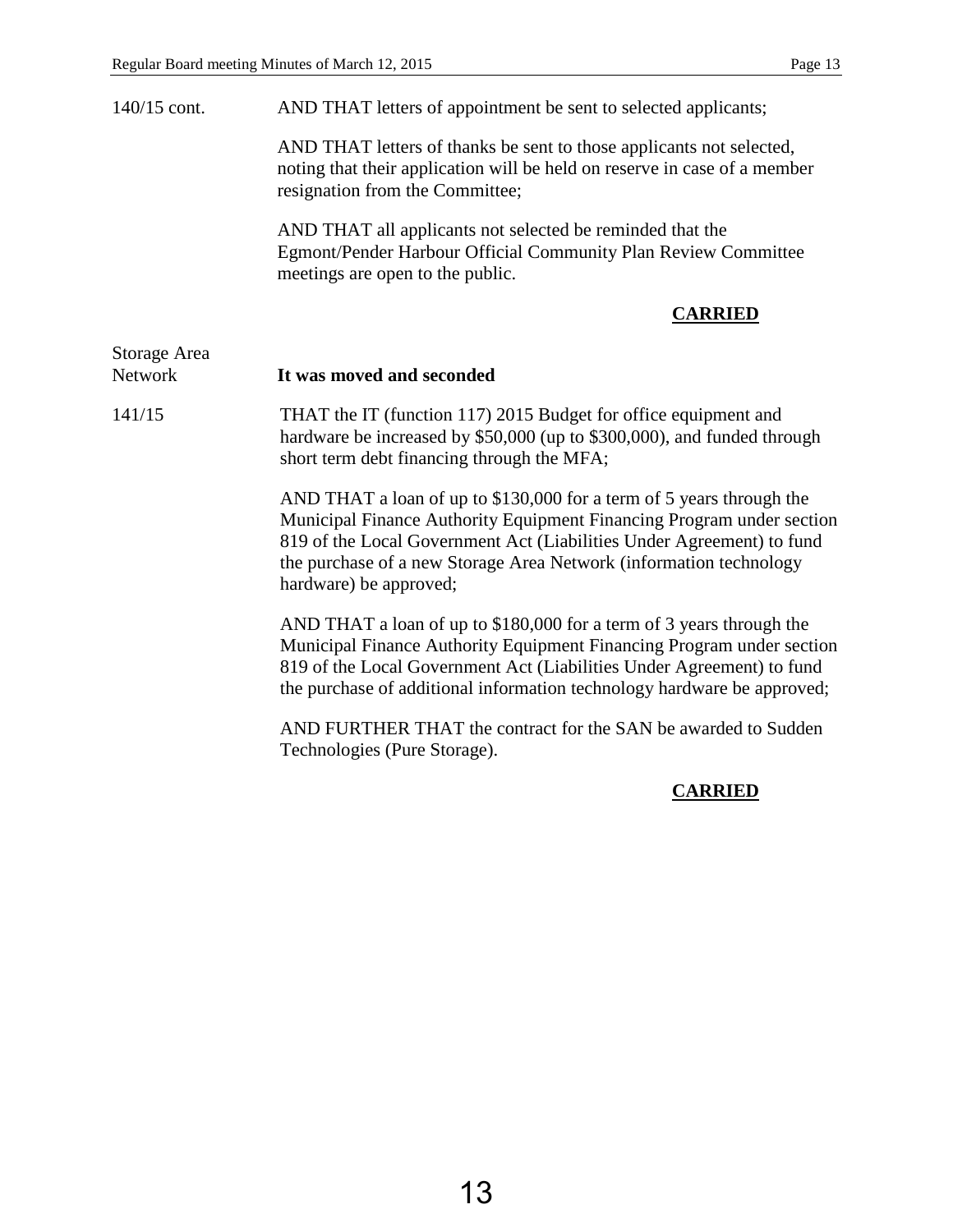140/15 cont. AND THAT letters of appointment be sent to selected applicants;

AND THAT letters of thanks be sent to those applicants not selected, noting that their application will be held on reserve in case of a member resignation from the Committee;

AND THAT all applicants not selected be reminded that the Egmont/Pender Harbour Official Community Plan Review Committee meetings are open to the public.

**CARRIED**

Storage Area Network

**It was moved and seconded**

141/15 THAT the IT (function 117) 2015 Budget for office equipment and hardware be increased by $50,000 (up to $300,000), and funded through short term debt financing through the MFA;

AND THAT a loan of up to $130,000 for a term of 5 years through the Municipal Finance Authority Equipment Financing Program under section 819 of the Local Government Act (Liabilities Under Agreement) to fund the purchase of a new Storage Area Network (information technology hardware) be approved;

AND THAT a loan of up to $180,000 for a term of 3 years through the Municipal Finance Authority Equipment Financing Program under section 819 of the Local Government Act (Liabilities Under Agreement) to fund the purchase of additional information technology hardware be approved;

AND FURTHER THAT the contract for the SAN be awarded to Sudden Technologies (Pure Storage).

**CARRIED**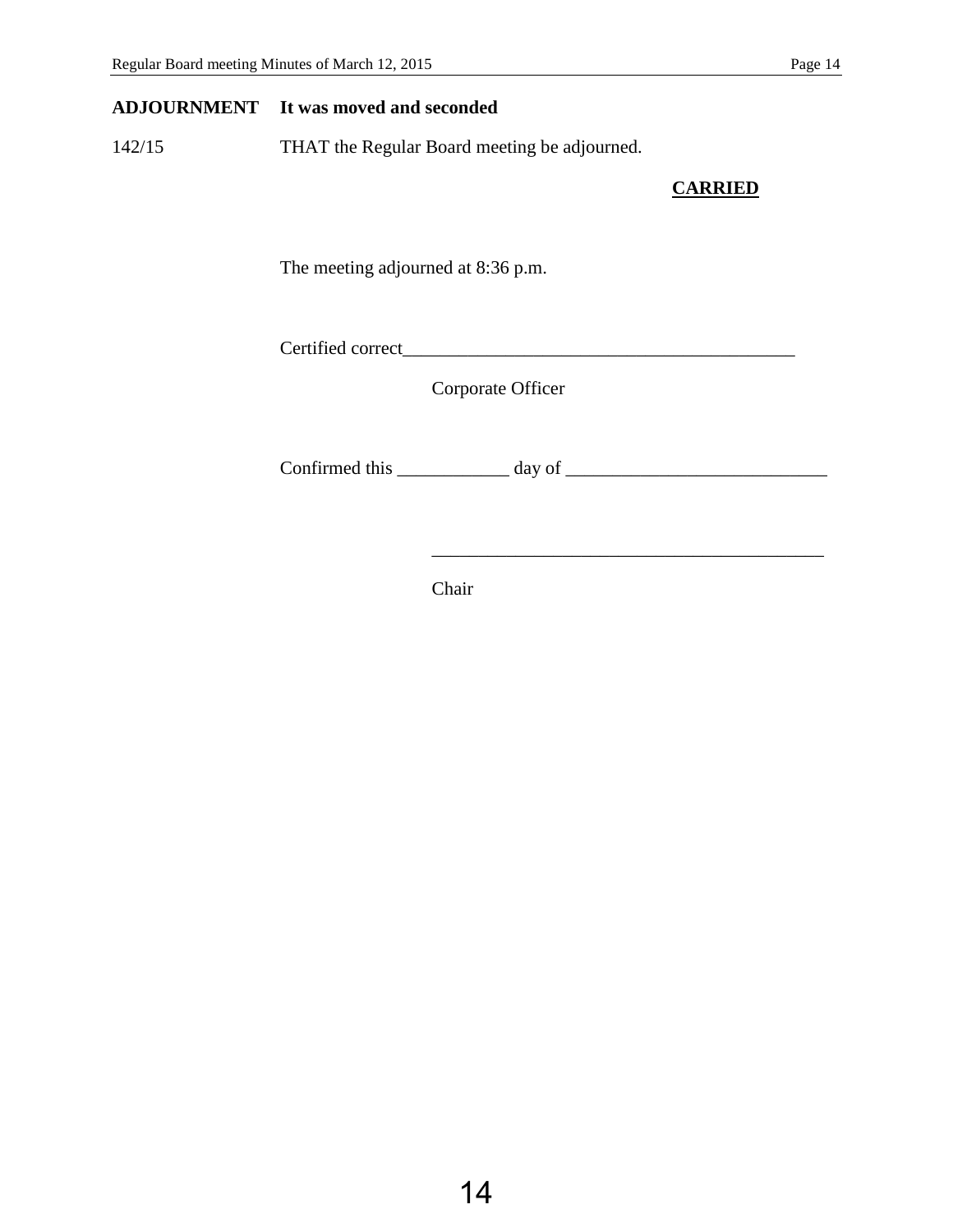**ADJOURNMENT** **It was moved and seconded**

142/15 THAT the Regular Board meeting be adjourned.

**CARRIED**

The meeting adjourned at 8:36 p.m.

Certified correct_________________________________________

Corporate Officer

Confirmed this ____________ day of ____________________________

_________________________________________

Chair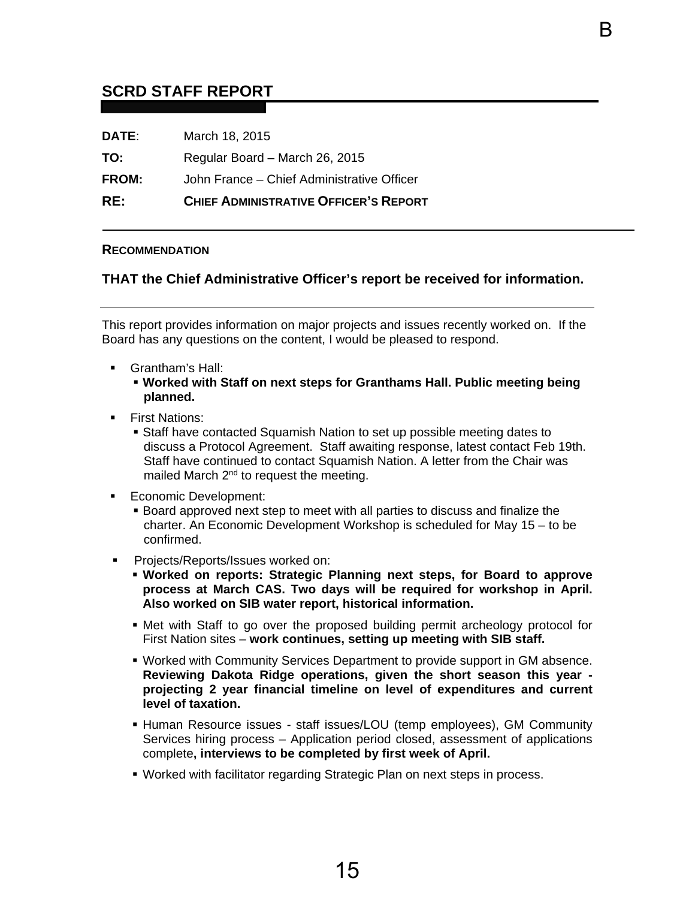B

# SCRD STAFF REPORT

**DATE**: March 18, 2015

**TO:** Regular Board – March 26, 2015

**FROM:** John France – Chief Administrative Officer

**RE:** **CHIEF ADMINISTRATIVE OFFICER'S REPORT**

---

**RECOMMENDATION**

**THAT the Chief Administrative Officer's report be received for information.**

---

This report provides information on major projects and issues recently worked on. If the Board has any questions on the content, I would be pleased to respond.

- Grantham's Hall:
  - **Worked with Staff on next steps for Granthams Hall. Public meeting being planned.**
- First Nations:
  - Staff have contacted Squamish Nation to set up possible meeting dates to discuss a Protocol Agreement. Staff awaiting response, latest contact Feb 19th. Staff have continued to contact Squamish Nation. A letter from the Chair was mailed March 2nd to request the meeting.
- Economic Development:
  - Board approved next step to meet with all parties to discuss and finalize the charter. An Economic Development Workshop is scheduled for May 15 – to be confirmed.
- Projects/Reports/Issues worked on:
  - **Worked on reports: Strategic Planning next steps, for Board to approve process at March CAS. Two days will be required for workshop in April. Also worked on SIB water report, historical information.**
  - Met with Staff to go over the proposed building permit archeology protocol for First Nation sites – **work continues, setting up meeting with SIB staff.**
  - Worked with Community Services Department to provide support in GM absence. **Reviewing Dakota Ridge operations, given the short season this year - projecting 2 year financial timeline on level of expenditures and current level of taxation.**
  - Human Resource issues - staff issues/LOU (temp employees), GM Community Services hiring process – Application period closed, assessment of applications complete**, interviews to be completed by first week of April.**
  - Worked with facilitator regarding Strategic Plan on next steps in process.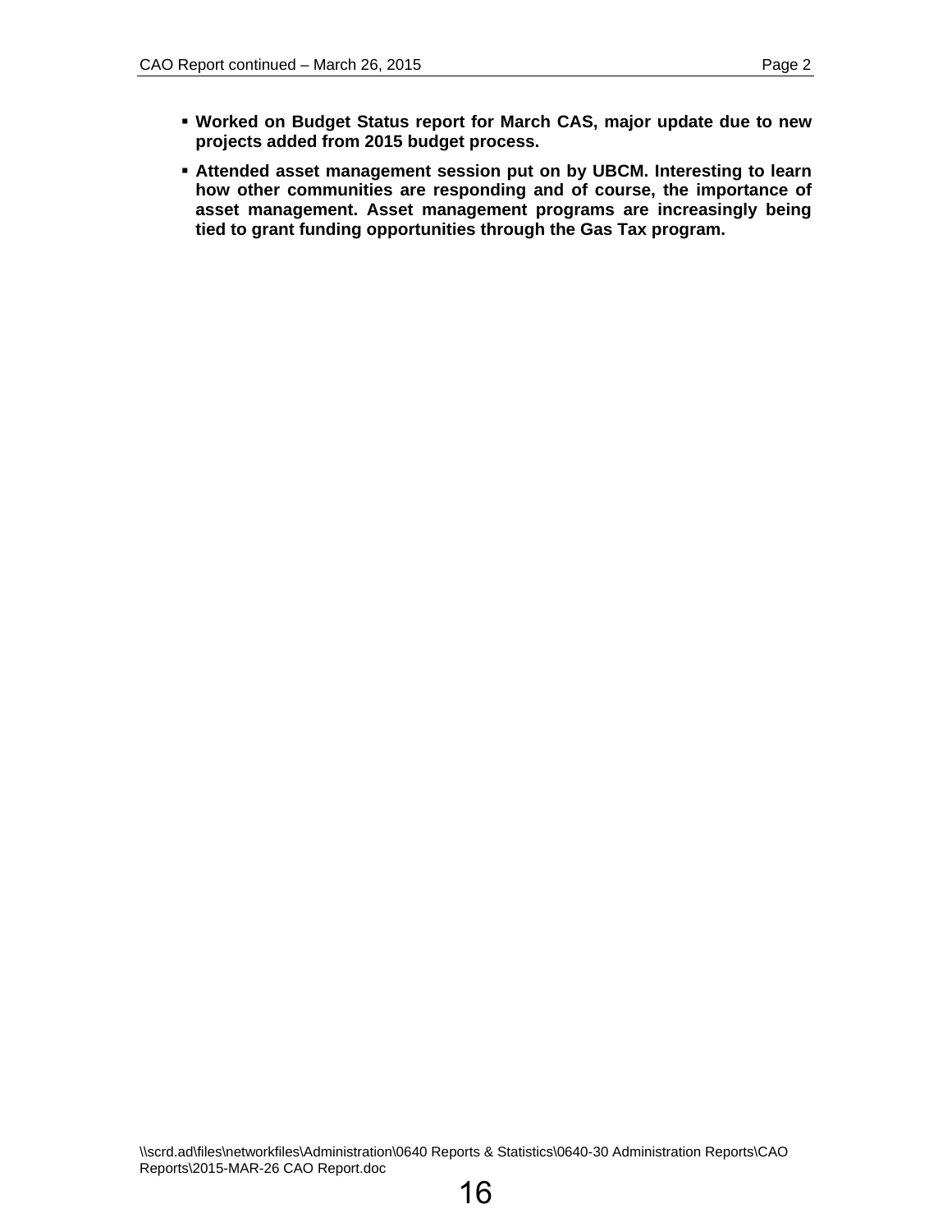- **Worked on Budget Status report for March CAS, major update due to new projects added from 2015 budget process.**
- **Attended asset management session put on by UBCM. Interesting to learn how other communities are responding and of course, the importance of asset management. Asset management programs are increasingly being tied to grant funding opportunities through the Gas Tax program.**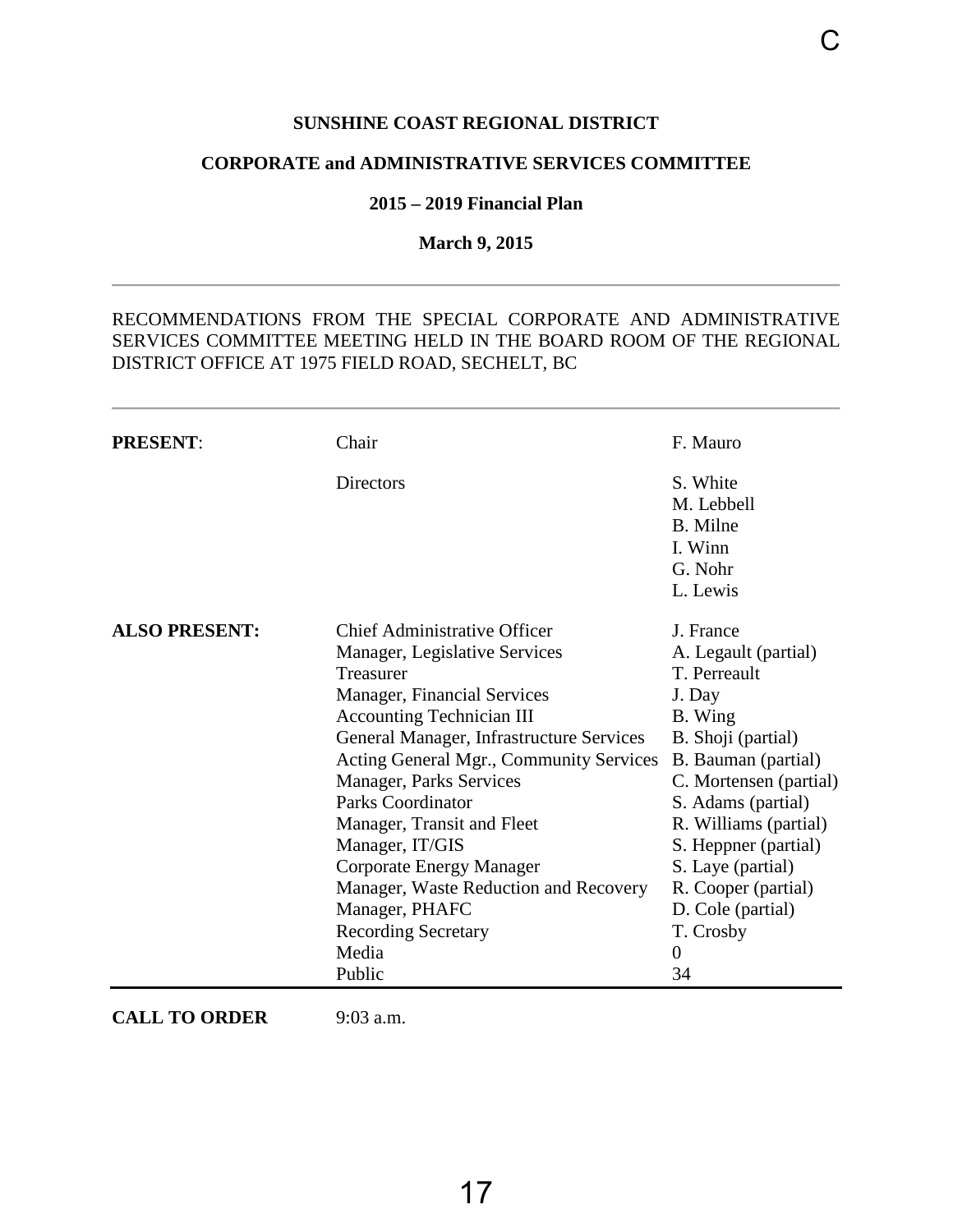**SUNSHINE COAST REGIONAL DISTRICT**

**CORPORATE and ADMINISTRATIVE SERVICES COMMITTEE**

**2015 – 2019 Financial Plan**

**March 9, 2015**

---

RECOMMENDATIONS FROM THE SPECIAL CORPORATE AND ADMINISTRATIVE SERVICES COMMITTEE MEETING HELD IN THE BOARD ROOM OF THE REGIONAL DISTRICT OFFICE AT 1975 FIELD ROAD, SECHELT, BC

---

| | | |
|---|---|---|
| **PRESENT**: | Chair | F. Mauro |
| | Directors | S. White<br>M. Lebbell<br>B. Milne<br>I. Winn<br>G. Nohr<br>L. Lewis |
| **ALSO PRESENT:** | Chief Administrative Officer | J. France |
| | Manager, Legislative Services | A. Legault (partial) |
| | Treasurer | T. Perreault |
| | Manager, Financial Services | J. Day |
| | Accounting Technician III | B. Wing |
| | General Manager, Infrastructure Services | B. Shoji (partial) |
| | Acting General Mgr., Community Services | B. Bauman (partial) |
| | Manager, Parks Services | C. Mortensen (partial) |
| | Parks Coordinator | S. Adams (partial) |
| | Manager, Transit and Fleet | R. Williams (partial) |
| | Manager, IT/GIS | S. Heppner (partial) |
| | Corporate Energy Manager | S. Laye (partial) |
| | Manager, Waste Reduction and Recovery | R. Cooper (partial) |
| | Manager, PHAFC | D. Cole (partial) |
| | Recording Secretary | T. Crosby |
| | Media | 0 |
| | Public | 34 |

**CALL TO ORDER** 9:03 a.m.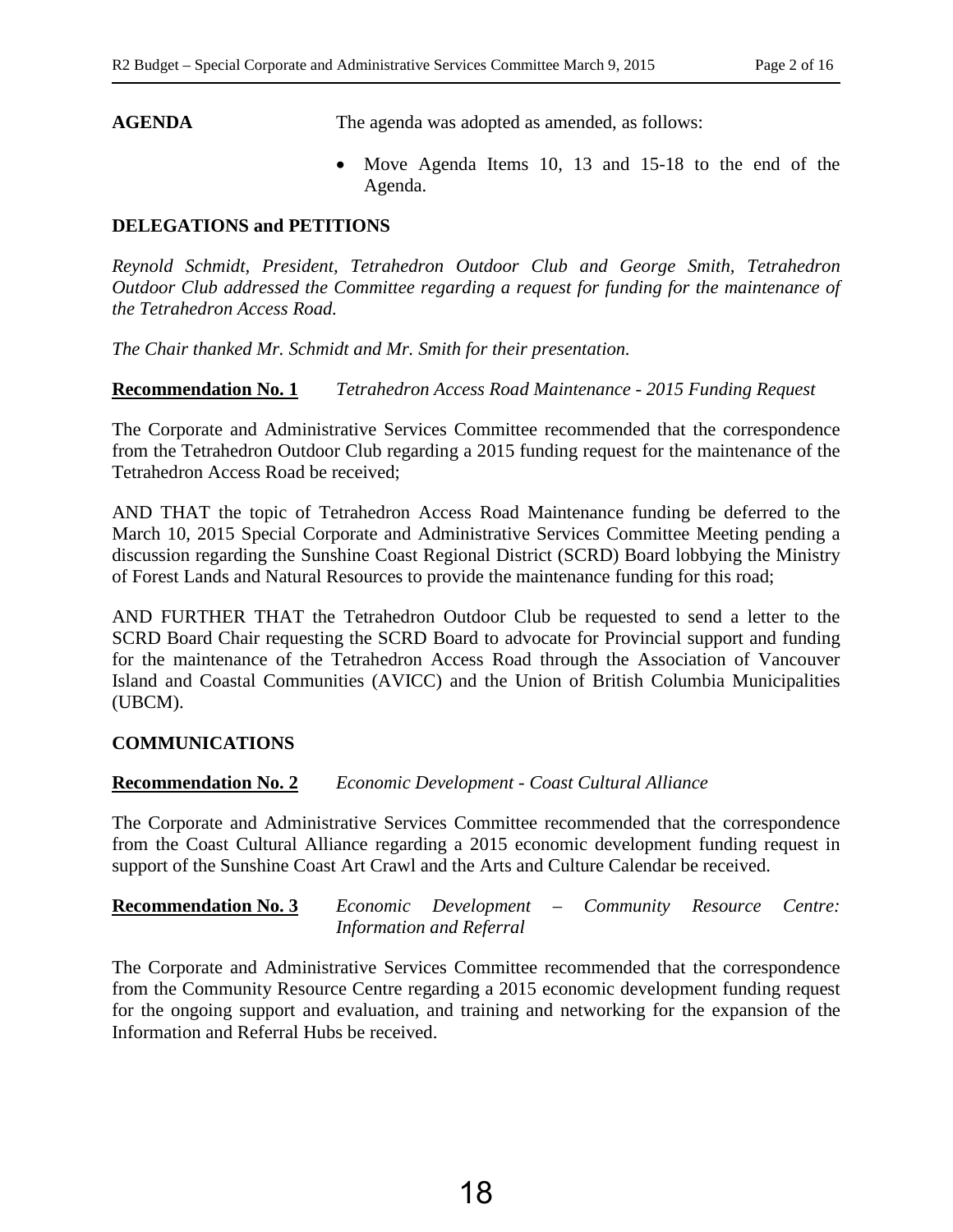**AGENDA** The agenda was adopted as amended, as follows:

- Move Agenda Items 10, 13 and 15-18 to the end of the Agenda.

**DELEGATIONS and PETITIONS**

*Reynold Schmidt, President, Tetrahedron Outdoor Club and George Smith, Tetrahedron Outdoor Club addressed the Committee regarding a request for funding for the maintenance of the Tetrahedron Access Road.*

*The Chair thanked Mr. Schmidt and Mr. Smith for their presentation.*

**Recommendation No. 1** *Tetrahedron Access Road Maintenance - 2015 Funding Request*

The Corporate and Administrative Services Committee recommended that the correspondence from the Tetrahedron Outdoor Club regarding a 2015 funding request for the maintenance of the Tetrahedron Access Road be received;

AND THAT the topic of Tetrahedron Access Road Maintenance funding be deferred to the March 10, 2015 Special Corporate and Administrative Services Committee Meeting pending a discussion regarding the Sunshine Coast Regional District (SCRD) Board lobbying the Ministry of Forest Lands and Natural Resources to provide the maintenance funding for this road;

AND FURTHER THAT the Tetrahedron Outdoor Club be requested to send a letter to the SCRD Board Chair requesting the SCRD Board to advocate for Provincial support and funding for the maintenance of the Tetrahedron Access Road through the Association of Vancouver Island and Coastal Communities (AVICC) and the Union of British Columbia Municipalities (UBCM).

**COMMUNICATIONS**

**Recommendation No. 2** *Economic Development - Coast Cultural Alliance*

The Corporate and Administrative Services Committee recommended that the correspondence from the Coast Cultural Alliance regarding a 2015 economic development funding request in support of the Sunshine Coast Art Crawl and the Arts and Culture Calendar be received.

**Recommendation No. 3** *Economic Development – Community Resource Centre: Information and Referral*

The Corporate and Administrative Services Committee recommended that the correspondence from the Community Resource Centre regarding a 2015 economic development funding request for the ongoing support and evaluation, and training and networking for the expansion of the Information and Referral Hubs be received.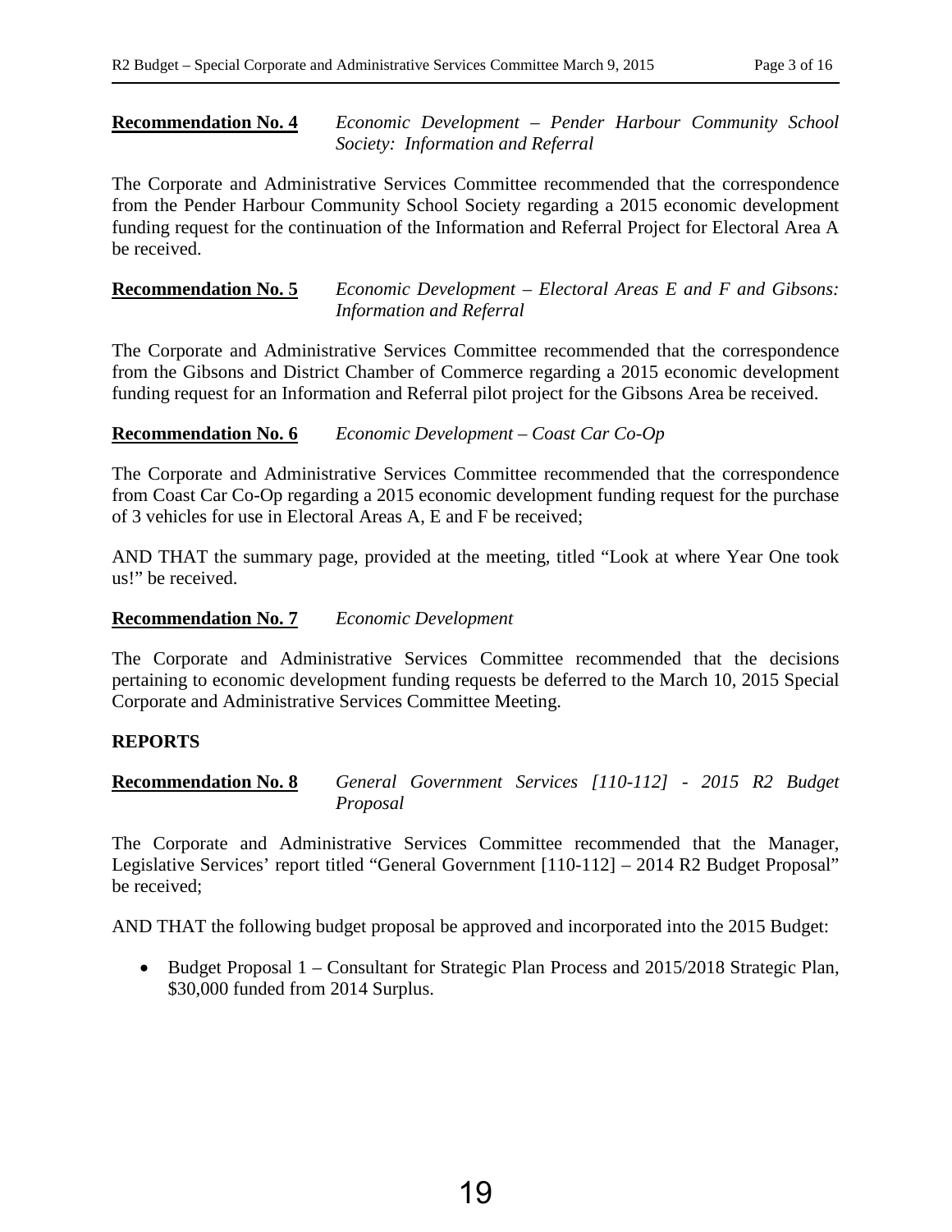**Recommendation No. 4** *Economic Development – Pender Harbour Community School Society: Information and Referral*

The Corporate and Administrative Services Committee recommended that the correspondence from the Pender Harbour Community School Society regarding a 2015 economic development funding request for the continuation of the Information and Referral Project for Electoral Area A be received.

**Recommendation No. 5** *Economic Development – Electoral Areas E and F and Gibsons: Information and Referral*

The Corporate and Administrative Services Committee recommended that the correspondence from the Gibsons and District Chamber of Commerce regarding a 2015 economic development funding request for an Information and Referral pilot project for the Gibsons Area be received.

**Recommendation No. 6** *Economic Development – Coast Car Co-Op*

The Corporate and Administrative Services Committee recommended that the correspondence from Coast Car Co-Op regarding a 2015 economic development funding request for the purchase of 3 vehicles for use in Electoral Areas A, E and F be received;

AND THAT the summary page, provided at the meeting, titled "Look at where Year One took us!" be received.

**Recommendation No. 7** *Economic Development*

The Corporate and Administrative Services Committee recommended that the decisions pertaining to economic development funding requests be deferred to the March 10, 2015 Special Corporate and Administrative Services Committee Meeting.

## REPORTS

**Recommendation No. 8** *General Government Services [110-112] - 2015 R2 Budget Proposal*

The Corporate and Administrative Services Committee recommended that the Manager, Legislative Services' report titled "General Government [110-112] – 2014 R2 Budget Proposal" be received;

AND THAT the following budget proposal be approved and incorporated into the 2015 Budget:

- Budget Proposal 1 – Consultant for Strategic Plan Process and 2015/2018 Strategic Plan, $30,000 funded from 2014 Surplus.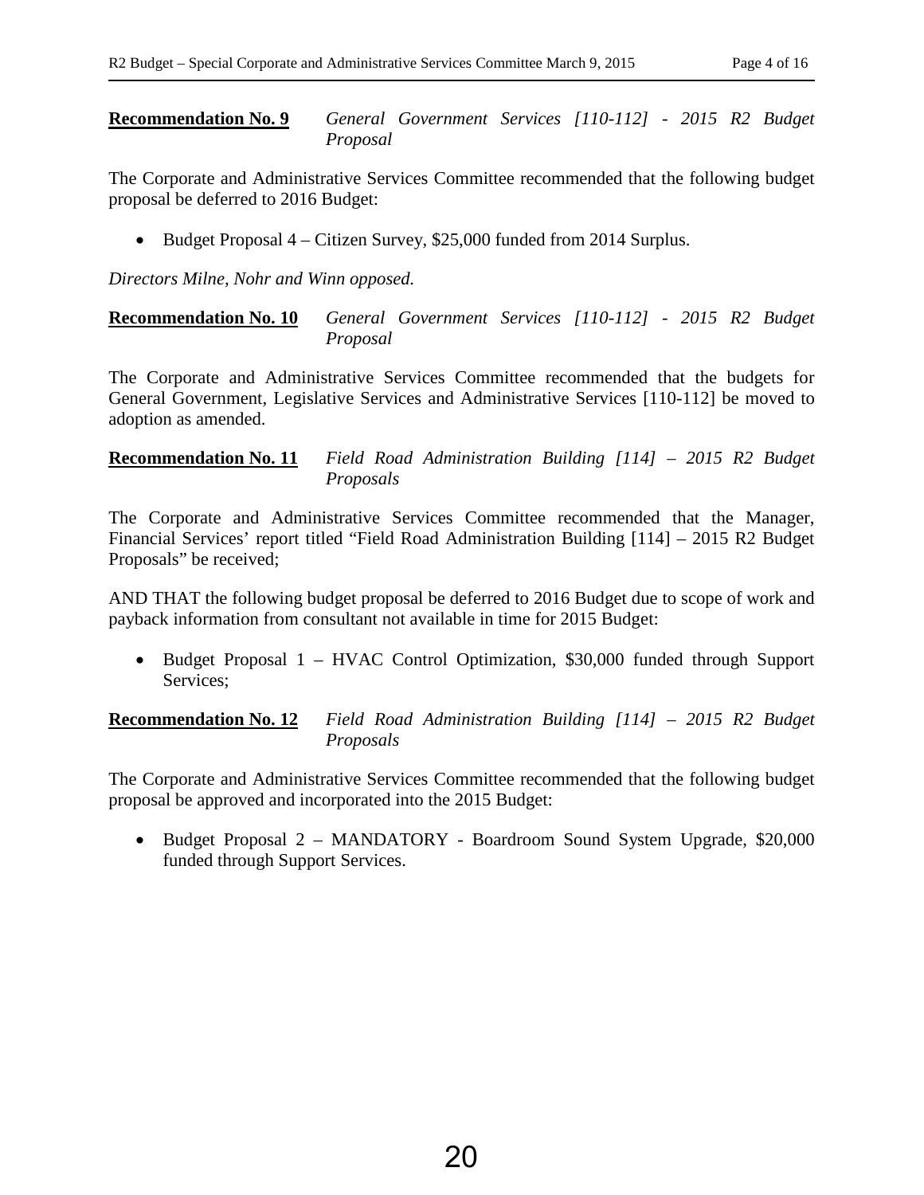**Recommendation No. 9** *General Government Services [110-112] - 2015 R2 Budget Proposal*

The Corporate and Administrative Services Committee recommended that the following budget proposal be deferred to 2016 Budget:

- Budget Proposal 4 – Citizen Survey, $25,000 funded from 2014 Surplus.

*Directors Milne, Nohr and Winn opposed.*

**Recommendation No. 10** *General Government Services [110-112] - 2015 R2 Budget Proposal*

The Corporate and Administrative Services Committee recommended that the budgets for General Government, Legislative Services and Administrative Services [110-112] be moved to adoption as amended.

**Recommendation No. 11** *Field Road Administration Building [114] – 2015 R2 Budget Proposals*

The Corporate and Administrative Services Committee recommended that the Manager, Financial Services' report titled "Field Road Administration Building [114] – 2015 R2 Budget Proposals" be received;

AND THAT the following budget proposal be deferred to 2016 Budget due to scope of work and payback information from consultant not available in time for 2015 Budget:

- Budget Proposal 1 – HVAC Control Optimization, $30,000 funded through Support Services;

**Recommendation No. 12** *Field Road Administration Building [114] – 2015 R2 Budget Proposals*

The Corporate and Administrative Services Committee recommended that the following budget proposal be approved and incorporated into the 2015 Budget:

- Budget Proposal 2 – MANDATORY - Boardroom Sound System Upgrade, $20,000 funded through Support Services.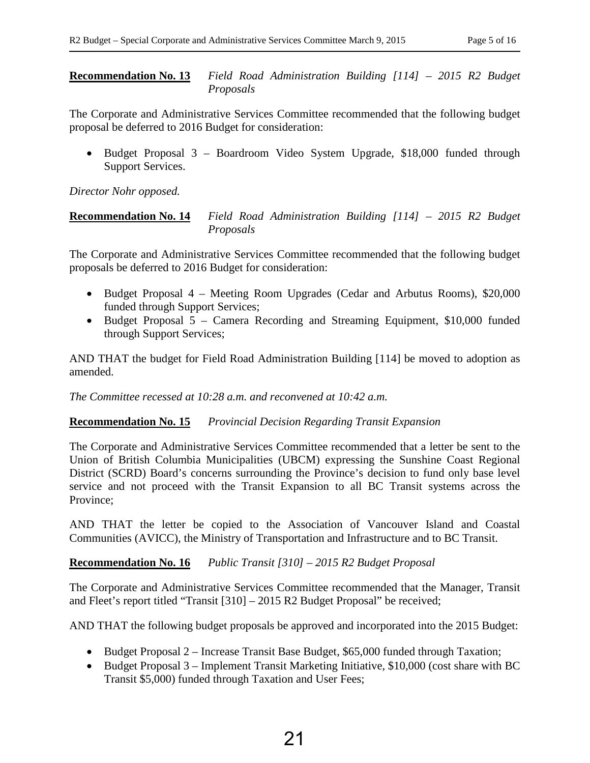**Recommendation No. 13** *Field Road Administration Building [114] – 2015 R2 Budget Proposals*

The Corporate and Administrative Services Committee recommended that the following budget proposal be deferred to 2016 Budget for consideration:

- Budget Proposal 3 – Boardroom Video System Upgrade, $18,000 funded through Support Services.

*Director Nohr opposed.*

**Recommendation No. 14** *Field Road Administration Building [114] – 2015 R2 Budget Proposals*

The Corporate and Administrative Services Committee recommended that the following budget proposals be deferred to 2016 Budget for consideration:

- Budget Proposal 4 – Meeting Room Upgrades (Cedar and Arbutus Rooms), $20,000 funded through Support Services;
- Budget Proposal 5 – Camera Recording and Streaming Equipment, $10,000 funded through Support Services;

AND THAT the budget for Field Road Administration Building [114] be moved to adoption as amended.

*The Committee recessed at 10:28 a.m. and reconvened at 10:42 a.m.*

**Recommendation No. 15** *Provincial Decision Regarding Transit Expansion*

The Corporate and Administrative Services Committee recommended that a letter be sent to the Union of British Columbia Municipalities (UBCM) expressing the Sunshine Coast Regional District (SCRD) Board's concerns surrounding the Province's decision to fund only base level service and not proceed with the Transit Expansion to all BC Transit systems across the Province;

AND THAT the letter be copied to the Association of Vancouver Island and Coastal Communities (AVICC), the Ministry of Transportation and Infrastructure and to BC Transit.

**Recommendation No. 16** *Public Transit [310] – 2015 R2 Budget Proposal*

The Corporate and Administrative Services Committee recommended that the Manager, Transit and Fleet's report titled "Transit [310] – 2015 R2 Budget Proposal" be received;

AND THAT the following budget proposals be approved and incorporated into the 2015 Budget:

- Budget Proposal 2 – Increase Transit Base Budget, $65,000 funded through Taxation;
- Budget Proposal 3 – Implement Transit Marketing Initiative, $10,000 (cost share with BC Transit $5,000) funded through Taxation and User Fees;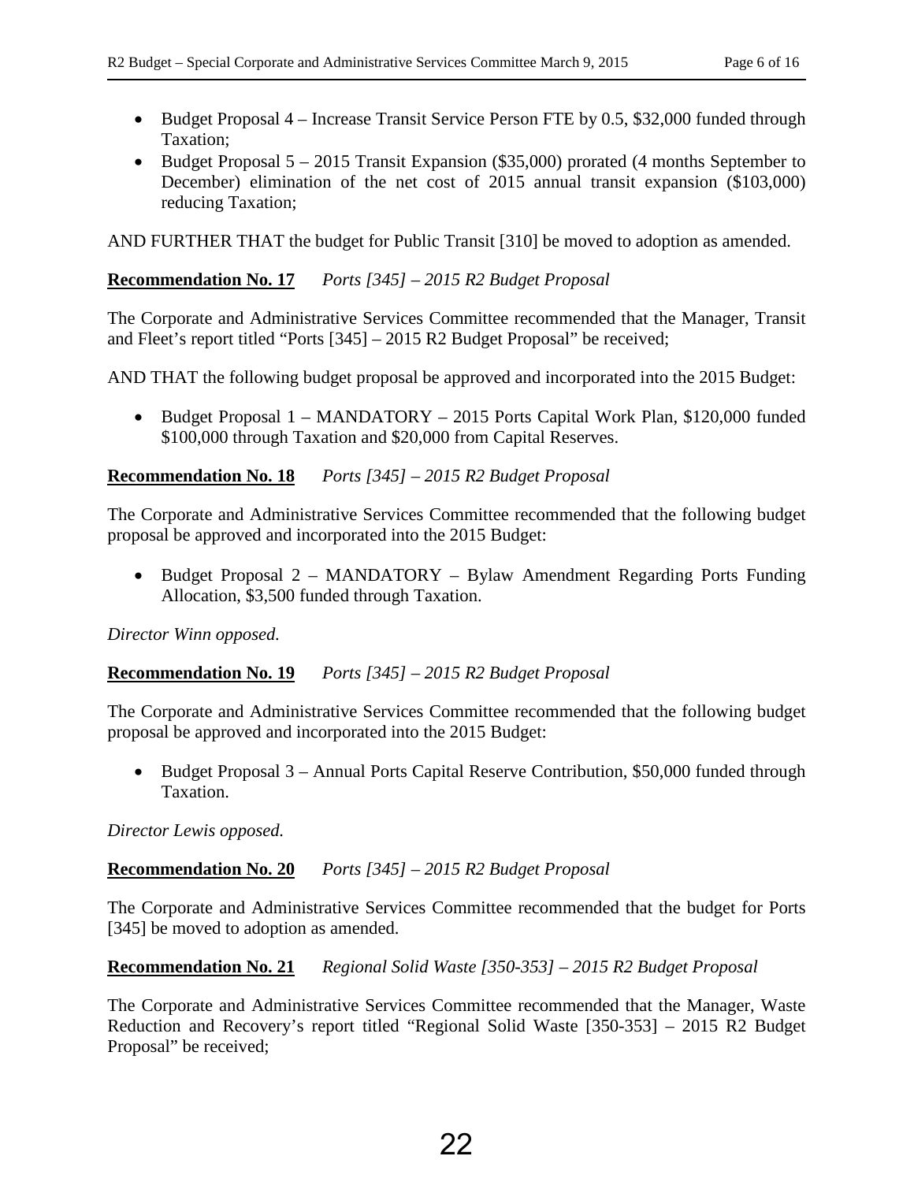- Budget Proposal 4 – Increase Transit Service Person FTE by 0.5, $32,000 funded through Taxation;
- Budget Proposal 5 – 2015 Transit Expansion ($35,000) prorated (4 months September to December) elimination of the net cost of 2015 annual transit expansion ($103,000) reducing Taxation;

AND FURTHER THAT the budget for Public Transit [310] be moved to adoption as amended.

**Recommendation No. 17** *Ports [345] – 2015 R2 Budget Proposal*

The Corporate and Administrative Services Committee recommended that the Manager, Transit and Fleet's report titled "Ports [345] – 2015 R2 Budget Proposal" be received;

AND THAT the following budget proposal be approved and incorporated into the 2015 Budget:

- Budget Proposal 1 – MANDATORY – 2015 Ports Capital Work Plan, $120,000 funded $100,000 through Taxation and $20,000 from Capital Reserves.

**Recommendation No. 18** *Ports [345] – 2015 R2 Budget Proposal*

The Corporate and Administrative Services Committee recommended that the following budget proposal be approved and incorporated into the 2015 Budget:

- Budget Proposal 2 – MANDATORY – Bylaw Amendment Regarding Ports Funding Allocation, $3,500 funded through Taxation.

*Director Winn opposed.*

**Recommendation No. 19** *Ports [345] – 2015 R2 Budget Proposal*

The Corporate and Administrative Services Committee recommended that the following budget proposal be approved and incorporated into the 2015 Budget:

- Budget Proposal 3 – Annual Ports Capital Reserve Contribution, $50,000 funded through Taxation.

*Director Lewis opposed.*

**Recommendation No. 20** *Ports [345] – 2015 R2 Budget Proposal*

The Corporate and Administrative Services Committee recommended that the budget for Ports [345] be moved to adoption as amended.

**Recommendation No. 21** *Regional Solid Waste [350-353] – 2015 R2 Budget Proposal*

The Corporate and Administrative Services Committee recommended that the Manager, Waste Reduction and Recovery's report titled "Regional Solid Waste [350-353] – 2015 R2 Budget Proposal" be received;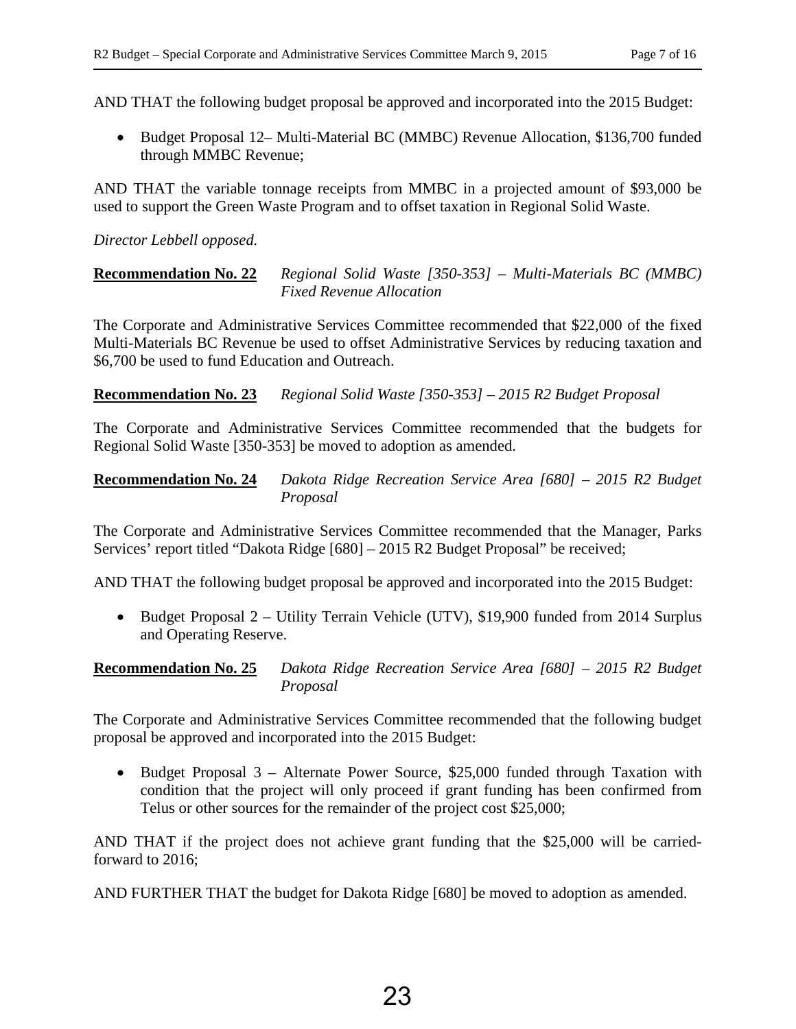AND THAT the following budget proposal be approved and incorporated into the 2015 Budget:

- Budget Proposal 12– Multi-Material BC (MMBC) Revenue Allocation, $136,700 funded through MMBC Revenue;

AND THAT the variable tonnage receipts from MMBC in a projected amount of $93,000 be used to support the Green Waste Program and to offset taxation in Regional Solid Waste.

*Director Lebbell opposed.*

**Recommendation No. 22** *Regional Solid Waste [350-353] – Multi-Materials BC (MMBC) Fixed Revenue Allocation*

The Corporate and Administrative Services Committee recommended that $22,000 of the fixed Multi-Materials BC Revenue be used to offset Administrative Services by reducing taxation and $6,700 be used to fund Education and Outreach.

**Recommendation No. 23** *Regional Solid Waste [350-353] – 2015 R2 Budget Proposal*

The Corporate and Administrative Services Committee recommended that the budgets for Regional Solid Waste [350-353] be moved to adoption as amended.

**Recommendation No. 24** *Dakota Ridge Recreation Service Area [680] – 2015 R2 Budget Proposal*

The Corporate and Administrative Services Committee recommended that the Manager, Parks Services' report titled "Dakota Ridge [680] – 2015 R2 Budget Proposal" be received;

AND THAT the following budget proposal be approved and incorporated into the 2015 Budget:

- Budget Proposal 2 – Utility Terrain Vehicle (UTV), $19,900 funded from 2014 Surplus and Operating Reserve.

**Recommendation No. 25** *Dakota Ridge Recreation Service Area [680] – 2015 R2 Budget Proposal*

The Corporate and Administrative Services Committee recommended that the following budget proposal be approved and incorporated into the 2015 Budget:

- Budget Proposal 3 – Alternate Power Source, $25,000 funded through Taxation with condition that the project will only proceed if grant funding has been confirmed from Telus or other sources for the remainder of the project cost $25,000;

AND THAT if the project does not achieve grant funding that the $25,000 will be carried-forward to 2016;

AND FURTHER THAT the budget for Dakota Ridge [680] be moved to adoption as amended.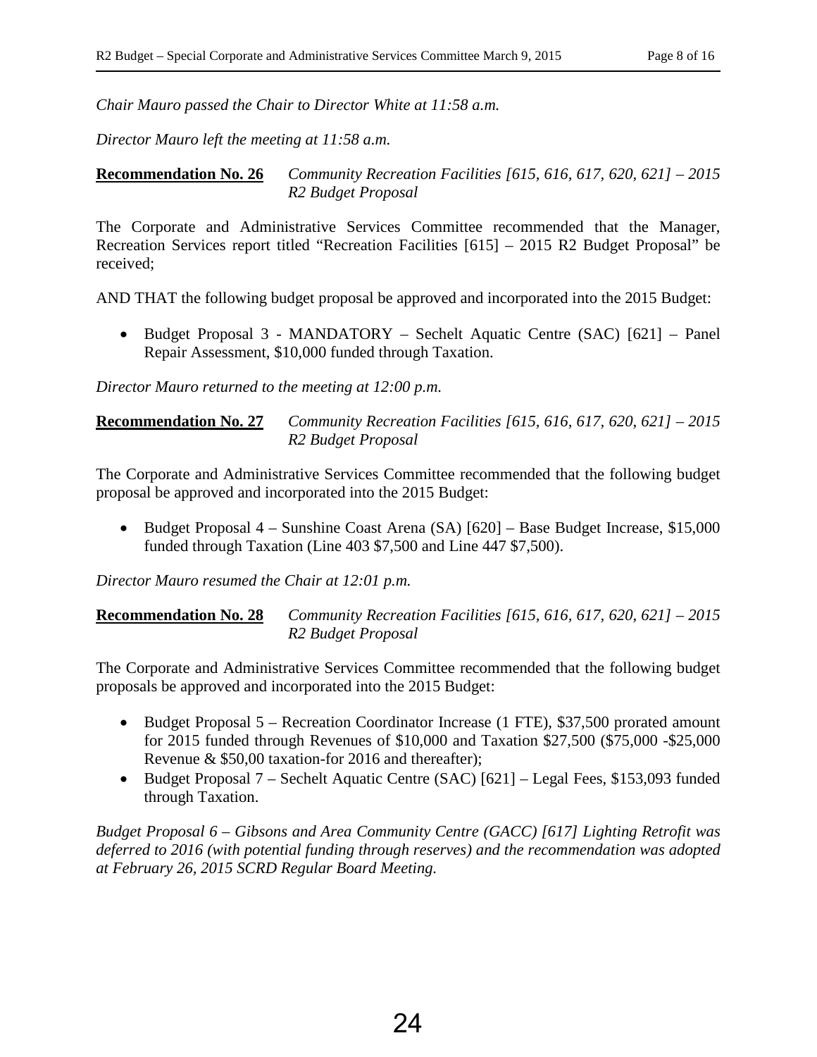*Chair Mauro passed the Chair to Director White at 11:58 a.m.*

*Director Mauro left the meeting at 11:58 a.m.*

**Recommendation No. 26** *Community Recreation Facilities [615, 616, 617, 620, 621] – 2015 R2 Budget Proposal*

The Corporate and Administrative Services Committee recommended that the Manager, Recreation Services report titled "Recreation Facilities [615] – 2015 R2 Budget Proposal" be received;

AND THAT the following budget proposal be approved and incorporated into the 2015 Budget:

- Budget Proposal 3 - MANDATORY – Sechelt Aquatic Centre (SAC) [621] – Panel Repair Assessment, $10,000 funded through Taxation.

*Director Mauro returned to the meeting at 12:00 p.m.*

**Recommendation No. 27** *Community Recreation Facilities [615, 616, 617, 620, 621] – 2015 R2 Budget Proposal*

The Corporate and Administrative Services Committee recommended that the following budget proposal be approved and incorporated into the 2015 Budget:

- Budget Proposal 4 – Sunshine Coast Arena (SA) [620] – Base Budget Increase, $15,000 funded through Taxation (Line 403 $7,500 and Line 447 $7,500).

*Director Mauro resumed the Chair at 12:01 p.m.*

**Recommendation No. 28** *Community Recreation Facilities [615, 616, 617, 620, 621] – 2015 R2 Budget Proposal*

The Corporate and Administrative Services Committee recommended that the following budget proposals be approved and incorporated into the 2015 Budget:

- Budget Proposal 5 – Recreation Coordinator Increase (1 FTE), $37,500 prorated amount for 2015 funded through Revenues of $10,000 and Taxation $27,500 ($75,000 -$25,000 Revenue & $50,00 taxation-for 2016 and thereafter);
- Budget Proposal 7 – Sechelt Aquatic Centre (SAC) [621] – Legal Fees, $153,093 funded through Taxation.

*Budget Proposal 6 – Gibsons and Area Community Centre (GACC) [617] Lighting Retrofit was deferred to 2016 (with potential funding through reserves) and the recommendation was adopted at February 26, 2015 SCRD Regular Board Meeting.*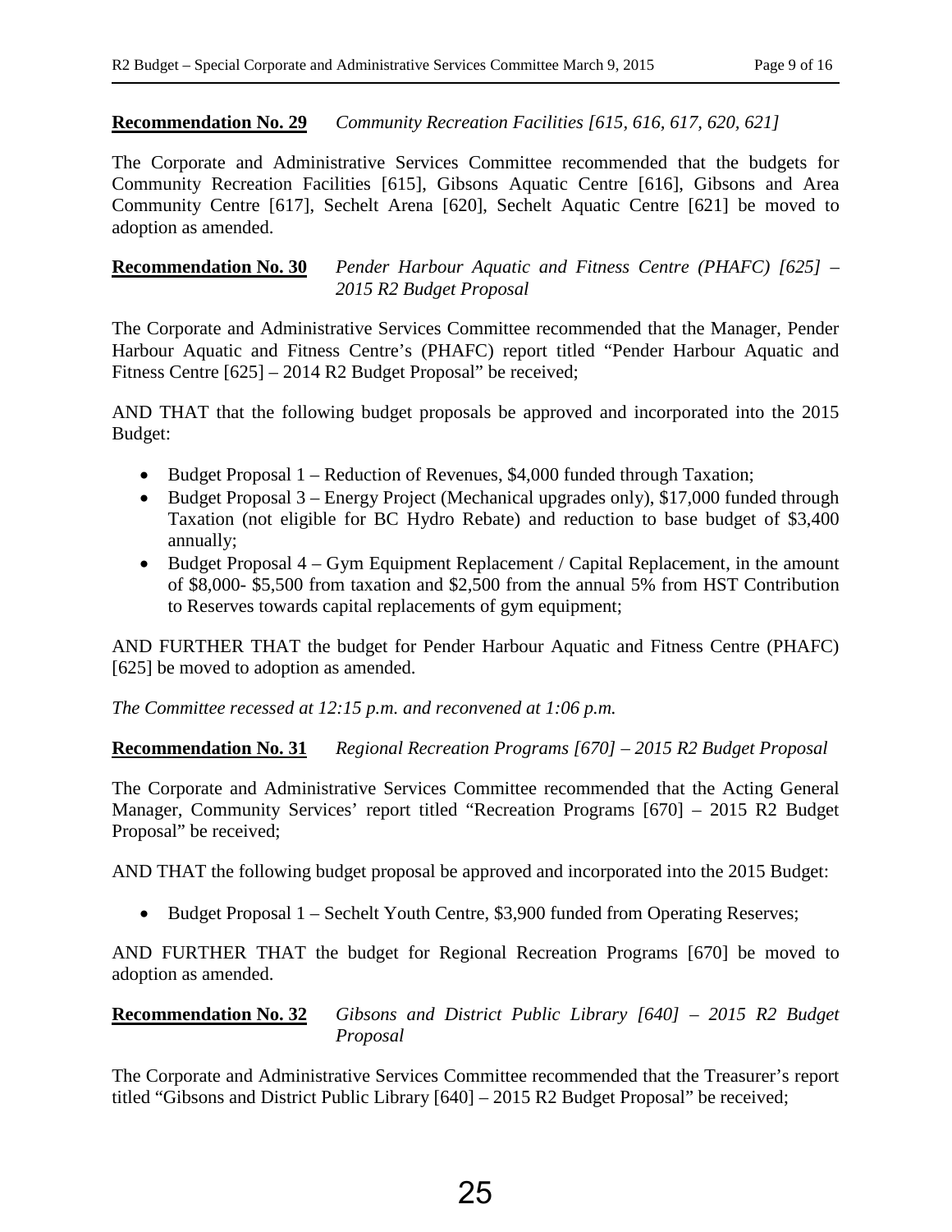**Recommendation No. 29** *Community Recreation Facilities [615, 616, 617, 620, 621]*

The Corporate and Administrative Services Committee recommended that the budgets for Community Recreation Facilities [615], Gibsons Aquatic Centre [616], Gibsons and Area Community Centre [617], Sechelt Arena [620], Sechelt Aquatic Centre [621] be moved to adoption as amended.

**Recommendation No. 30** *Pender Harbour Aquatic and Fitness Centre (PHAFC) [625] – 2015 R2 Budget Proposal*

The Corporate and Administrative Services Committee recommended that the Manager, Pender Harbour Aquatic and Fitness Centre's (PHAFC) report titled "Pender Harbour Aquatic and Fitness Centre [625] – 2014 R2 Budget Proposal" be received;

AND THAT that the following budget proposals be approved and incorporated into the 2015 Budget:

- Budget Proposal 1 – Reduction of Revenues, $4,000 funded through Taxation;
- Budget Proposal 3 – Energy Project (Mechanical upgrades only), $17,000 funded through Taxation (not eligible for BC Hydro Rebate) and reduction to base budget of $3,400 annually;
- Budget Proposal 4 – Gym Equipment Replacement / Capital Replacement, in the amount of $8,000- $5,500 from taxation and $2,500 from the annual 5% from HST Contribution to Reserves towards capital replacements of gym equipment;

AND FURTHER THAT the budget for Pender Harbour Aquatic and Fitness Centre (PHAFC) [625] be moved to adoption as amended.

*The Committee recessed at 12:15 p.m. and reconvened at 1:06 p.m.*

**Recommendation No. 31** *Regional Recreation Programs [670] – 2015 R2 Budget Proposal*

The Corporate and Administrative Services Committee recommended that the Acting General Manager, Community Services' report titled "Recreation Programs [670] – 2015 R2 Budget Proposal" be received;

AND THAT the following budget proposal be approved and incorporated into the 2015 Budget:

- Budget Proposal 1 – Sechelt Youth Centre, $3,900 funded from Operating Reserves;

AND FURTHER THAT the budget for Regional Recreation Programs [670] be moved to adoption as amended.

**Recommendation No. 32** *Gibsons and District Public Library [640] – 2015 R2 Budget Proposal*

The Corporate and Administrative Services Committee recommended that the Treasurer's report titled "Gibsons and District Public Library [640] – 2015 R2 Budget Proposal" be received;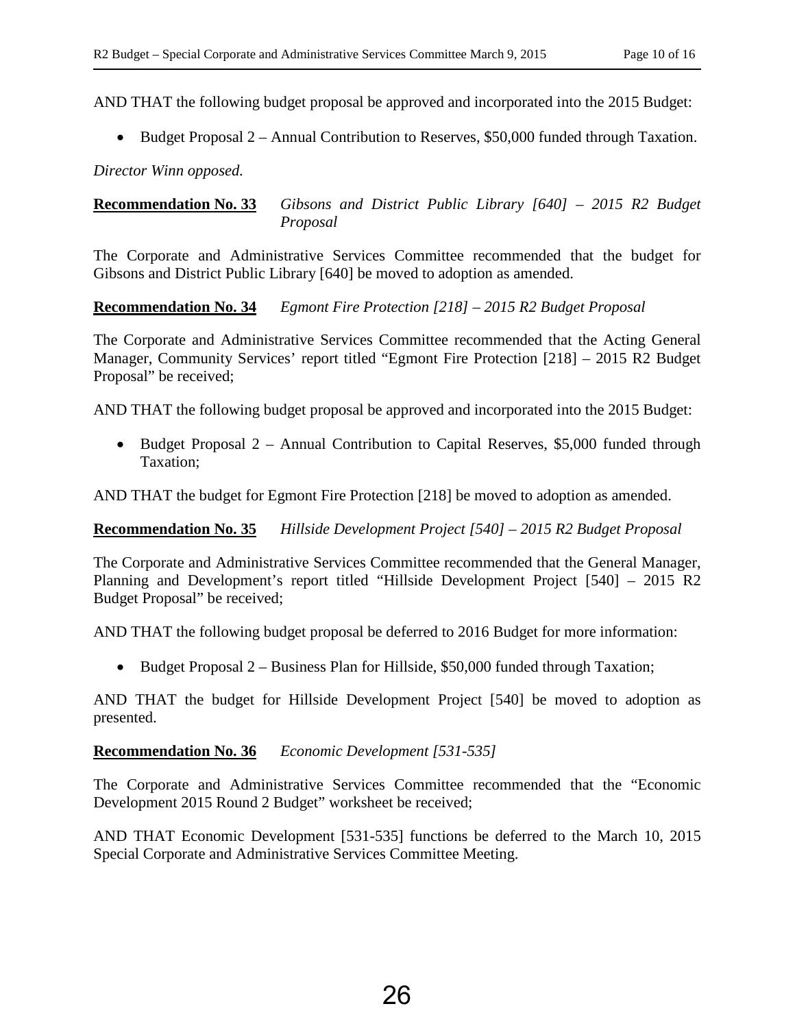AND THAT the following budget proposal be approved and incorporated into the 2015 Budget:

- Budget Proposal 2 – Annual Contribution to Reserves, $50,000 funded through Taxation.

*Director Winn opposed.*

**Recommendation No. 33** *Gibsons and District Public Library [640] – 2015 R2 Budget Proposal*

The Corporate and Administrative Services Committee recommended that the budget for Gibsons and District Public Library [640] be moved to adoption as amended.

**Recommendation No. 34** *Egmont Fire Protection [218] – 2015 R2 Budget Proposal*

The Corporate and Administrative Services Committee recommended that the Acting General Manager, Community Services' report titled "Egmont Fire Protection [218] – 2015 R2 Budget Proposal" be received;

AND THAT the following budget proposal be approved and incorporated into the 2015 Budget:

- Budget Proposal 2 – Annual Contribution to Capital Reserves, $5,000 funded through Taxation;

AND THAT the budget for Egmont Fire Protection [218] be moved to adoption as amended.

**Recommendation No. 35** *Hillside Development Project [540] – 2015 R2 Budget Proposal*

The Corporate and Administrative Services Committee recommended that the General Manager, Planning and Development's report titled "Hillside Development Project [540] – 2015 R2 Budget Proposal" be received;

AND THAT the following budget proposal be deferred to 2016 Budget for more information:

- Budget Proposal 2 – Business Plan for Hillside, $50,000 funded through Taxation;

AND THAT the budget for Hillside Development Project [540] be moved to adoption as presented.

**Recommendation No. 36** *Economic Development [531-535]*

The Corporate and Administrative Services Committee recommended that the "Economic Development 2015 Round 2 Budget" worksheet be received;

AND THAT Economic Development [531-535] functions be deferred to the March 10, 2015 Special Corporate and Administrative Services Committee Meeting.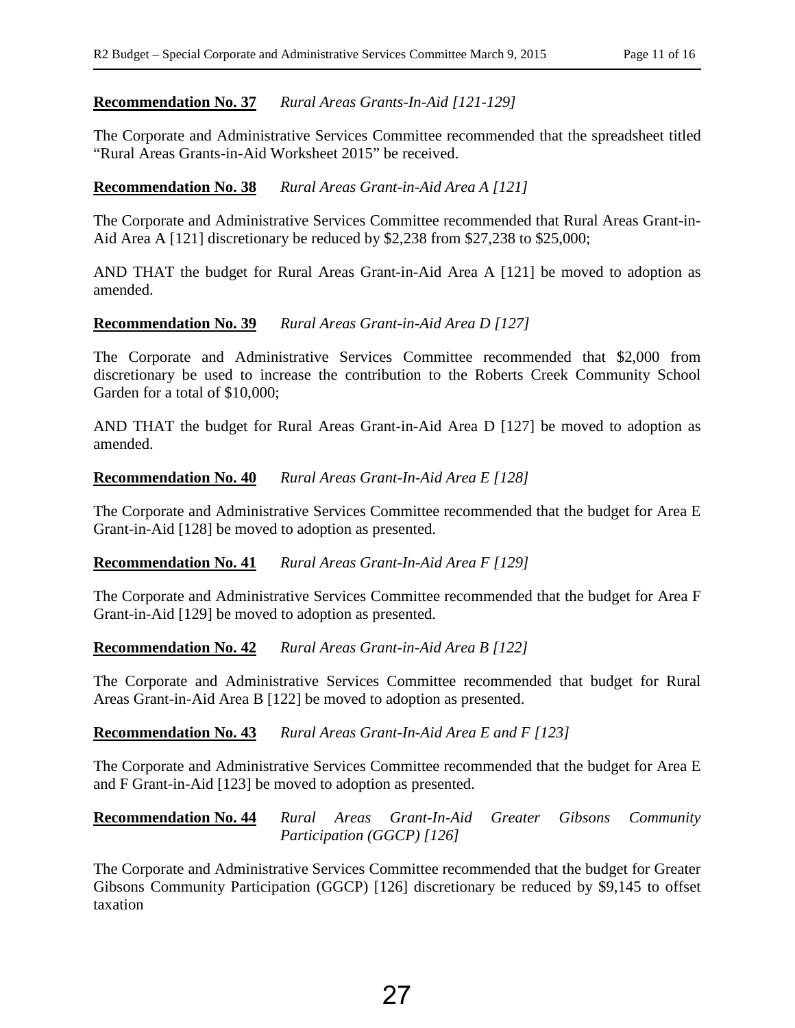**Recommendation No. 37** *Rural Areas Grants-In-Aid [121-129]*

The Corporate and Administrative Services Committee recommended that the spreadsheet titled "Rural Areas Grants-in-Aid Worksheet 2015" be received.

**Recommendation No. 38** *Rural Areas Grant-in-Aid Area A [121]*

The Corporate and Administrative Services Committee recommended that Rural Areas Grant-in-Aid Area A [121] discretionary be reduced by $2,238 from $27,238 to $25,000;

AND THAT the budget for Rural Areas Grant-in-Aid Area A [121] be moved to adoption as amended.

**Recommendation No. 39** *Rural Areas Grant-in-Aid Area D [127]*

The Corporate and Administrative Services Committee recommended that $2,000 from discretionary be used to increase the contribution to the Roberts Creek Community School Garden for a total of $10,000;

AND THAT the budget for Rural Areas Grant-in-Aid Area D [127] be moved to adoption as amended.

**Recommendation No. 40** *Rural Areas Grant-In-Aid Area E [128]*

The Corporate and Administrative Services Committee recommended that the budget for Area E Grant-in-Aid [128] be moved to adoption as presented.

**Recommendation No. 41** *Rural Areas Grant-In-Aid Area F [129]*

The Corporate and Administrative Services Committee recommended that the budget for Area F Grant-in-Aid [129] be moved to adoption as presented.

**Recommendation No. 42** *Rural Areas Grant-in-Aid Area B [122]*

The Corporate and Administrative Services Committee recommended that budget for Rural Areas Grant-in-Aid Area B [122] be moved to adoption as presented.

**Recommendation No. 43** *Rural Areas Grant-In-Aid Area E and F [123]*

The Corporate and Administrative Services Committee recommended that the budget for Area E and F Grant-in-Aid [123] be moved to adoption as presented.

**Recommendation No. 44** *Rural Areas Grant-In-Aid Greater Gibsons Community Participation (GGCP) [126]*

The Corporate and Administrative Services Committee recommended that the budget for Greater Gibsons Community Participation (GGCP) [126] discretionary be reduced by $9,145 to offset taxation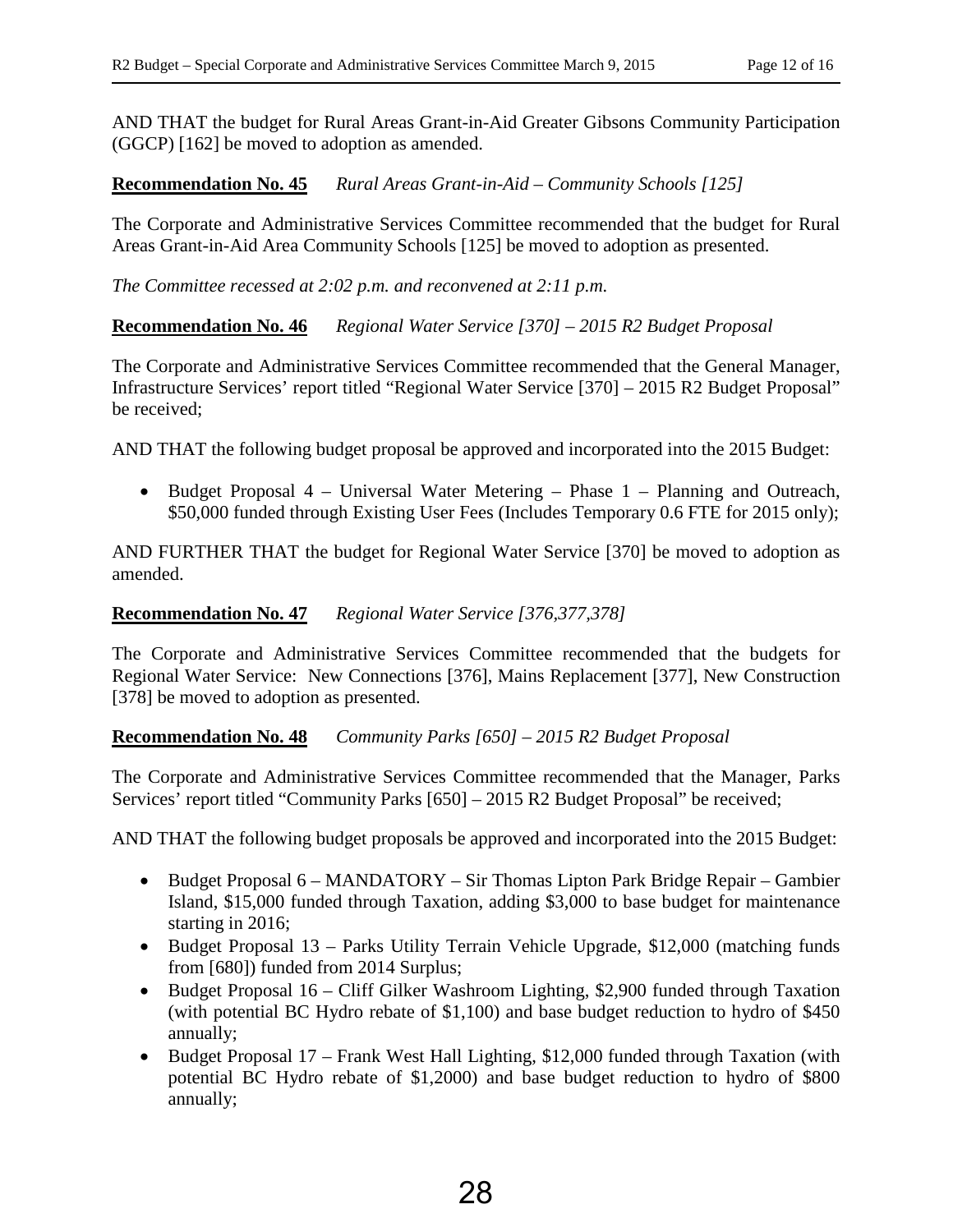AND THAT the budget for Rural Areas Grant-in-Aid Greater Gibsons Community Participation (GGCP) [162] be moved to adoption as amended.

**Recommendation No. 45** *Rural Areas Grant-in-Aid – Community Schools [125]*

The Corporate and Administrative Services Committee recommended that the budget for Rural Areas Grant-in-Aid Area Community Schools [125] be moved to adoption as presented.

*The Committee recessed at 2:02 p.m. and reconvened at 2:11 p.m.*

**Recommendation No. 46** *Regional Water Service [370] – 2015 R2 Budget Proposal*

The Corporate and Administrative Services Committee recommended that the General Manager, Infrastructure Services' report titled "Regional Water Service [370] – 2015 R2 Budget Proposal" be received;

AND THAT the following budget proposal be approved and incorporated into the 2015 Budget:

- Budget Proposal 4 – Universal Water Metering – Phase 1 – Planning and Outreach, $50,000 funded through Existing User Fees (Includes Temporary 0.6 FTE for 2015 only);

AND FURTHER THAT the budget for Regional Water Service [370] be moved to adoption as amended.

**Recommendation No. 47** *Regional Water Service [376,377,378]*

The Corporate and Administrative Services Committee recommended that the budgets for Regional Water Service: New Connections [376], Mains Replacement [377], New Construction [378] be moved to adoption as presented.

**Recommendation No. 48** *Community Parks [650] – 2015 R2 Budget Proposal*

The Corporate and Administrative Services Committee recommended that the Manager, Parks Services' report titled "Community Parks [650] – 2015 R2 Budget Proposal" be received;

AND THAT the following budget proposals be approved and incorporated into the 2015 Budget:

- Budget Proposal 6 – MANDATORY – Sir Thomas Lipton Park Bridge Repair – Gambier Island, $15,000 funded through Taxation, adding $3,000 to base budget for maintenance starting in 2016;
- Budget Proposal 13 – Parks Utility Terrain Vehicle Upgrade, $12,000 (matching funds from [680]) funded from 2014 Surplus;
- Budget Proposal 16 – Cliff Gilker Washroom Lighting, $2,900 funded through Taxation (with potential BC Hydro rebate of $1,100) and base budget reduction to hydro of $450 annually;
- Budget Proposal 17 – Frank West Hall Lighting, $12,000 funded through Taxation (with potential BC Hydro rebate of $1,2000) and base budget reduction to hydro of $800 annually;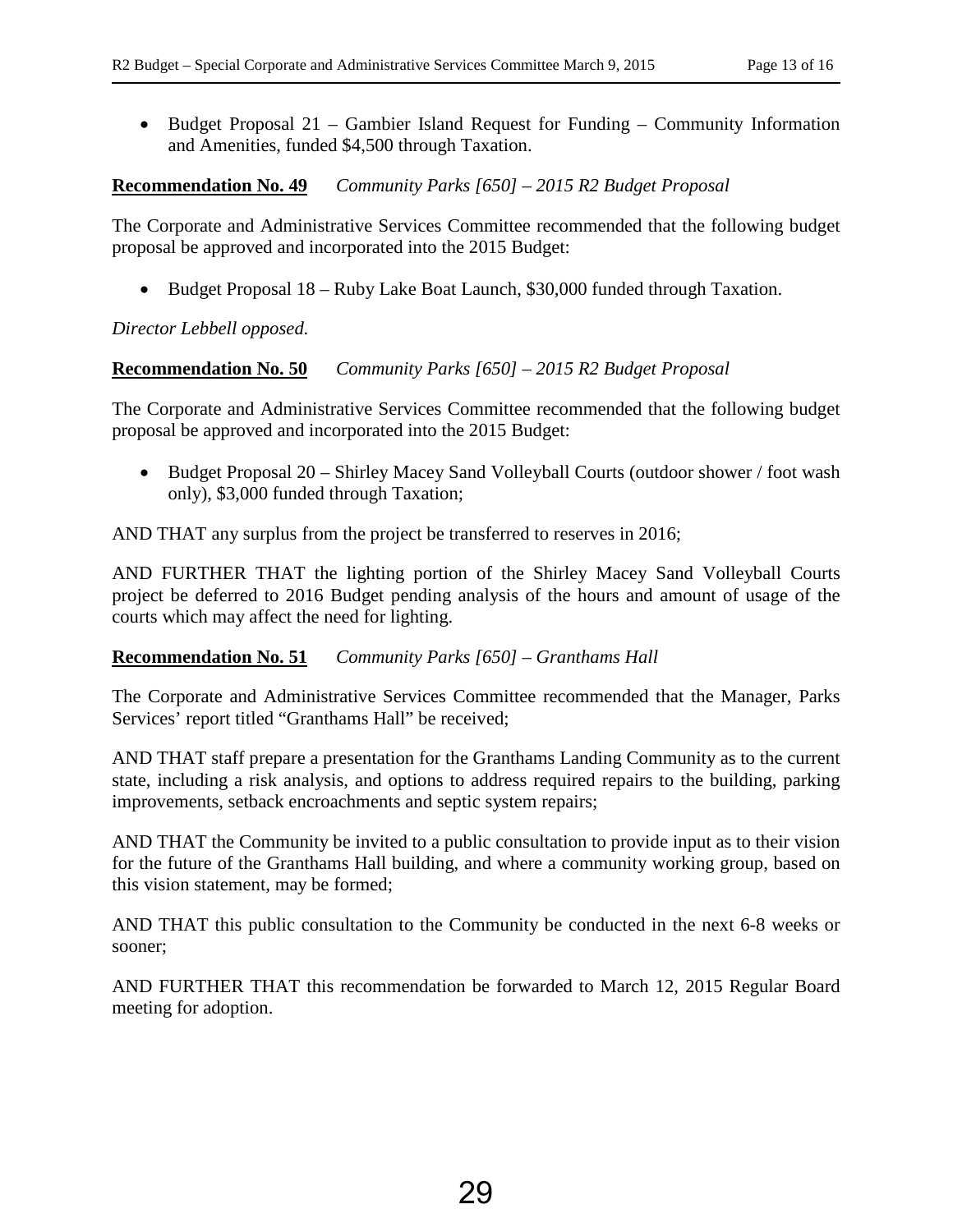- Budget Proposal 21 – Gambier Island Request for Funding – Community Information and Amenities, funded $4,500 through Taxation.

**Recommendation No. 49** *Community Parks [650] – 2015 R2 Budget Proposal*

The Corporate and Administrative Services Committee recommended that the following budget proposal be approved and incorporated into the 2015 Budget:

- Budget Proposal 18 – Ruby Lake Boat Launch, $30,000 funded through Taxation.

*Director Lebbell opposed.*

**Recommendation No. 50** *Community Parks [650] – 2015 R2 Budget Proposal*

The Corporate and Administrative Services Committee recommended that the following budget proposal be approved and incorporated into the 2015 Budget:

- Budget Proposal 20 – Shirley Macey Sand Volleyball Courts (outdoor shower / foot wash only), $3,000 funded through Taxation;

AND THAT any surplus from the project be transferred to reserves in 2016;

AND FURTHER THAT the lighting portion of the Shirley Macey Sand Volleyball Courts project be deferred to 2016 Budget pending analysis of the hours and amount of usage of the courts which may affect the need for lighting.

**Recommendation No. 51** *Community Parks [650] – Granthams Hall*

The Corporate and Administrative Services Committee recommended that the Manager, Parks Services' report titled "Granthams Hall" be received;

AND THAT staff prepare a presentation for the Granthams Landing Community as to the current state, including a risk analysis, and options to address required repairs to the building, parking improvements, setback encroachments and septic system repairs;

AND THAT the Community be invited to a public consultation to provide input as to their vision for the future of the Granthams Hall building, and where a community working group, based on this vision statement, may be formed;

AND THAT this public consultation to the Community be conducted in the next 6-8 weeks or sooner;

AND FURTHER THAT this recommendation be forwarded to March 12, 2015 Regular Board meeting for adoption.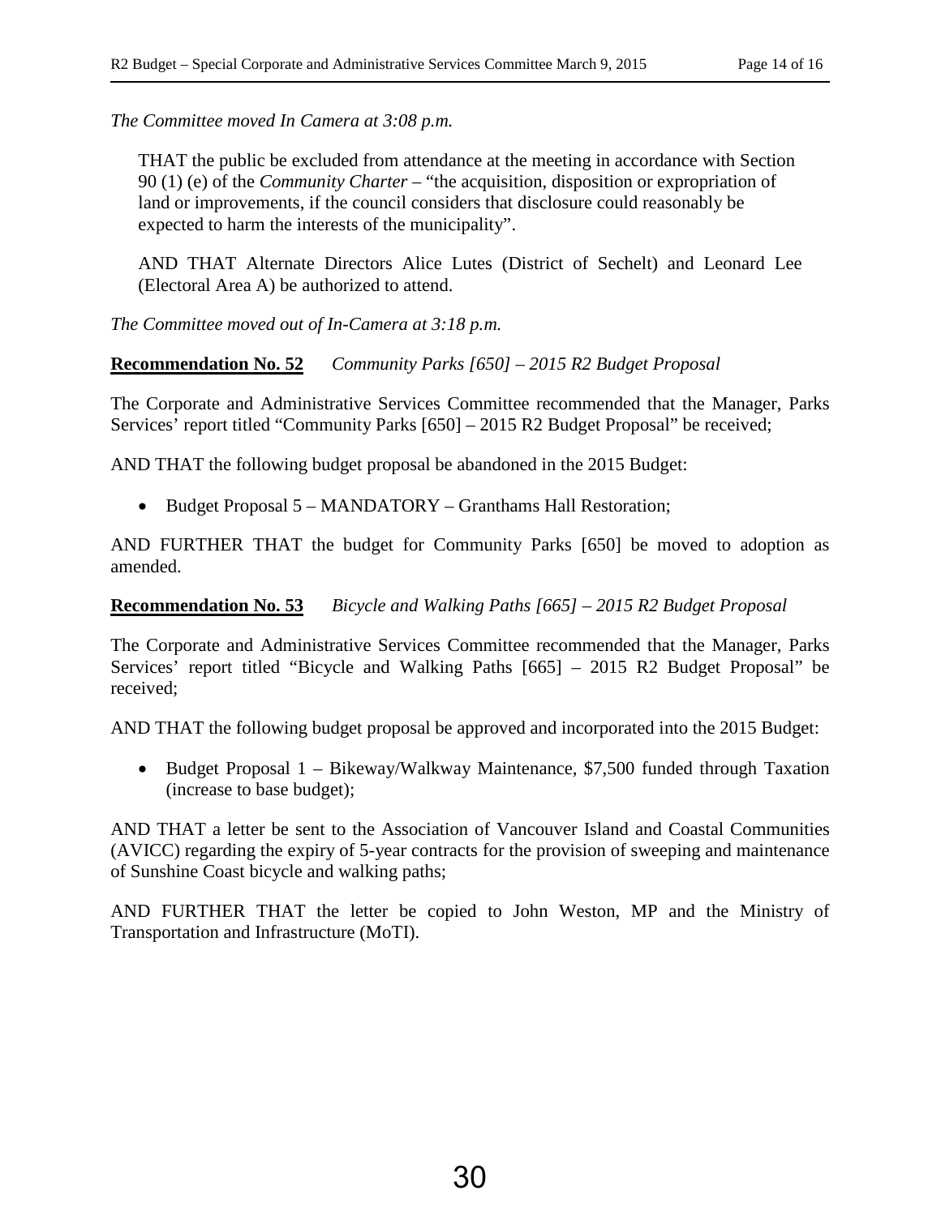*The Committee moved In Camera at 3:08 p.m.*

> THAT the public be excluded from attendance at the meeting in accordance with Section 90 (1) (e) of the *Community Charter* – "the acquisition, disposition or expropriation of land or improvements, if the council considers that disclosure could reasonably be expected to harm the interests of the municipality".
>
> AND THAT Alternate Directors Alice Lutes (District of Sechelt) and Leonard Lee (Electoral Area A) be authorized to attend.

*The Committee moved out of In-Camera at 3:18 p.m.*

**Recommendation No. 52** *Community Parks [650] – 2015 R2 Budget Proposal*

The Corporate and Administrative Services Committee recommended that the Manager, Parks Services' report titled "Community Parks [650] – 2015 R2 Budget Proposal" be received;

AND THAT the following budget proposal be abandoned in the 2015 Budget:

- Budget Proposal 5 – MANDATORY – Granthams Hall Restoration;

AND FURTHER THAT the budget for Community Parks [650] be moved to adoption as amended.

**Recommendation No. 53** *Bicycle and Walking Paths [665] – 2015 R2 Budget Proposal*

The Corporate and Administrative Services Committee recommended that the Manager, Parks Services' report titled "Bicycle and Walking Paths [665] – 2015 R2 Budget Proposal" be received;

AND THAT the following budget proposal be approved and incorporated into the 2015 Budget:

- Budget Proposal 1 – Bikeway/Walkway Maintenance, $7,500 funded through Taxation (increase to base budget);

AND THAT a letter be sent to the Association of Vancouver Island and Coastal Communities (AVICC) regarding the expiry of 5-year contracts for the provision of sweeping and maintenance of Sunshine Coast bicycle and walking paths;

AND FURTHER THAT the letter be copied to John Weston, MP and the Ministry of Transportation and Infrastructure (MoTI).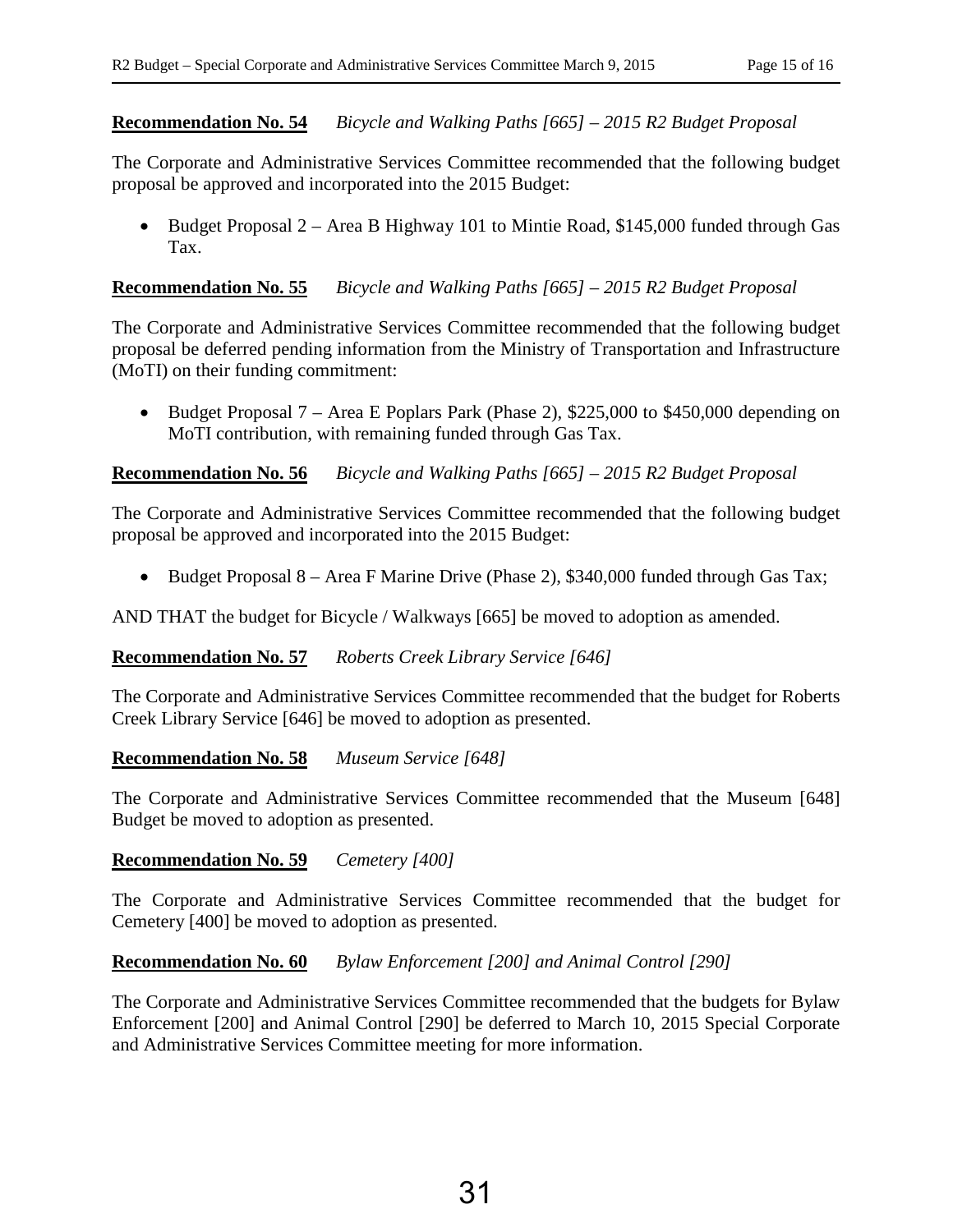**Recommendation No. 54** *Bicycle and Walking Paths [665] – 2015 R2 Budget Proposal*

The Corporate and Administrative Services Committee recommended that the following budget proposal be approved and incorporated into the 2015 Budget:

- Budget Proposal 2 – Area B Highway 101 to Mintie Road, $145,000 funded through Gas Tax.

**Recommendation No. 55** *Bicycle and Walking Paths [665] – 2015 R2 Budget Proposal*

The Corporate and Administrative Services Committee recommended that the following budget proposal be deferred pending information from the Ministry of Transportation and Infrastructure (MoTI) on their funding commitment:

- Budget Proposal 7 – Area E Poplars Park (Phase 2), $225,000 to $450,000 depending on MoTI contribution, with remaining funded through Gas Tax.

**Recommendation No. 56** *Bicycle and Walking Paths [665] – 2015 R2 Budget Proposal*

The Corporate and Administrative Services Committee recommended that the following budget proposal be approved and incorporated into the 2015 Budget:

- Budget Proposal 8 – Area F Marine Drive (Phase 2), $340,000 funded through Gas Tax;

AND THAT the budget for Bicycle / Walkways [665] be moved to adoption as amended.

**Recommendation No. 57** *Roberts Creek Library Service [646]*

The Corporate and Administrative Services Committee recommended that the budget for Roberts Creek Library Service [646] be moved to adoption as presented.

**Recommendation No. 58** *Museum Service [648]*

The Corporate and Administrative Services Committee recommended that the Museum [648] Budget be moved to adoption as presented.

**Recommendation No. 59** *Cemetery [400]*

The Corporate and Administrative Services Committee recommended that the budget for Cemetery [400] be moved to adoption as presented.

**Recommendation No. 60** *Bylaw Enforcement [200] and Animal Control [290]*

The Corporate and Administrative Services Committee recommended that the budgets for Bylaw Enforcement [200] and Animal Control [290] be deferred to March 10, 2015 Special Corporate and Administrative Services Committee meeting for more information.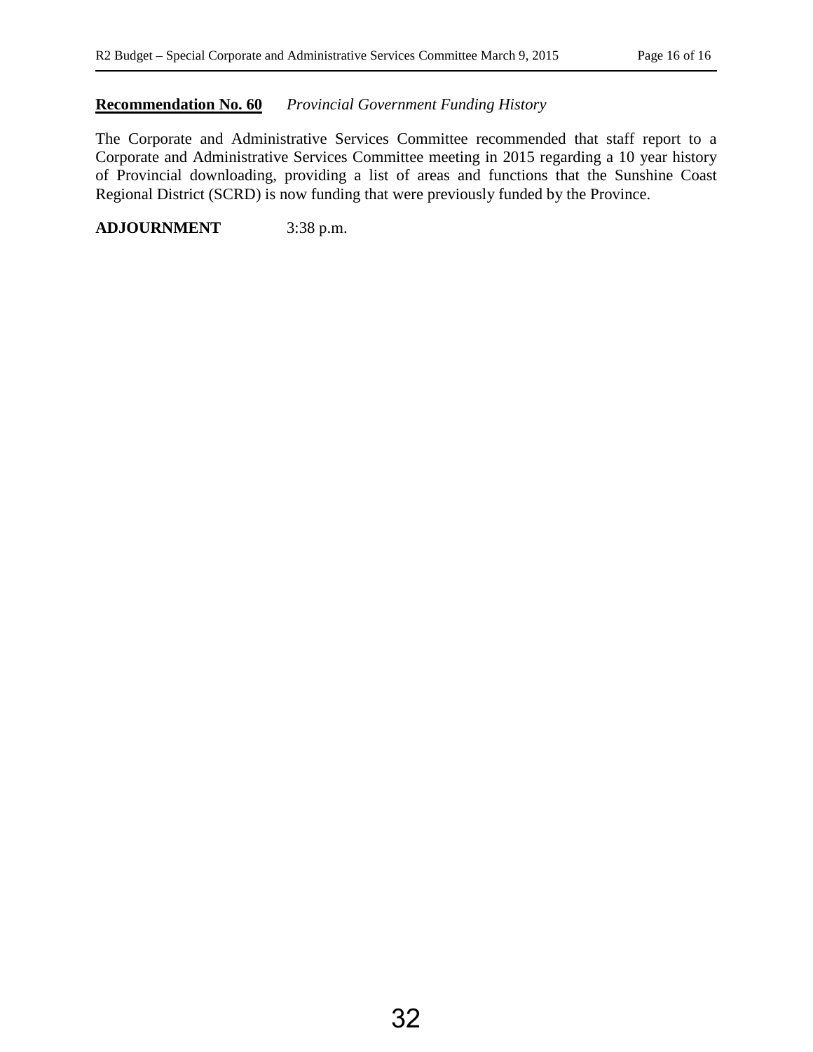**Recommendation No. 60** *Provincial Government Funding History*

The Corporate and Administrative Services Committee recommended that staff report to a Corporate and Administrative Services Committee meeting in 2015 regarding a 10 year history of Provincial downloading, providing a list of areas and functions that the Sunshine Coast Regional District (SCRD) is now funding that were previously funded by the Province.

**ADJOURNMENT** 3:38 p.m.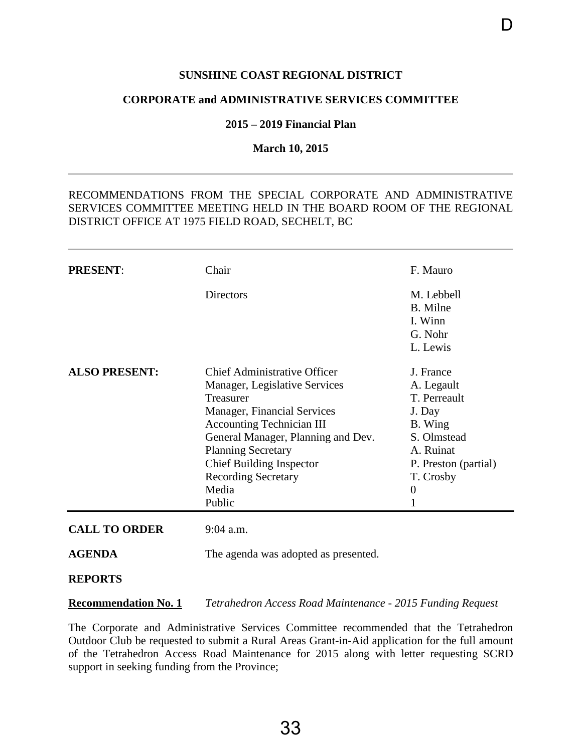**SUNSHINE COAST REGIONAL DISTRICT**

**CORPORATE and ADMINISTRATIVE SERVICES COMMITTEE**

**2015 – 2019 Financial Plan**

**March 10, 2015**

---

RECOMMENDATIONS FROM THE SPECIAL CORPORATE AND ADMINISTRATIVE SERVICES COMMITTEE MEETING HELD IN THE BOARD ROOM OF THE REGIONAL DISTRICT OFFICE AT 1975 FIELD ROAD, SECHELT, BC

---

| | | |
|---|---|---|
| **PRESENT**: | Chair | F. Mauro |
| | Directors | M. Lebbell<br>B. Milne<br>I. Winn<br>G. Nohr<br>L. Lewis |
| **ALSO PRESENT:** | Chief Administrative Officer | J. France |
| | Manager, Legislative Services | A. Legault |
| | Treasurer | T. Perreault |
| | Manager, Financial Services | J. Day |
| | Accounting Technician III | B. Wing |
| | General Manager, Planning and Dev. | S. Olmstead |
| | Planning Secretary | A. Ruinat |
| | Chief Building Inspector | P. Preston (partial) |
| | Recording Secretary | T. Crosby |
| | Media | 0 |
| | Public | 1 |

**CALL TO ORDER** 9:04 a.m.

**AGENDA** The agenda was adopted as presented.

**REPORTS**

**Recommendation No. 1** *Tetrahedron Access Road Maintenance - 2015 Funding Request*

The Corporate and Administrative Services Committee recommended that the Tetrahedron Outdoor Club be requested to submit a Rural Areas Grant-in-Aid application for the full amount of the Tetrahedron Access Road Maintenance for 2015 along with letter requesting SCRD support in seeking funding from the Province;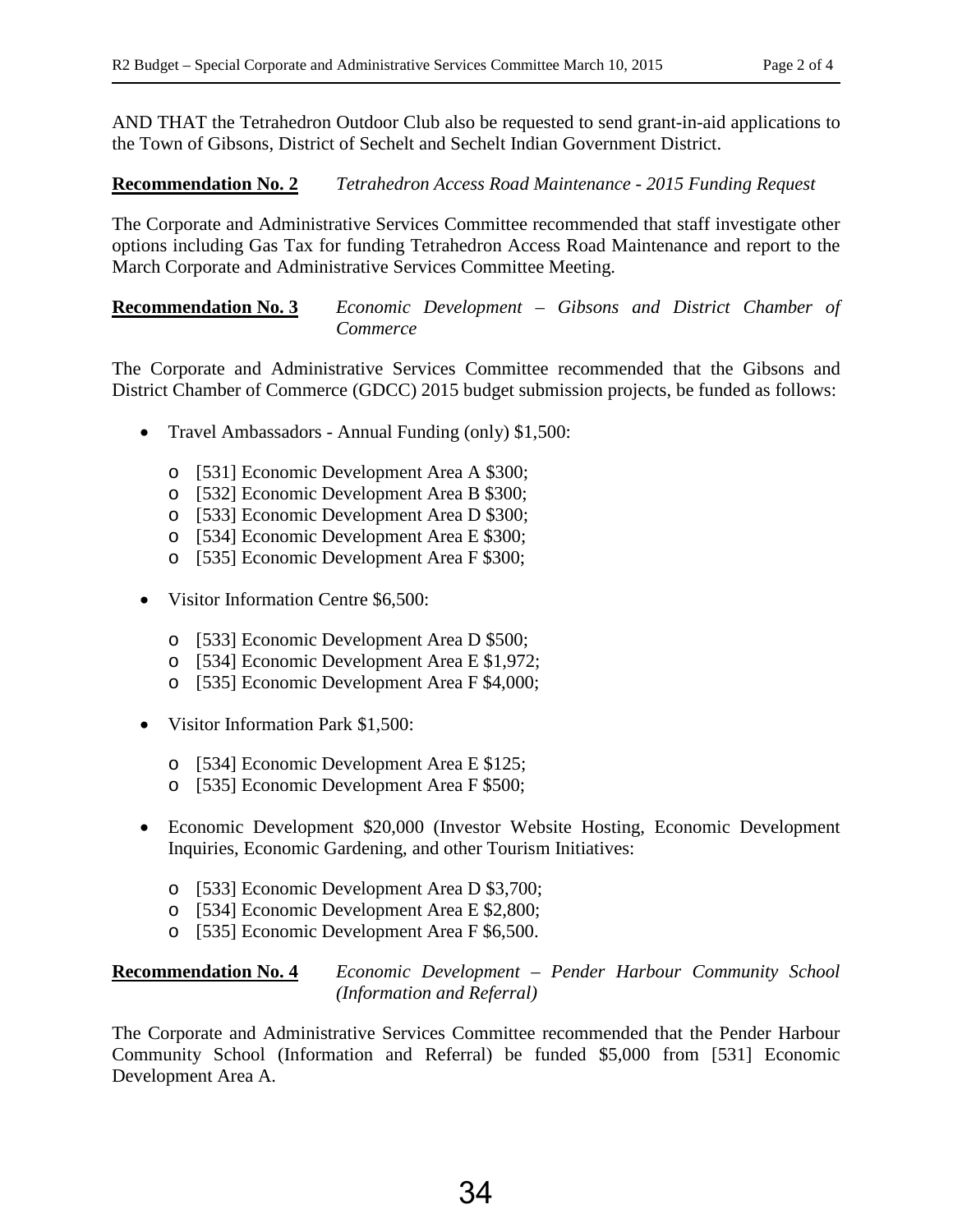AND THAT the Tetrahedron Outdoor Club also be requested to send grant-in-aid applications to the Town of Gibsons, District of Sechelt and Sechelt Indian Government District.

**Recommendation No. 2** *Tetrahedron Access Road Maintenance - 2015 Funding Request*

The Corporate and Administrative Services Committee recommended that staff investigate other options including Gas Tax for funding Tetrahedron Access Road Maintenance and report to the March Corporate and Administrative Services Committee Meeting.

**Recommendation No. 3** *Economic Development – Gibsons and District Chamber of Commerce*

The Corporate and Administrative Services Committee recommended that the Gibsons and District Chamber of Commerce (GDCC) 2015 budget submission projects, be funded as follows:

- Travel Ambassadors - Annual Funding (only) $1,500:
  - [531] Economic Development Area A $300;
  - [532] Economic Development Area B $300;
  - [533] Economic Development Area D $300;
  - [534] Economic Development Area E $300;
  - [535] Economic Development Area F $300;
- Visitor Information Centre $6,500:
  - [533] Economic Development Area D $500;
  - [534] Economic Development Area E $1,972;
  - [535] Economic Development Area F $4,000;
- Visitor Information Park $1,500:
  - [534] Economic Development Area E $125;
  - [535] Economic Development Area F $500;
- Economic Development $20,000 (Investor Website Hosting, Economic Development Inquiries, Economic Gardening, and other Tourism Initiatives:
  - [533] Economic Development Area D $3,700;
  - [534] Economic Development Area E $2,800;
  - [535] Economic Development Area F $6,500.

**Recommendation No. 4** *Economic Development – Pender Harbour Community School (Information and Referral)*

The Corporate and Administrative Services Committee recommended that the Pender Harbour Community School (Information and Referral) be funded $5,000 from [531] Economic Development Area A.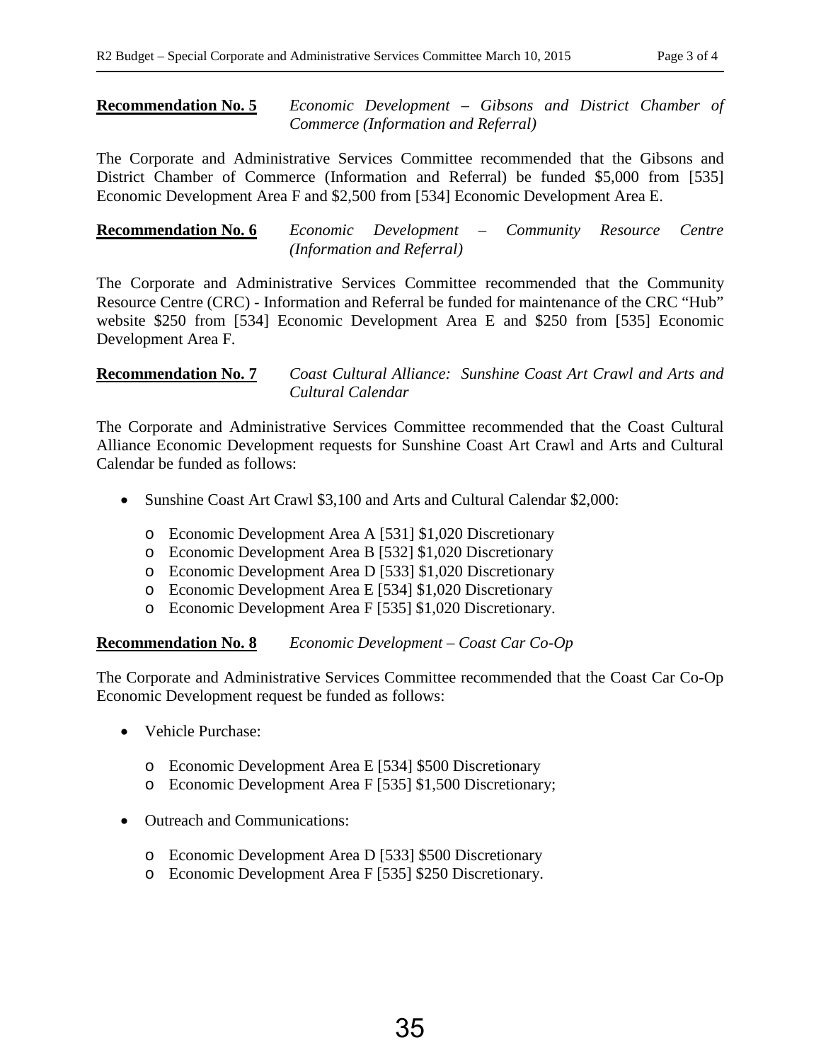**Recommendation No. 5** *Economic Development – Gibsons and District Chamber of Commerce (Information and Referral)*

The Corporate and Administrative Services Committee recommended that the Gibsons and District Chamber of Commerce (Information and Referral) be funded $5,000 from [535] Economic Development Area F and $2,500 from [534] Economic Development Area E.

**Recommendation No. 6** *Economic Development – Community Resource Centre (Information and Referral)*

The Corporate and Administrative Services Committee recommended that the Community Resource Centre (CRC) - Information and Referral be funded for maintenance of the CRC "Hub" website $250 from [534] Economic Development Area E and $250 from [535] Economic Development Area F.

**Recommendation No. 7** *Coast Cultural Alliance: Sunshine Coast Art Crawl and Arts and Cultural Calendar*

The Corporate and Administrative Services Committee recommended that the Coast Cultural Alliance Economic Development requests for Sunshine Coast Art Crawl and Arts and Cultural Calendar be funded as follows:

- Sunshine Coast Art Crawl $3,100 and Arts and Cultural Calendar $2,000:
  - Economic Development Area A [531] $1,020 Discretionary
  - Economic Development Area B [532] $1,020 Discretionary
  - Economic Development Area D [533] $1,020 Discretionary
  - Economic Development Area E [534] $1,020 Discretionary
  - Economic Development Area F [535] $1,020 Discretionary.

**Recommendation No. 8** *Economic Development – Coast Car Co-Op*

The Corporate and Administrative Services Committee recommended that the Coast Car Co-Op Economic Development request be funded as follows:

- Vehicle Purchase:
  - Economic Development Area E [534] $500 Discretionary
  - Economic Development Area F [535] $1,500 Discretionary;
- Outreach and Communications:
  - Economic Development Area D [533] $500 Discretionary
  - Economic Development Area F [535] $250 Discretionary.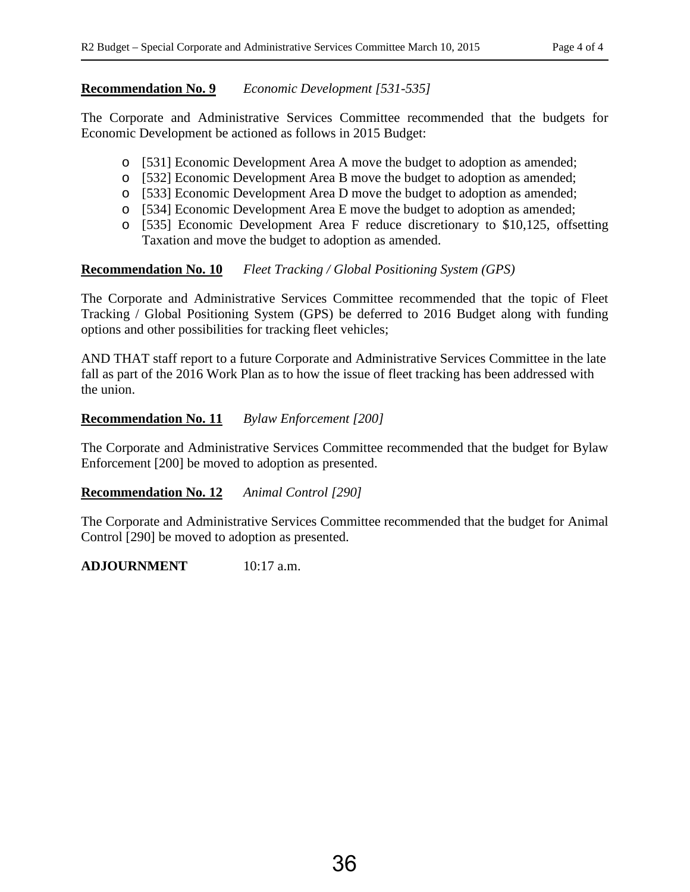**Recommendation No. 9** *Economic Development [531-535]*

The Corporate and Administrative Services Committee recommended that the budgets for Economic Development be actioned as follows in 2015 Budget:

- [531] Economic Development Area A move the budget to adoption as amended;
- [532] Economic Development Area B move the budget to adoption as amended;
- [533] Economic Development Area D move the budget to adoption as amended;
- [534] Economic Development Area E move the budget to adoption as amended;
- [535] Economic Development Area F reduce discretionary to $10,125, offsetting Taxation and move the budget to adoption as amended.

**Recommendation No. 10** *Fleet Tracking / Global Positioning System (GPS)*

The Corporate and Administrative Services Committee recommended that the topic of Fleet Tracking / Global Positioning System (GPS) be deferred to 2016 Budget along with funding options and other possibilities for tracking fleet vehicles;

AND THAT staff report to a future Corporate and Administrative Services Committee in the late fall as part of the 2016 Work Plan as to how the issue of fleet tracking has been addressed with the union.

**Recommendation No. 11** *Bylaw Enforcement [200]*

The Corporate and Administrative Services Committee recommended that the budget for Bylaw Enforcement [200] be moved to adoption as presented.

**Recommendation No. 12** *Animal Control [290]*

The Corporate and Administrative Services Committee recommended that the budget for Animal Control [290] be moved to adoption as presented.

**ADJOURNMENT** 10:17 a.m.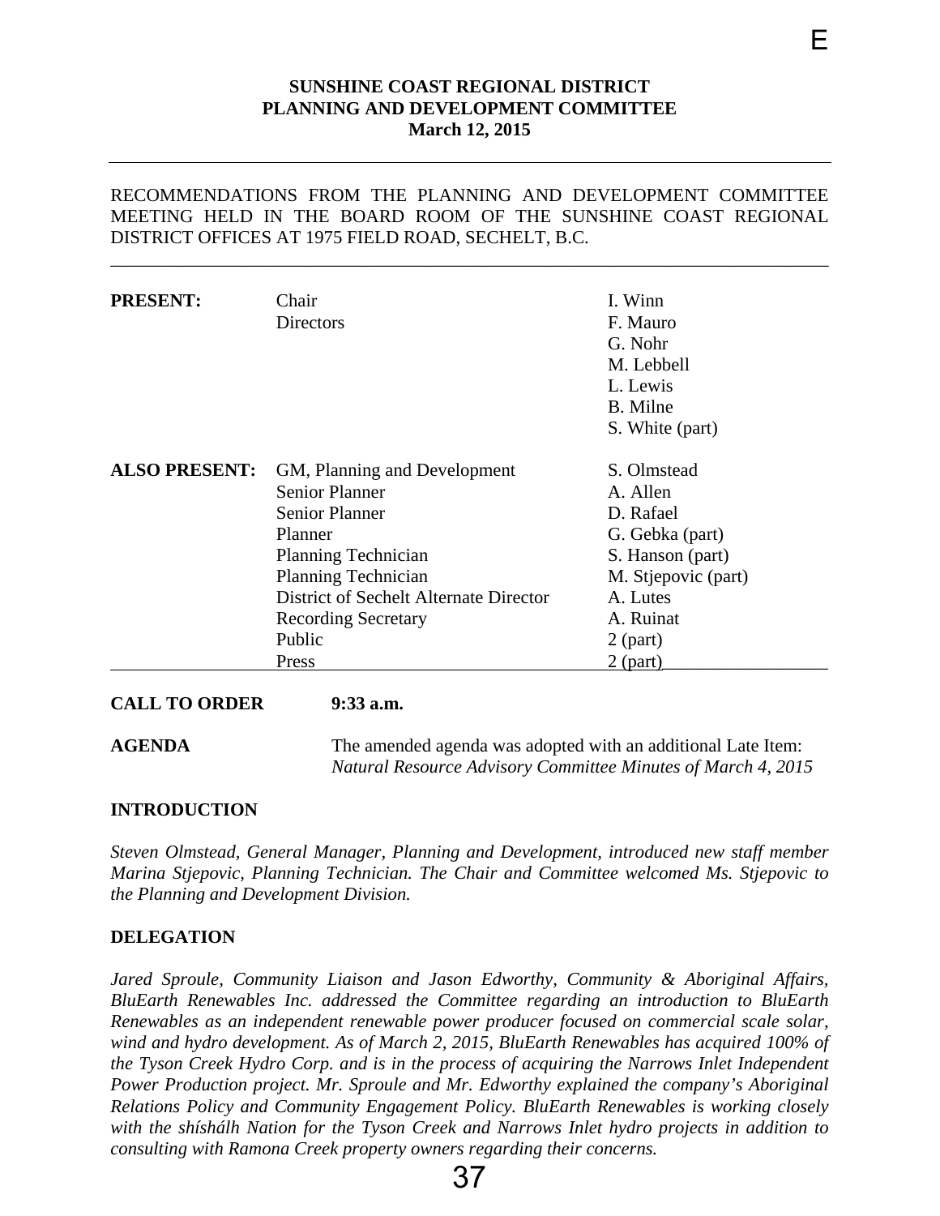# SUNSHINE COAST REGIONAL DISTRICT
## PLANNING AND DEVELOPMENT COMMITTEE
### March 12, 2015

RECOMMENDATIONS FROM THE PLANNING AND DEVELOPMENT COMMITTEE MEETING HELD IN THE BOARD ROOM OF THE SUNSHINE COAST REGIONAL DISTRICT OFFICES AT 1975 FIELD ROAD, SECHELT, B.C.

| | | |
|---|---|---|
| **PRESENT:** | Chair | I. Winn |
| | Directors | F. Mauro |
| | | G. Nohr |
| | | M. Lebbell |
| | | L. Lewis |
| | | B. Milne |
| | | S. White (part) |
| **ALSO PRESENT:** | GM, Planning and Development | S. Olmstead |
| | Senior Planner | A. Allen |
| | Senior Planner | D. Rafael |
| | Planner | G. Gebka (part) |
| | Planning Technician | S. Hanson (part) |
| | Planning Technician | M. Stjepovic (part) |
| | District of Sechelt Alternate Director | A. Lutes |
| | Recording Secretary | A. Ruinat |
| | Public | 2 (part) |
| | Press | 2 (part) |

**CALL TO ORDER** **9:33 a.m.**

**AGENDA** The amended agenda was adopted with an additional Late Item: *Natural Resource Advisory Committee Minutes of March 4, 2015*

**INTRODUCTION**

*Steven Olmstead, General Manager, Planning and Development, introduced new staff member Marina Stjepovic, Planning Technician. The Chair and Committee welcomed Ms. Stjepovic to the Planning and Development Division.*

**DELEGATION**

*Jared Sproule, Community Liaison and Jason Edworthy, Community & Aboriginal Affairs, BluEarth Renewables Inc. addressed the Committee regarding an introduction to BluEarth Renewables as an independent renewable power producer focused on commercial scale solar, wind and hydro development. As of March 2, 2015, BluEarth Renewables has acquired 100% of the Tyson Creek Hydro Corp. and is in the process of acquiring the Narrows Inlet Independent Power Production project. Mr. Sproule and Mr. Edworthy explained the company's Aboriginal Relations Policy and Community Engagement Policy. BluEarth Renewables is working closely with the shíshálh Nation for the Tyson Creek and Narrows Inlet hydro projects in addition to consulting with Ramona Creek property owners regarding their concerns.*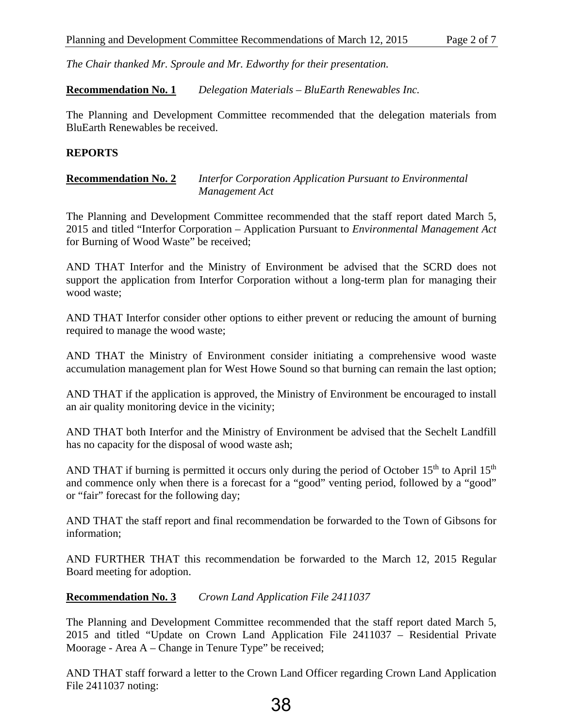*The Chair thanked Mr. Sproule and Mr. Edworthy for their presentation.*

**Recommendation No. 1** *Delegation Materials – BluEarth Renewables Inc.*

The Planning and Development Committee recommended that the delegation materials from BluEarth Renewables be received.

**REPORTS**

**Recommendation No. 2** *Interfor Corporation Application Pursuant to Environmental Management Act*

The Planning and Development Committee recommended that the staff report dated March 5, 2015 and titled "Interfor Corporation – Application Pursuant to *Environmental Management Act* for Burning of Wood Waste" be received;

AND THAT Interfor and the Ministry of Environment be advised that the SCRD does not support the application from Interfor Corporation without a long-term plan for managing their wood waste;

AND THAT Interfor consider other options to either prevent or reducing the amount of burning required to manage the wood waste;

AND THAT the Ministry of Environment consider initiating a comprehensive wood waste accumulation management plan for West Howe Sound so that burning can remain the last option;

AND THAT if the application is approved, the Ministry of Environment be encouraged to install an air quality monitoring device in the vicinity;

AND THAT both Interfor and the Ministry of Environment be advised that the Sechelt Landfill has no capacity for the disposal of wood waste ash;

AND THAT if burning is permitted it occurs only during the period of October 15th to April 15th and commence only when there is a forecast for a "good" venting period, followed by a "good" or "fair" forecast for the following day;

AND THAT the staff report and final recommendation be forwarded to the Town of Gibsons for information;

AND FURTHER THAT this recommendation be forwarded to the March 12, 2015 Regular Board meeting for adoption.

**Recommendation No. 3** *Crown Land Application File 2411037*

The Planning and Development Committee recommended that the staff report dated March 5, 2015 and titled "Update on Crown Land Application File 2411037 – Residential Private Moorage - Area A – Change in Tenure Type" be received;

AND THAT staff forward a letter to the Crown Land Officer regarding Crown Land Application File 2411037 noting: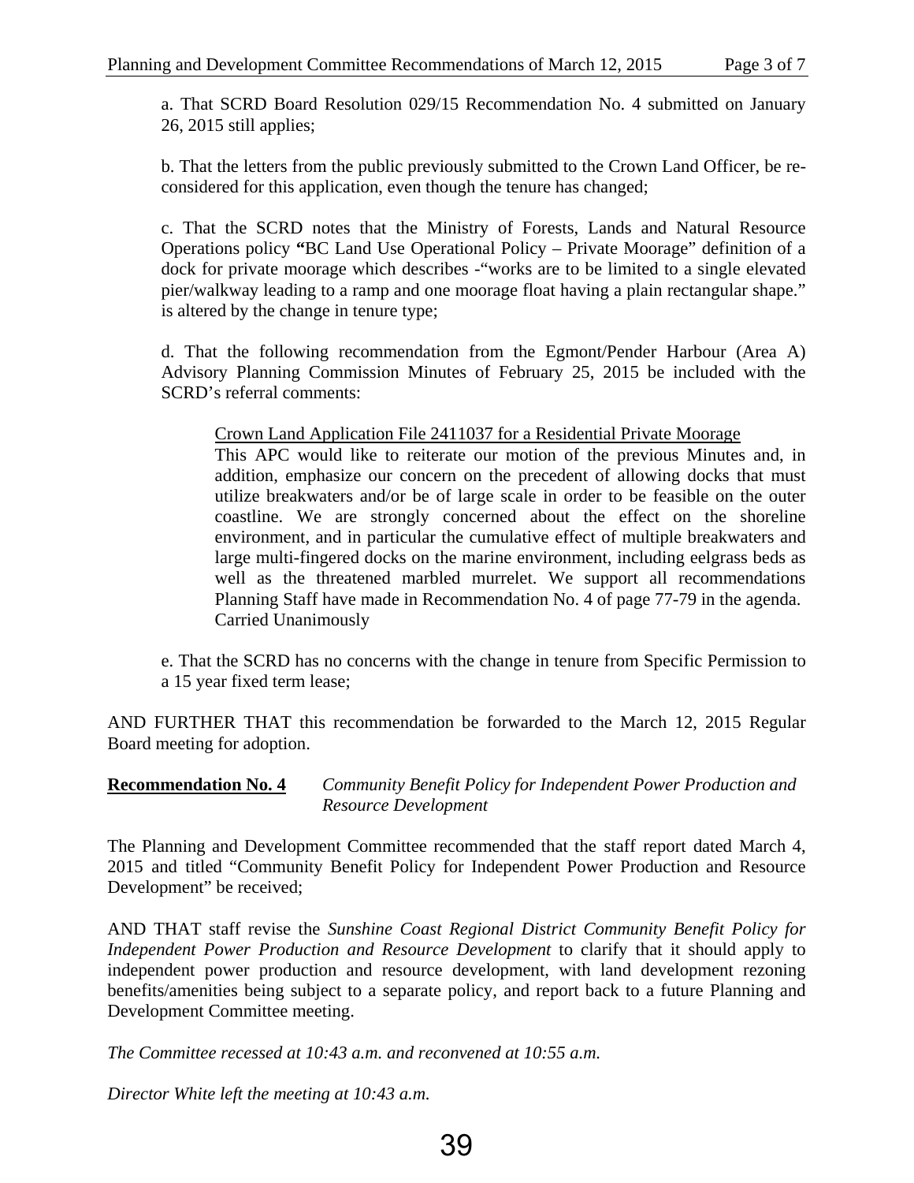a. That SCRD Board Resolution 029/15 Recommendation No. 4 submitted on January 26, 2015 still applies;

b. That the letters from the public previously submitted to the Crown Land Officer, be re-considered for this application, even though the tenure has changed;

c. That the SCRD notes that the Ministry of Forests, Lands and Natural Resource Operations policy **"**BC Land Use Operational Policy – Private Moorage" definition of a dock for private moorage which describes -"works are to be limited to a single elevated pier/walkway leading to a ramp and one moorage float having a plain rectangular shape." is altered by the change in tenure type;

d. That the following recommendation from the Egmont/Pender Harbour (Area A) Advisory Planning Commission Minutes of February 25, 2015 be included with the SCRD's referral comments:

> <u>Crown Land Application File 2411037 for a Residential Private Moorage</u>
> This APC would like to reiterate our motion of the previous Minutes and, in addition, emphasize our concern on the precedent of allowing docks that must utilize breakwaters and/or be of large scale in order to be feasible on the outer coastline. We are strongly concerned about the effect on the shoreline environment, and in particular the cumulative effect of multiple breakwaters and large multi-fingered docks on the marine environment, including eelgrass beds as well as the threatened marbled murrelet. We support all recommendations Planning Staff have made in Recommendation No. 4 of page 77-79 in the agenda.
> Carried Unanimously

e. That the SCRD has no concerns with the change in tenure from Specific Permission to a 15 year fixed term lease;

AND FURTHER THAT this recommendation be forwarded to the March 12, 2015 Regular Board meeting for adoption.

**<u>Recommendation No. 4</u>** *Community Benefit Policy for Independent Power Production and Resource Development*

The Planning and Development Committee recommended that the staff report dated March 4, 2015 and titled "Community Benefit Policy for Independent Power Production and Resource Development" be received;

AND THAT staff revise the *Sunshine Coast Regional District Community Benefit Policy for Independent Power Production and Resource Development* to clarify that it should apply to independent power production and resource development, with land development rezoning benefits/amenities being subject to a separate policy, and report back to a future Planning and Development Committee meeting.

*The Committee recessed at 10:43 a.m. and reconvened at 10:55 a.m.*

*Director White left the meeting at 10:43 a.m.*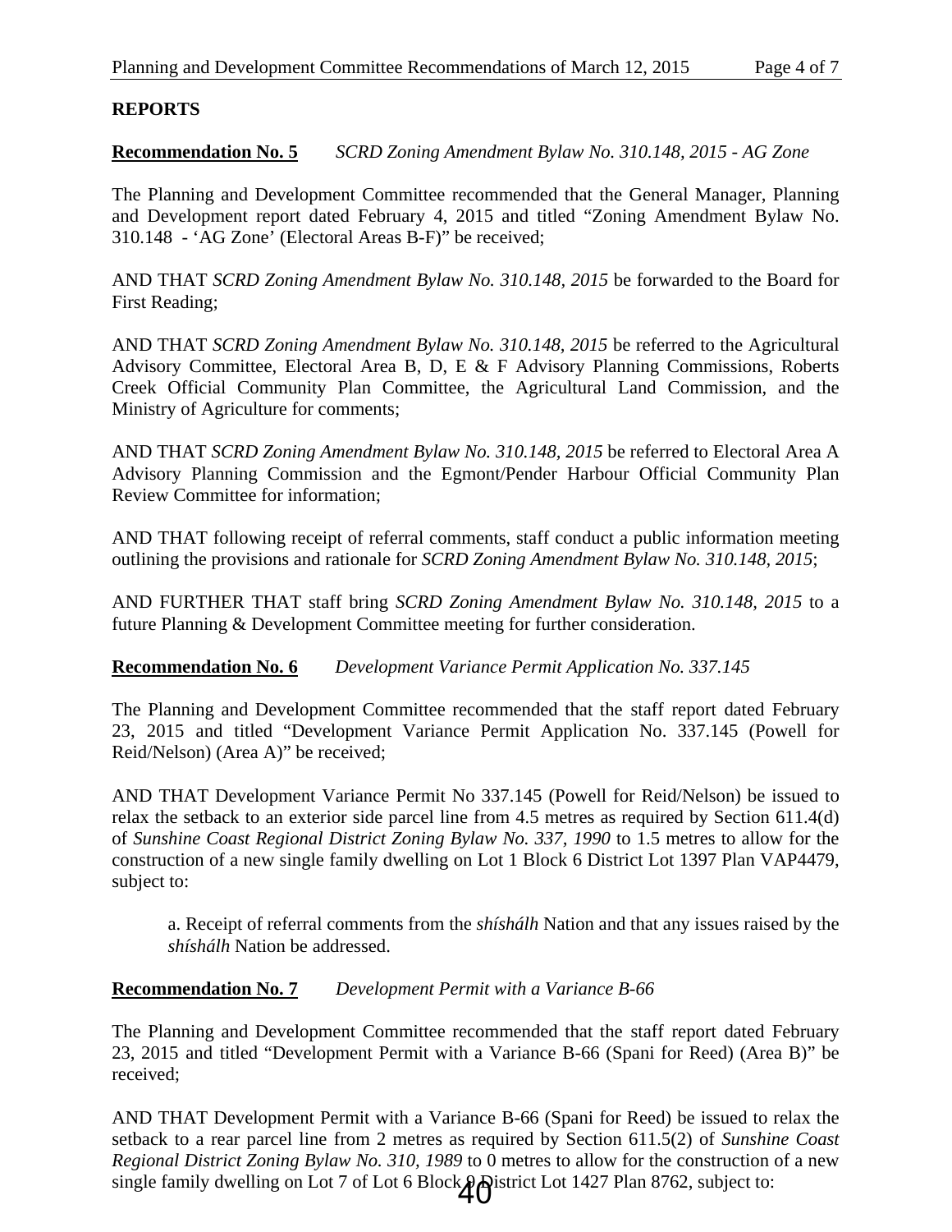**REPORTS**

**Recommendation No. 5** *SCRD Zoning Amendment Bylaw No. 310.148, 2015 - AG Zone*

The Planning and Development Committee recommended that the General Manager, Planning and Development report dated February 4, 2015 and titled "Zoning Amendment Bylaw No. 310.148 - 'AG Zone' (Electoral Areas B-F)" be received;

AND THAT *SCRD Zoning Amendment Bylaw No. 310.148, 2015* be forwarded to the Board for First Reading;

AND THAT *SCRD Zoning Amendment Bylaw No. 310.148, 2015* be referred to the Agricultural Advisory Committee, Electoral Area B, D, E & F Advisory Planning Commissions, Roberts Creek Official Community Plan Committee, the Agricultural Land Commission, and the Ministry of Agriculture for comments;

AND THAT *SCRD Zoning Amendment Bylaw No. 310.148, 2015* be referred to Electoral Area A Advisory Planning Commission and the Egmont/Pender Harbour Official Community Plan Review Committee for information;

AND THAT following receipt of referral comments, staff conduct a public information meeting outlining the provisions and rationale for *SCRD Zoning Amendment Bylaw No. 310.148, 2015*;

AND FURTHER THAT staff bring *SCRD Zoning Amendment Bylaw No. 310.148, 2015* to a future Planning & Development Committee meeting for further consideration.

**Recommendation No. 6** *Development Variance Permit Application No. 337.145*

The Planning and Development Committee recommended that the staff report dated February 23, 2015 and titled "Development Variance Permit Application No. 337.145 (Powell for Reid/Nelson) (Area A)" be received;

AND THAT Development Variance Permit No 337.145 (Powell for Reid/Nelson) be issued to relax the setback to an exterior side parcel line from 4.5 metres as required by Section 611.4(d) of *Sunshine Coast Regional District Zoning Bylaw No. 337, 1990* to 1.5 metres to allow for the construction of a new single family dwelling on Lot 1 Block 6 District Lot 1397 Plan VAP4479, subject to:

a. Receipt of referral comments from the *shíshálh* Nation and that any issues raised by the *shíshálh* Nation be addressed.

**Recommendation No. 7** *Development Permit with a Variance B-66*

The Planning and Development Committee recommended that the staff report dated February 23, 2015 and titled "Development Permit with a Variance B-66 (Spani for Reed) (Area B)" be received;

AND THAT Development Permit with a Variance B-66 (Spani for Reed) be issued to relax the setback to a rear parcel line from 2 metres as required by Section 611.5(2) of *Sunshine Coast Regional District Zoning Bylaw No. 310, 1989* to 0 metres to allow for the construction of a new single family dwelling on Lot 7 of Lot 6 Block 9 District Lot 1427 Plan 8762, subject to: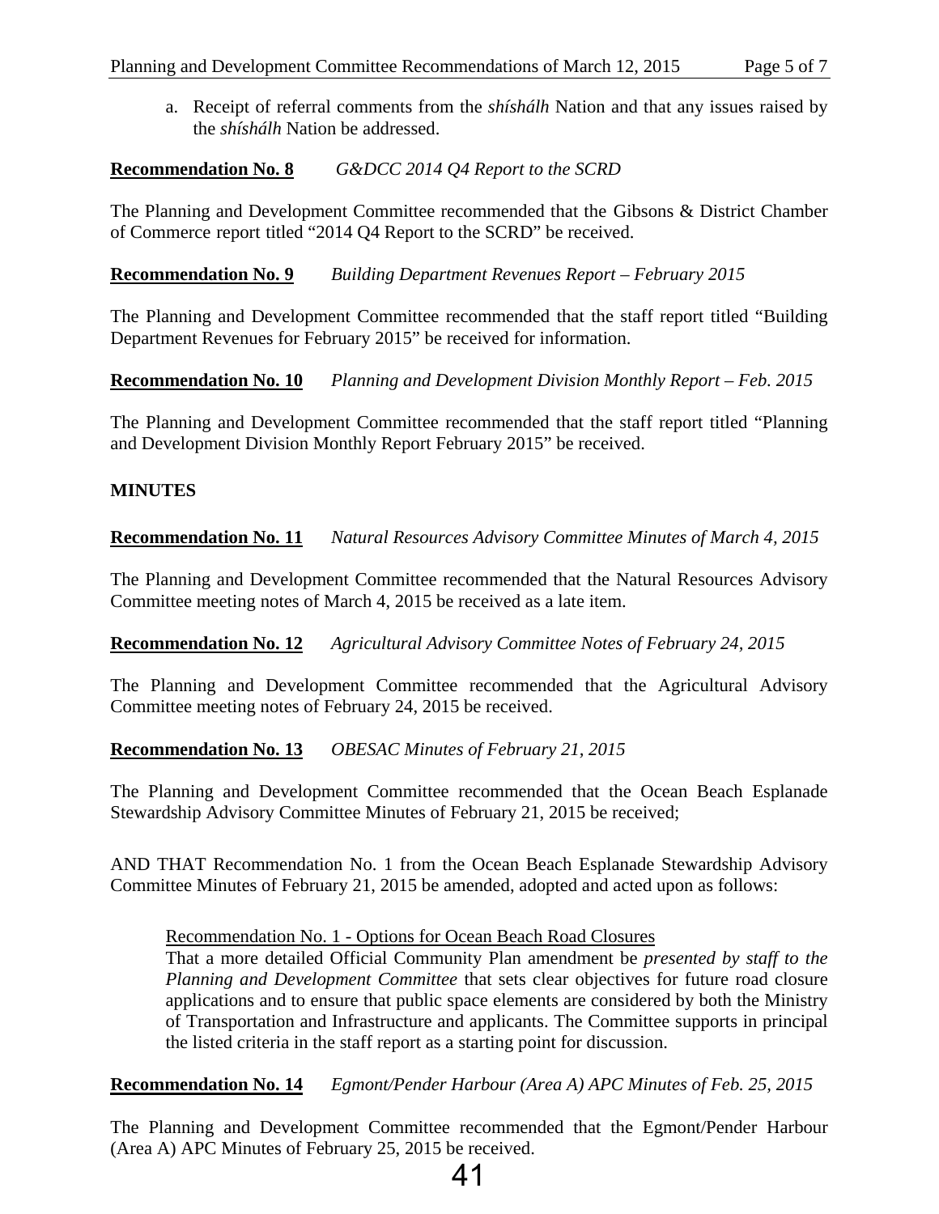a. Receipt of referral comments from the *shíshálh* Nation and that any issues raised by the *shíshálh* Nation be addressed.

**Recommendation No. 8** *G&DCC 2014 Q4 Report to the SCRD*

The Planning and Development Committee recommended that the Gibsons & District Chamber of Commerce report titled "2014 Q4 Report to the SCRD" be received.

**Recommendation No. 9** *Building Department Revenues Report – February 2015*

The Planning and Development Committee recommended that the staff report titled "Building Department Revenues for February 2015" be received for information.

**Recommendation No. 10** *Planning and Development Division Monthly Report – Feb. 2015*

The Planning and Development Committee recommended that the staff report titled "Planning and Development Division Monthly Report February 2015" be received.

**MINUTES**

**Recommendation No. 11** *Natural Resources Advisory Committee Minutes of March 4, 2015*

The Planning and Development Committee recommended that the Natural Resources Advisory Committee meeting notes of March 4, 2015 be received as a late item.

**Recommendation No. 12** *Agricultural Advisory Committee Notes of February 24, 2015*

The Planning and Development Committee recommended that the Agricultural Advisory Committee meeting notes of February 24, 2015 be received.

**Recommendation No. 13** *OBESAC Minutes of February 21, 2015*

The Planning and Development Committee recommended that the Ocean Beach Esplanade Stewardship Advisory Committee Minutes of February 21, 2015 be received;

AND THAT Recommendation No. 1 from the Ocean Beach Esplanade Stewardship Advisory Committee Minutes of February 21, 2015 be amended, adopted and acted upon as follows:

> Recommendation No. 1 - Options for Ocean Beach Road Closures
> That a more detailed Official Community Plan amendment be *presented by staff to the Planning and Development Committee* that sets clear objectives for future road closure applications and to ensure that public space elements are considered by both the Ministry of Transportation and Infrastructure and applicants. The Committee supports in principal the listed criteria in the staff report as a starting point for discussion.

**Recommendation No. 14** *Egmont/Pender Harbour (Area A) APC Minutes of Feb. 25, 2015*

The Planning and Development Committee recommended that the Egmont/Pender Harbour (Area A) APC Minutes of February 25, 2015 be received.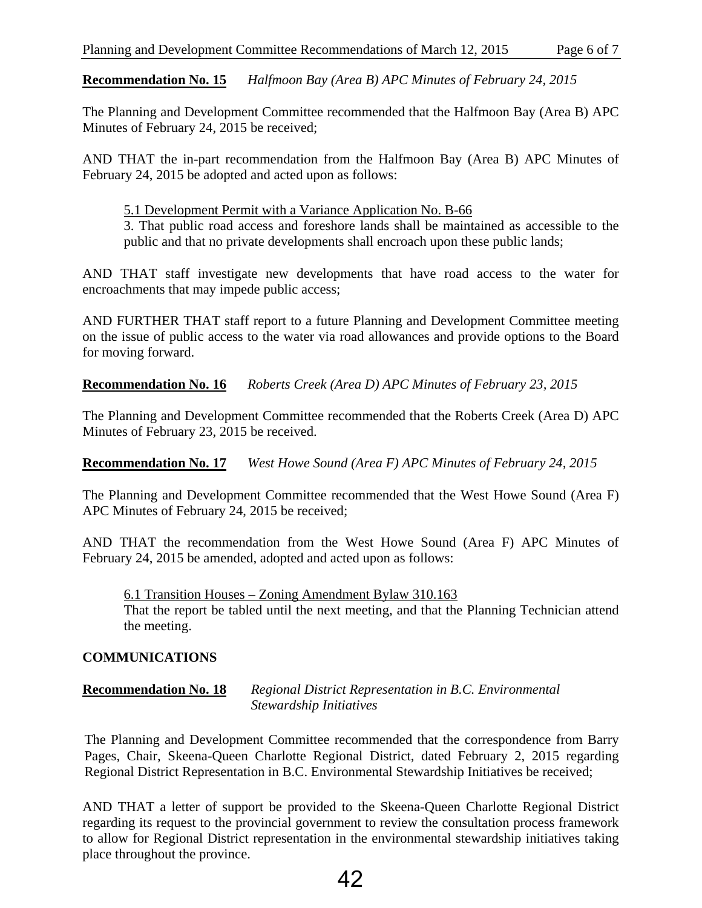**Recommendation No. 15** *Halfmoon Bay (Area B) APC Minutes of February 24, 2015*

The Planning and Development Committee recommended that the Halfmoon Bay (Area B) APC Minutes of February 24, 2015 be received;

AND THAT the in-part recommendation from the Halfmoon Bay (Area B) APC Minutes of February 24, 2015 be adopted and acted upon as follows:

> 5.1 Development Permit with a Variance Application No. B-66
>
> 3. That public road access and foreshore lands shall be maintained as accessible to the public and that no private developments shall encroach upon these public lands;

AND THAT staff investigate new developments that have road access to the water for encroachments that may impede public access;

AND FURTHER THAT staff report to a future Planning and Development Committee meeting on the issue of public access to the water via road allowances and provide options to the Board for moving forward.

**Recommendation No. 16** *Roberts Creek (Area D) APC Minutes of February 23, 2015*

The Planning and Development Committee recommended that the Roberts Creek (Area D) APC Minutes of February 23, 2015 be received.

**Recommendation No. 17** *West Howe Sound (Area F) APC Minutes of February 24, 2015*

The Planning and Development Committee recommended that the West Howe Sound (Area F) APC Minutes of February 24, 2015 be received;

AND THAT the recommendation from the West Howe Sound (Area F) APC Minutes of February 24, 2015 be amended, adopted and acted upon as follows:

> 6.1 Transition Houses – Zoning Amendment Bylaw 310.163
>
> That the report be tabled until the next meeting, and that the Planning Technician attend the meeting.

**COMMUNICATIONS**

**Recommendation No. 18** *Regional District Representation in B.C. Environmental Stewardship Initiatives*

The Planning and Development Committee recommended that the correspondence from Barry Pages, Chair, Skeena-Queen Charlotte Regional District, dated February 2, 2015 regarding Regional District Representation in B.C. Environmental Stewardship Initiatives be received;

AND THAT a letter of support be provided to the Skeena-Queen Charlotte Regional District regarding its request to the provincial government to review the consultation process framework to allow for Regional District representation in the environmental stewardship initiatives taking place throughout the province.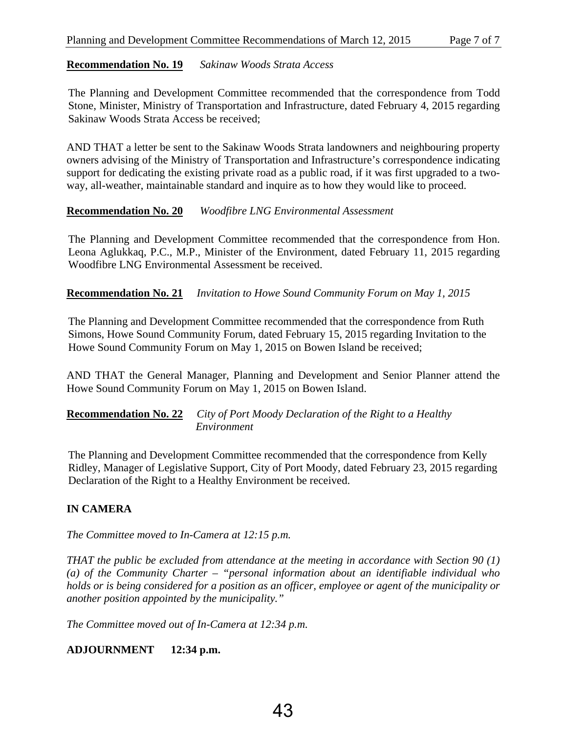**Recommendation No. 19** *Sakinaw Woods Strata Access*

The Planning and Development Committee recommended that the correspondence from Todd Stone, Minister, Ministry of Transportation and Infrastructure, dated February 4, 2015 regarding Sakinaw Woods Strata Access be received;

AND THAT a letter be sent to the Sakinaw Woods Strata landowners and neighbouring property owners advising of the Ministry of Transportation and Infrastructure's correspondence indicating support for dedicating the existing private road as a public road, if it was first upgraded to a two-way, all-weather, maintainable standard and inquire as to how they would like to proceed.

**Recommendation No. 20** *Woodfibre LNG Environmental Assessment*

The Planning and Development Committee recommended that the correspondence from Hon. Leona Aglukkaq, P.C., M.P., Minister of the Environment, dated February 11, 2015 regarding Woodfibre LNG Environmental Assessment be received.

**Recommendation No. 21** *Invitation to Howe Sound Community Forum on May 1, 2015*

The Planning and Development Committee recommended that the correspondence from Ruth Simons, Howe Sound Community Forum, dated February 15, 2015 regarding Invitation to the Howe Sound Community Forum on May 1, 2015 on Bowen Island be received;

AND THAT the General Manager, Planning and Development and Senior Planner attend the Howe Sound Community Forum on May 1, 2015 on Bowen Island.

**Recommendation No. 22** *City of Port Moody Declaration of the Right to a Healthy Environment*

The Planning and Development Committee recommended that the correspondence from Kelly Ridley, Manager of Legislative Support, City of Port Moody, dated February 23, 2015 regarding Declaration of the Right to a Healthy Environment be received.

**IN CAMERA**

*The Committee moved to In-Camera at 12:15 p.m.*

*THAT the public be excluded from attendance at the meeting in accordance with Section 90 (1) (a) of the Community Charter – "personal information about an identifiable individual who holds or is being considered for a position as an officer, employee or agent of the municipality or another position appointed by the municipality."*

*The Committee moved out of In-Camera at 12:34 p.m.*

**ADJOURNMENT 12:34 p.m.**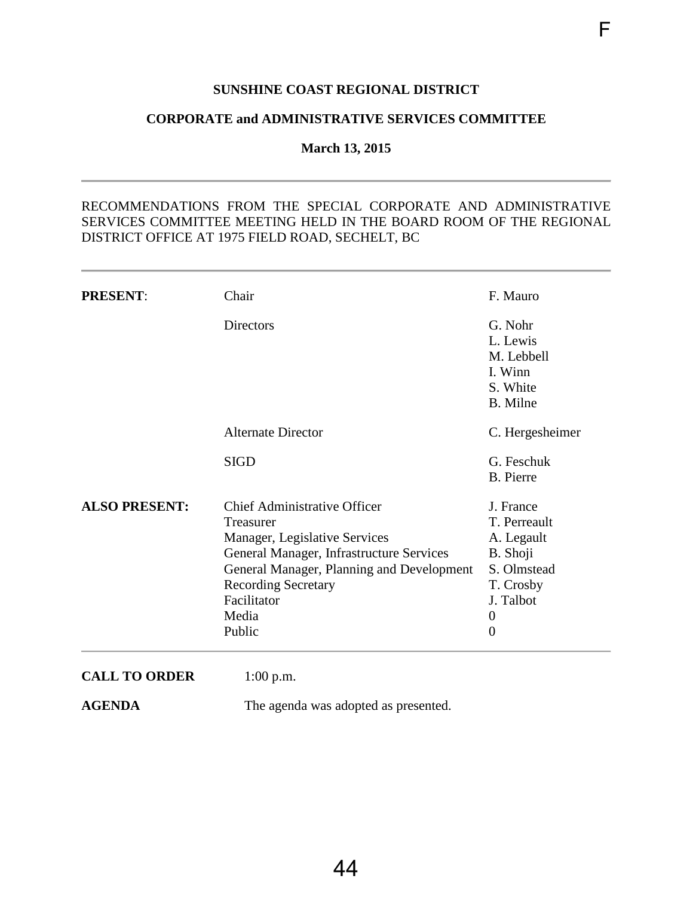F

**SUNSHINE COAST REGIONAL DISTRICT**

**CORPORATE and ADMINISTRATIVE SERVICES COMMITTEE**

**March 13, 2015**

---

RECOMMENDATIONS FROM THE SPECIAL CORPORATE AND ADMINISTRATIVE SERVICES COMMITTEE MEETING HELD IN THE BOARD ROOM OF THE REGIONAL DISTRICT OFFICE AT 1975 FIELD ROAD, SECHELT, BC

---

| | | |
|---|---|---|
| **PRESENT**: | Chair | F. Mauro |
| | Directors | G. Nohr<br>L. Lewis<br>M. Lebbell<br>I. Winn<br>S. White<br>B. Milne |
| | Alternate Director | C. Hergesheimer |
| | SIGD | G. Feschuk<br>B. Pierre |
| **ALSO PRESENT:** | Chief Administrative Officer | J. France |
| | Treasurer | T. Perreault |
| | Manager, Legislative Services | A. Legault |
| | General Manager, Infrastructure Services | B. Shoji |
| | General Manager, Planning and Development | S. Olmstead |
| | Recording Secretary | T. Crosby |
| | Facilitator | J. Talbot |
| | Media | 0 |
| | Public | 0 |

---

**CALL TO ORDER** 1:00 p.m.

**AGENDA** The agenda was adopted as presented.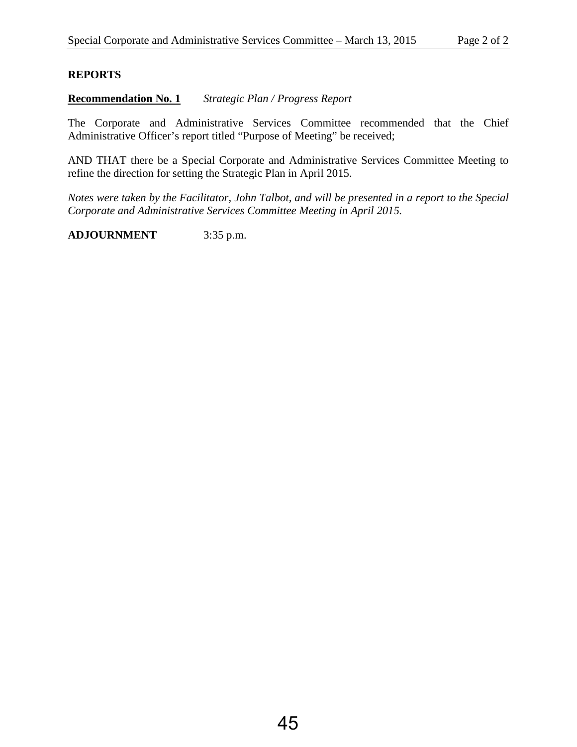**REPORTS**

**Recommendation No. 1** *Strategic Plan / Progress Report*

The Corporate and Administrative Services Committee recommended that the Chief Administrative Officer's report titled "Purpose of Meeting" be received;

AND THAT there be a Special Corporate and Administrative Services Committee Meeting to refine the direction for setting the Strategic Plan in April 2015.

*Notes were taken by the Facilitator, John Talbot, and will be presented in a report to the Special Corporate and Administrative Services Committee Meeting in April 2015.*

**ADJOURNMENT** 3:35 p.m.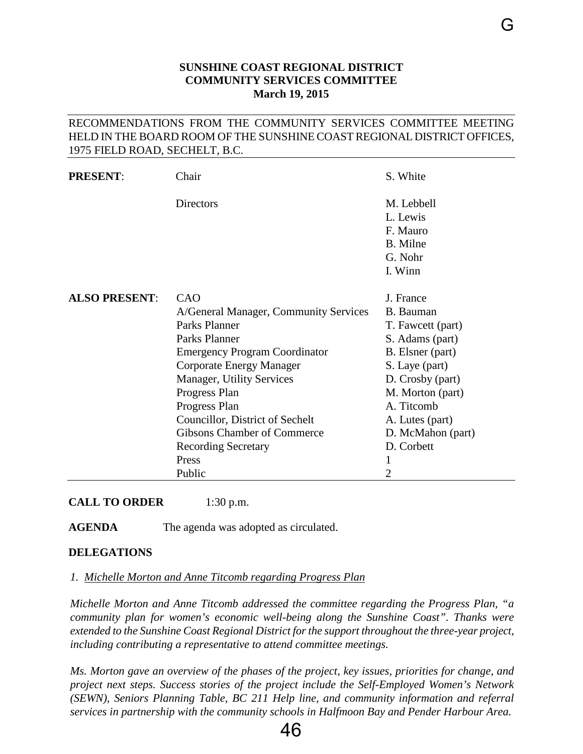**SUNSHINE COAST REGIONAL DISTRICT**
**COMMUNITY SERVICES COMMITTEE**
**March 19, 2015**

RECOMMENDATIONS FROM THE COMMUNITY SERVICES COMMITTEE MEETING HELD IN THE BOARD ROOM OF THE SUNSHINE COAST REGIONAL DISTRICT OFFICES, 1975 FIELD ROAD, SECHELT, B.C.

| | | |
|---|---|---|
| **PRESENT**: | Chair | S. White |
| | Directors | M. Lebbell |
| | | L. Lewis |
| | | F. Mauro |
| | | B. Milne |
| | | G. Nohr |
| | | I. Winn |
| **ALSO PRESENT**: | CAO | J. France |
| | A/General Manager, Community Services | B. Bauman |
| | Parks Planner | T. Fawcett (part) |
| | Parks Planner | S. Adams (part) |
| | Emergency Program Coordinator | B. Elsner (part) |
| | Corporate Energy Manager | S. Laye (part) |
| | Manager, Utility Services | D. Crosby (part) |
| | Progress Plan | M. Morton (part) |
| | Progress Plan | A. Titcomb |
| | Councillor, District of Sechelt | A. Lutes (part) |
| | Gibsons Chamber of Commerce | D. McMahon (part) |
| | Recording Secretary | D. Corbett |
| | Press | 1 |
| | Public | 2 |

**CALL TO ORDER** 1:30 p.m.

**AGENDA** The agenda was adopted as circulated.

**DELEGATIONS**

*1. Michelle Morton and Anne Titcomb regarding Progress Plan*

*Michelle Morton and Anne Titcomb addressed the committee regarding the Progress Plan, "a community plan for women's economic well-being along the Sunshine Coast". Thanks were extended to the Sunshine Coast Regional District for the support throughout the three-year project, including contributing a representative to attend committee meetings.*

*Ms. Morton gave an overview of the phases of the project, key issues, priorities for change, and project next steps. Success stories of the project include the Self-Employed Women's Network (SEWN), Seniors Planning Table, BC 211 Help line, and community information and referral services in partnership with the community schools in Halfmoon Bay and Pender Harbour Area.*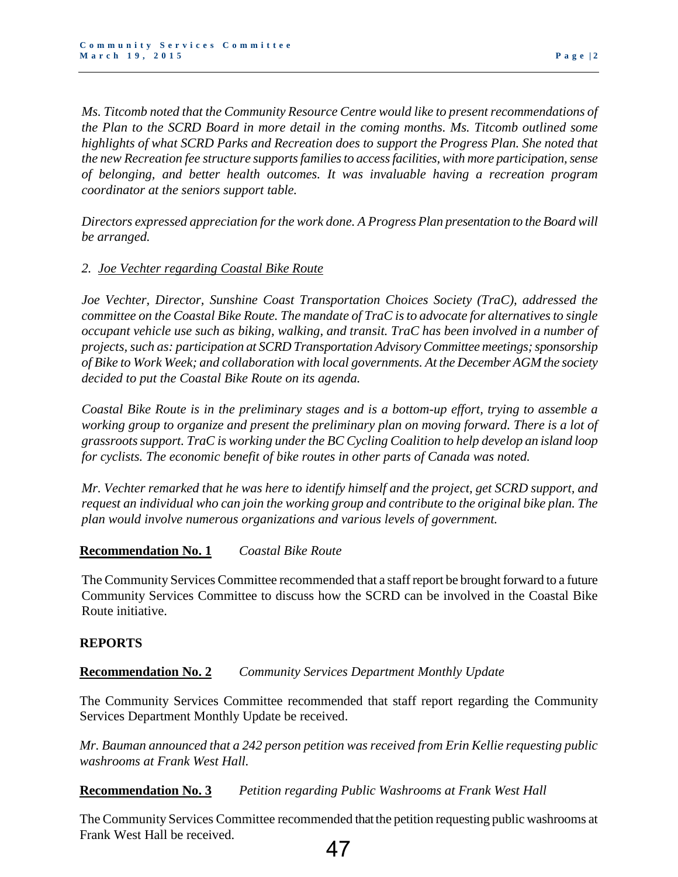*Ms. Titcomb noted that the Community Resource Centre would like to present recommendations of the Plan to the SCRD Board in more detail in the coming months. Ms. Titcomb outlined some highlights of what SCRD Parks and Recreation does to support the Progress Plan. She noted that the new Recreation fee structure supports families to access facilities, with more participation, sense of belonging, and better health outcomes. It was invaluable having a recreation program coordinator at the seniors support table.*

*Directors expressed appreciation for the work done. A Progress Plan presentation to the Board will be arranged.*

2. *Joe Vechter regarding Coastal Bike Route*

*Joe Vechter, Director, Sunshine Coast Transportation Choices Society (TraC), addressed the committee on the Coastal Bike Route. The mandate of TraC is to advocate for alternatives to single occupant vehicle use such as biking, walking, and transit. TraC has been involved in a number of projects, such as: participation at SCRD Transportation Advisory Committee meetings; sponsorship of Bike to Work Week; and collaboration with local governments. At the December AGM the society decided to put the Coastal Bike Route on its agenda.*

*Coastal Bike Route is in the preliminary stages and is a bottom-up effort, trying to assemble a working group to organize and present the preliminary plan on moving forward. There is a lot of grassroots support. TraC is working under the BC Cycling Coalition to help develop an island loop for cyclists. The economic benefit of bike routes in other parts of Canada was noted.*

*Mr. Vechter remarked that he was here to identify himself and the project, get SCRD support, and request an individual who can join the working group and contribute to the original bike plan. The plan would involve numerous organizations and various levels of government.*

**Recommendation No. 1** *Coastal Bike Route*

The Community Services Committee recommended that a staff report be brought forward to a future Community Services Committee to discuss how the SCRD can be involved in the Coastal Bike Route initiative.

**REPORTS**

**Recommendation No. 2** *Community Services Department Monthly Update*

The Community Services Committee recommended that staff report regarding the Community Services Department Monthly Update be received.

*Mr. Bauman announced that a 242 person petition was received from Erin Kellie requesting public washrooms at Frank West Hall.*

**Recommendation No. 3** *Petition regarding Public Washrooms at Frank West Hall*

The Community Services Committee recommended that the petition requesting public washrooms at Frank West Hall be received.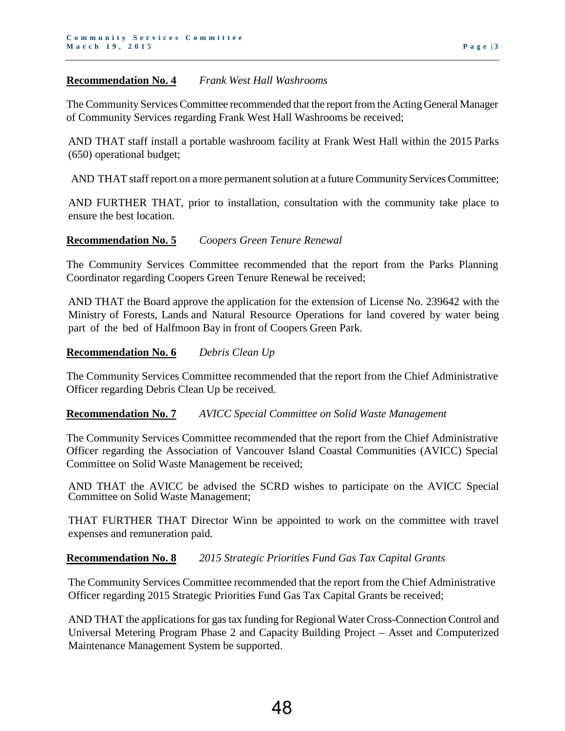**<u>Recommendation No. 4</u>** *Frank West Hall Washrooms*

The Community Services Committee recommended that the report from the Acting General Manager of Community Services regarding Frank West Hall Washrooms be received;

AND THAT staff install a portable washroom facility at Frank West Hall within the 2015 Parks (650) operational budget;

AND THAT staff report on a more permanent solution at a future Community Services Committee;

AND FURTHER THAT, prior to installation, consultation with the community take place to ensure the best location.

**<u>Recommendation No. 5</u>** *Coopers Green Tenure Renewal*

The Community Services Committee recommended that the report from the Parks Planning Coordinator regarding Coopers Green Tenure Renewal be received;

AND THAT the Board approve the application for the extension of License No. 239642 with the Ministry of Forests, Lands and Natural Resource Operations for land covered by water being part of the bed of Halfmoon Bay in front of Coopers Green Park.

**<u>Recommendation No. 6</u>** *Debris Clean Up*

The Community Services Committee recommended that the report from the Chief Administrative Officer regarding Debris Clean Up be received.

**<u>Recommendation No. 7</u>** *AVICC Special Committee on Solid Waste Management*

The Community Services Committee recommended that the report from the Chief Administrative Officer regarding the Association of Vancouver Island Coastal Communities (AVICC) Special Committee on Solid Waste Management be received;

AND THAT the AVICC be advised the SCRD wishes to participate on the AVICC Special Committee on Solid Waste Management;

THAT FURTHER THAT Director Winn be appointed to work on the committee with travel expenses and remuneration paid.

**<u>Recommendation No. 8</u>** *2015 Strategic Priorities Fund Gas Tax Capital Grants*

The Community Services Committee recommended that the report from the Chief Administrative Officer regarding 2015 Strategic Priorities Fund Gas Tax Capital Grants be received;

AND THAT the applications for gas tax funding for Regional Water Cross-Connection Control and Universal Metering Program Phase 2 and Capacity Building Project – Asset and Computerized Maintenance Management System be supported.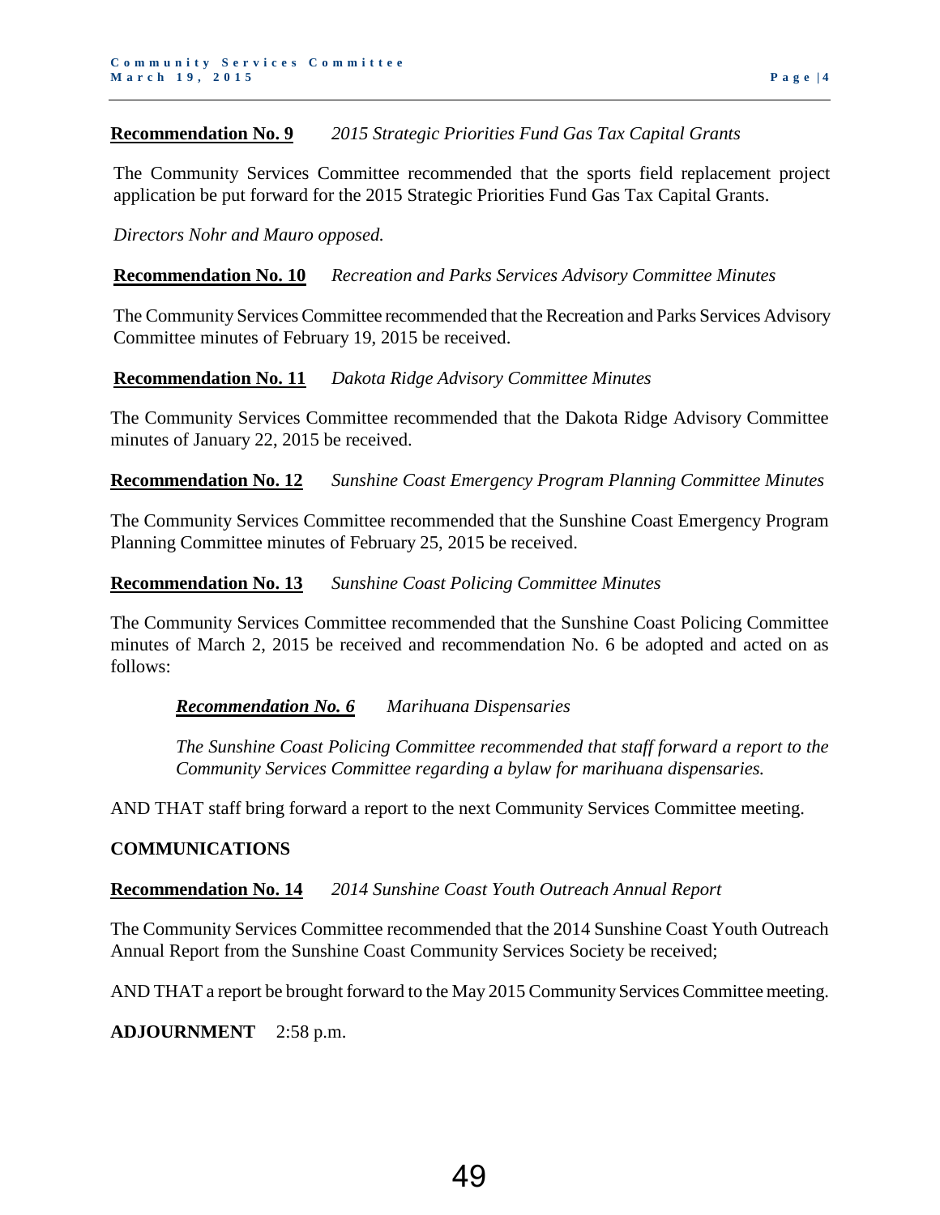**Recommendation No. 9** *2015 Strategic Priorities Fund Gas Tax Capital Grants*

The Community Services Committee recommended that the sports field replacement project application be put forward for the 2015 Strategic Priorities Fund Gas Tax Capital Grants.

*Directors Nohr and Mauro opposed.*

**Recommendation No. 10** *Recreation and Parks Services Advisory Committee Minutes*

The Community Services Committee recommended that the Recreation and Parks Services Advisory Committee minutes of February 19, 2015 be received.

**Recommendation No. 11** *Dakota Ridge Advisory Committee Minutes*

The Community Services Committee recommended that the Dakota Ridge Advisory Committee minutes of January 22, 2015 be received.

**Recommendation No. 12** *Sunshine Coast Emergency Program Planning Committee Minutes*

The Community Services Committee recommended that the Sunshine Coast Emergency Program Planning Committee minutes of February 25, 2015 be received.

**Recommendation No. 13** *Sunshine Coast Policing Committee Minutes*

The Community Services Committee recommended that the Sunshine Coast Policing Committee minutes of March 2, 2015 be received and recommendation No. 6 be adopted and acted on as follows:

> ***Recommendation No. 6*** *Marihuana Dispensaries*
>
> *The Sunshine Coast Policing Committee recommended that staff forward a report to the Community Services Committee regarding a bylaw for marihuana dispensaries.*

AND THAT staff bring forward a report to the next Community Services Committee meeting.

**COMMUNICATIONS**

**Recommendation No. 14** *2014 Sunshine Coast Youth Outreach Annual Report*

The Community Services Committee recommended that the 2014 Sunshine Coast Youth Outreach Annual Report from the Sunshine Coast Community Services Society be received;

AND THAT a report be brought forward to the May 2015 Community Services Committee meeting.

**ADJOURNMENT** 2:58 p.m.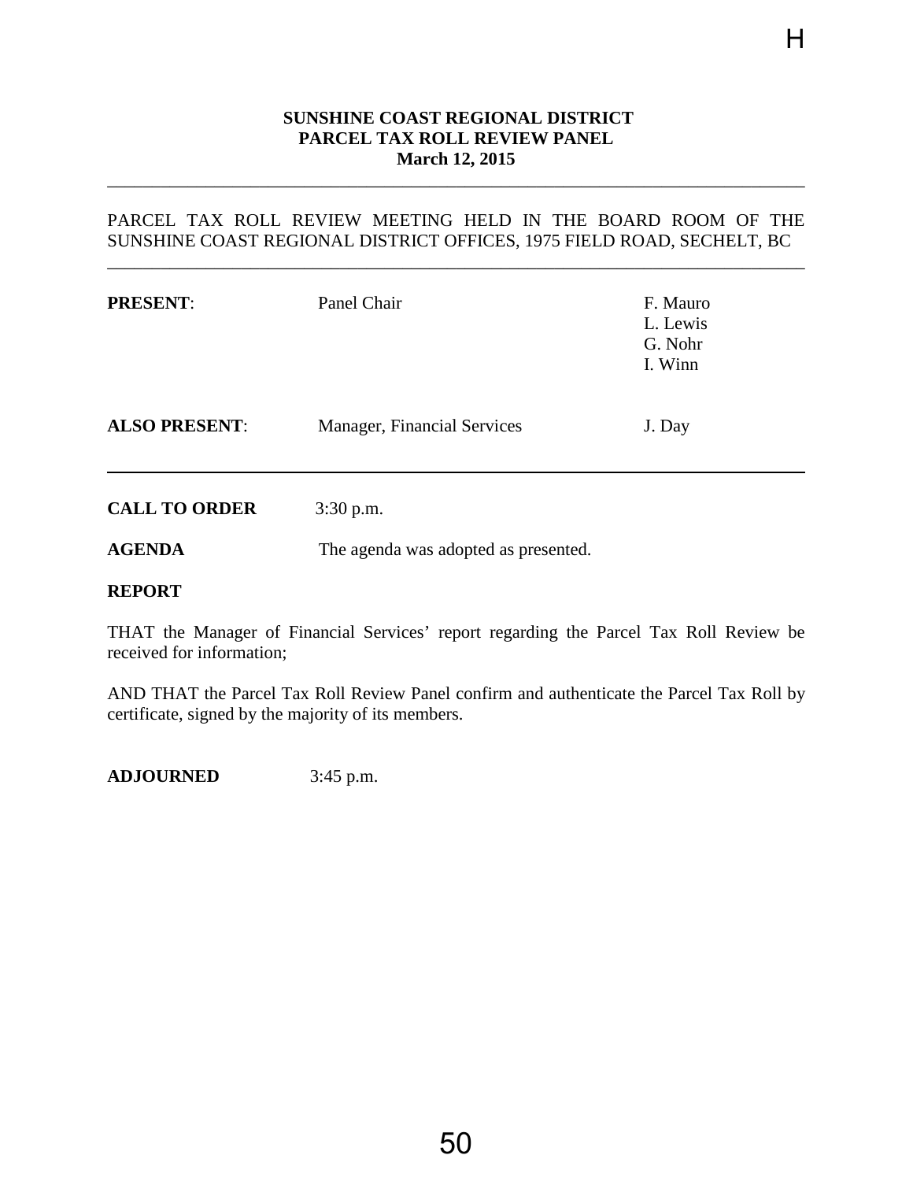**SUNSHINE COAST REGIONAL DISTRICT**
**PARCEL TAX ROLL REVIEW PANEL**
**March 12, 2015**

PARCEL TAX ROLL REVIEW MEETING HELD IN THE BOARD ROOM OF THE SUNSHINE COAST REGIONAL DISTRICT OFFICES, 1975 FIELD ROAD, SECHELT, BC

| | | |
|---|---|---|
| **PRESENT**: | Panel Chair | F. Mauro |
| | | L. Lewis |
| | | G. Nohr |
| | | I. Winn |
| **ALSO PRESENT**: | Manager, Financial Services | J. Day |

**CALL TO ORDER** 3:30 p.m.

**AGENDA** The agenda was adopted as presented.

**REPORT**

THAT the Manager of Financial Services' report regarding the Parcel Tax Roll Review be received for information;

AND THAT the Parcel Tax Roll Review Panel confirm and authenticate the Parcel Tax Roll by certificate, signed by the majority of its members.

**ADJOURNED** 3:45 p.m.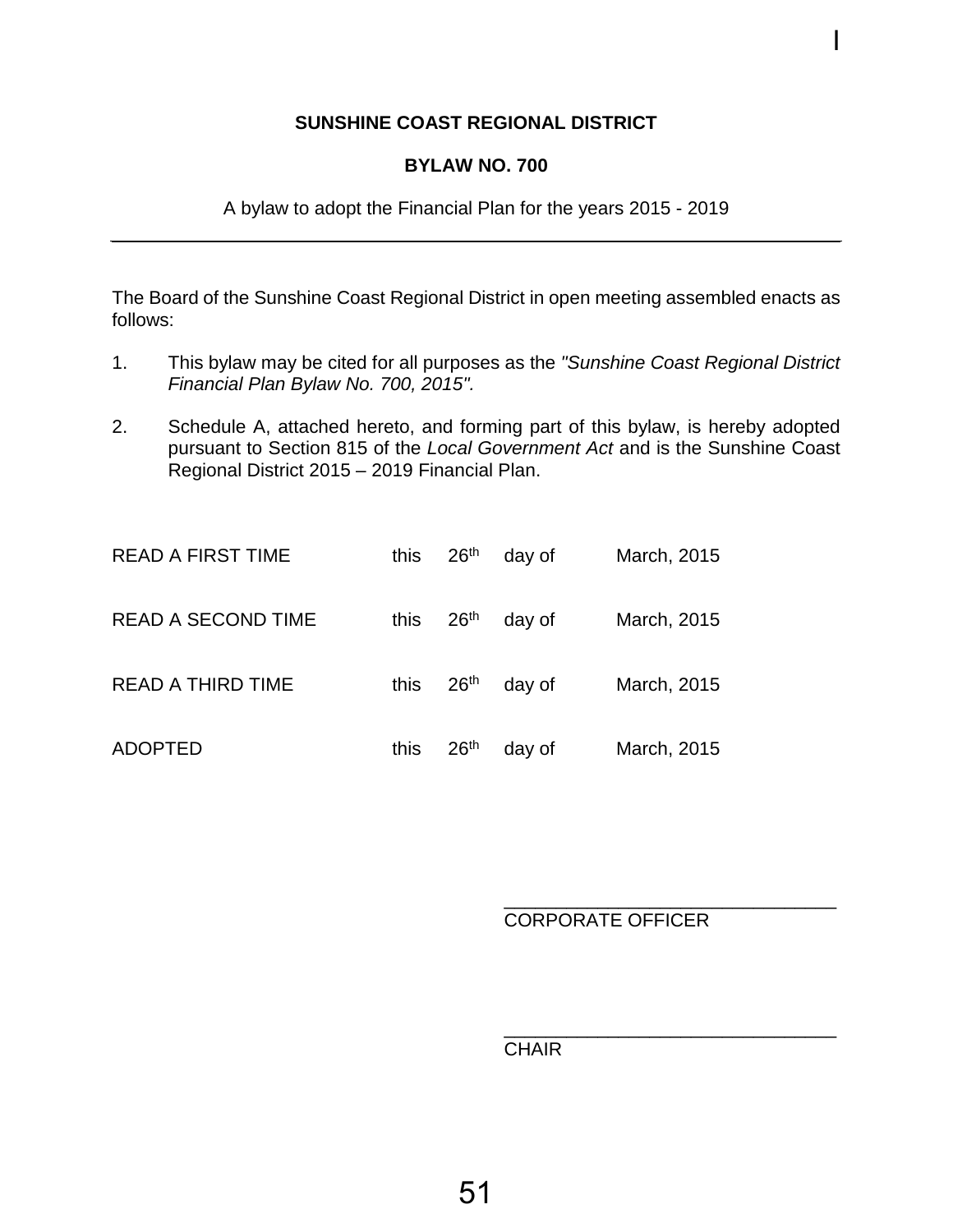**SUNSHINE COAST REGIONAL DISTRICT**

**BYLAW NO. 700**

A bylaw to adopt the Financial Plan for the years 2015 - 2019

---

The Board of the Sunshine Coast Regional District in open meeting assembled enacts as follows:

1. This bylaw may be cited for all purposes as the *"Sunshine Coast Regional District Financial Plan Bylaw No. 700, 2015"*.

2. Schedule A, attached hereto, and forming part of this bylaw, is hereby adopted pursuant to Section 815 of the *Local Government Act* and is the Sunshine Coast Regional District 2015 – 2019 Financial Plan.

| | | | | |
|---|---|---|---|---|
| READ A FIRST TIME | this | 26th | day of | March, 2015 |
| READ A SECOND TIME | this | 26th | day of | March, 2015 |
| READ A THIRD TIME | this | 26th | day of | March, 2015 |
| ADOPTED | this | 26th | day of | March, 2015 |

\_\_\_\_\_\_\_\_\_\_\_\_\_\_\_\_\_\_\_\_\_\_\_\_\_\_\_\_\_\_\_\_
CORPORATE OFFICER

\_\_\_\_\_\_\_\_\_\_\_\_\_\_\_\_\_\_\_\_\_\_\_\_\_\_\_\_\_\_\_\_
CHAIR